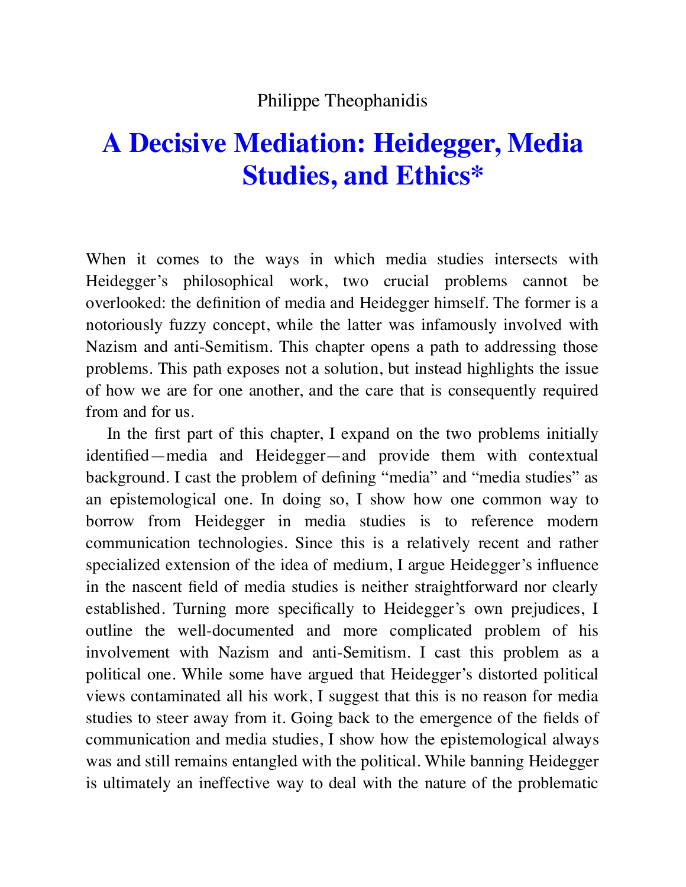Philippe Theophanidis

# A Decisive Mediation: Heidegger, Media Studies, and Ethics*

When it comes to the ways in which media studies intersects with Heidegger's philosophical work, two crucial problems cannot be overlooked: the definition of media and Heidegger himself. The former is a notoriously fuzzy concept, while the latter was infamously involved with Nazism and anti-Semitism. This chapter opens a path to addressing those problems. This path exposes not a solution, but instead highlights the issue of how we are for one another, and the care that is consequently required from and for us.

In the first part of this chapter, I expand on the two problems initially identified—media and Heidegger—and provide them with contextual background. I cast the problem of defining "media" and "media studies" as an epistemological one. In doing so, I show how one common way to borrow from Heidegger in media studies is to reference modern communication technologies. Since this is a relatively recent and rather specialized extension of the idea of medium, I argue Heidegger's influence in the nascent field of media studies is neither straightforward nor clearly established. Turning more specifically to Heidegger's own prejudices, I outline the well-documented and more complicated problem of his involvement with Nazism and anti-Semitism. I cast this problem as a political one. While some have argued that Heidegger's distorted political views contaminated all his work, I suggest that this is no reason for media studies to steer away from it. Going back to the emergence of the fields of communication and media studies, I show how the epistemological always was and still remains entangled with the political. While banning Heidegger is ultimately an ineffective way to deal with the nature of the problematic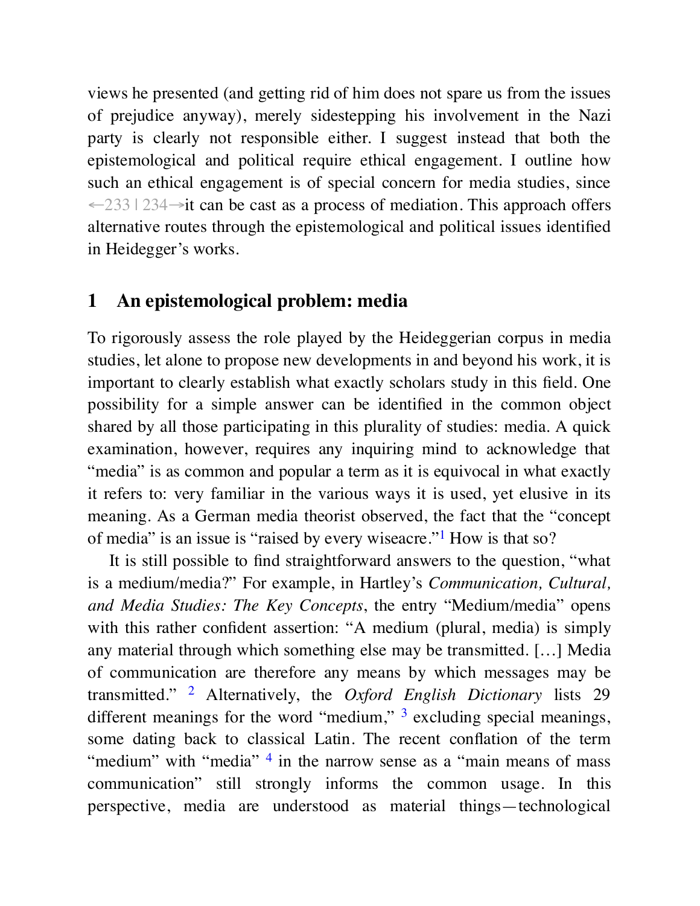views he presented (and getting rid of him does not spare us from the issues of prejudice anyway), merely sidestepping his involvement in the Nazi party is clearly not responsible either. I suggest instead that both the epistemological and political require ethical engagement. I outline how such an ethical engagement is of special concern for media studies, since ←233 | 234→it can be cast as a process of mediation. This approach offers alternative routes through the epistemological and political issues identified in Heidegger's works.

## 1 An epistemological problem: media

To rigorously assess the role played by the Heideggerian corpus in media studies, let alone to propose new developments in and beyond his work, it is important to clearly establish what exactly scholars study in this field. One possibility for a simple answer can be identified in the common object shared by all those participating in this plurality of studies: media. A quick examination, however, requires any inquiring mind to acknowledge that "media" is as common and popular a term as it is equivocal in what exactly it refers to: very familiar in the various ways it is used, yet elusive in its meaning. As a German media theorist observed, the fact that the "concept of media" is an issue is "raised by every wiseacre."[1] How is that so?

It is still possible to find straightforward answers to the question, "what is a medium/media?" For example, in Hartley's *Communication, Cultural, and Media Studies: The Key Concepts*, the entry "Medium/media" opens with this rather confident assertion: "A medium (plural, media) is simply any material through which something else may be transmitted. […] Media of communication are therefore any means by which messages may be transmitted." [2] Alternatively, the *Oxford English Dictionary* lists 29 different meanings for the word "medium," [3] excluding special meanings, some dating back to classical Latin. The recent conflation of the term "medium" with "media" [4] in the narrow sense as a "main means of mass communication" still strongly informs the common usage. In this perspective, media are understood as material things—technological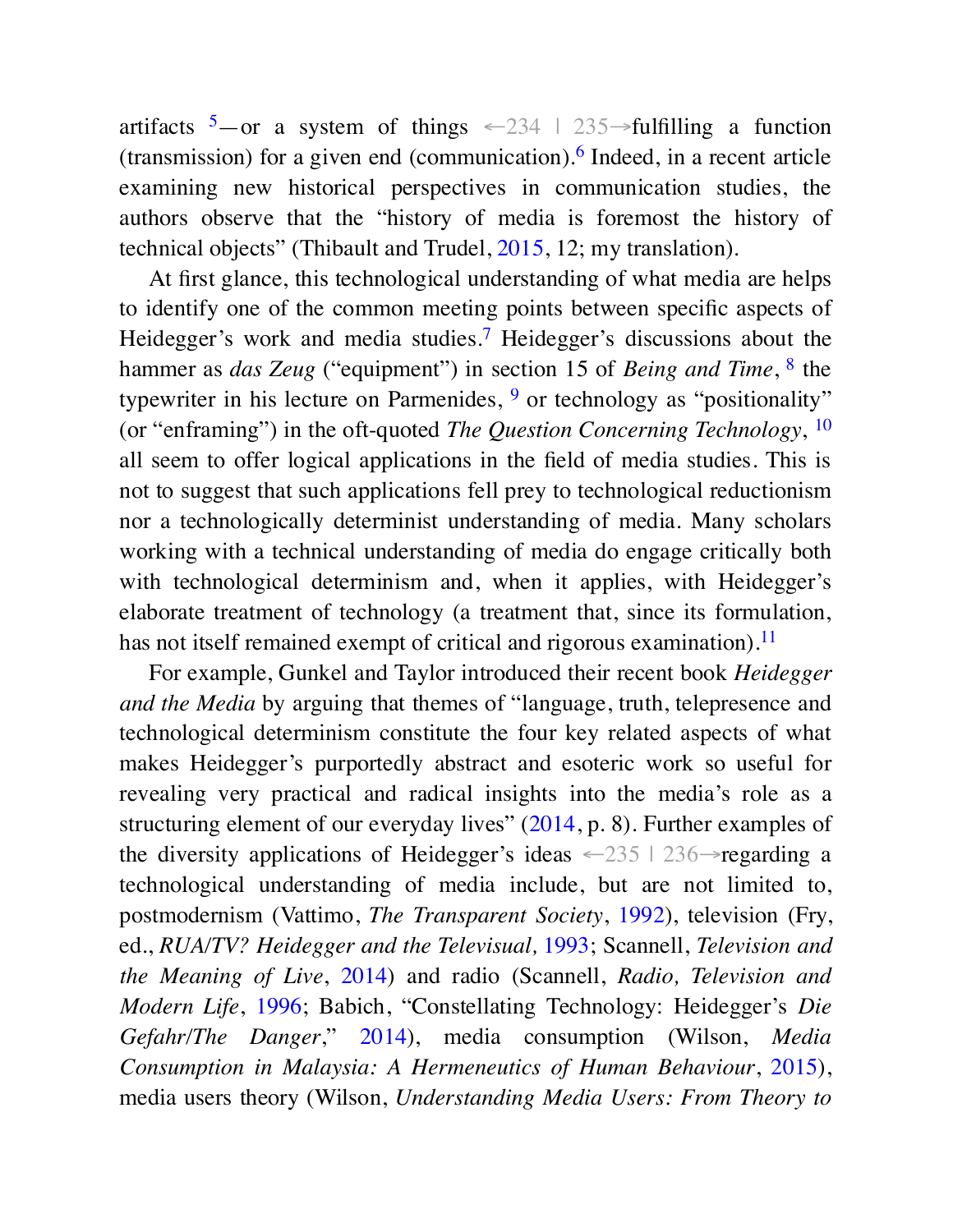artifacts [5]—or a system of things ←234 | 235→fulfilling a function (transmission) for a given end (communication).[6] Indeed, in a recent article examining new historical perspectives in communication studies, the authors observe that the "history of media is foremost the history of technical objects" (Thibault and Trudel, 2015, 12; my translation).

At first glance, this technological understanding of what media are helps to identify one of the common meeting points between specific aspects of Heidegger's work and media studies.[7] Heidegger's discussions about the hammer as *das Zeug* ("equipment") in section 15 of *Being and Time*, [8] the typewriter in his lecture on Parmenides, [9] or technology as "positionality" (or "enframing") in the oft-quoted *The Question Concerning Technology*, [10] all seem to offer logical applications in the field of media studies. This is not to suggest that such applications fell prey to technological reductionism nor a technologically determinist understanding of media. Many scholars working with a technical understanding of media do engage critically both with technological determinism and, when it applies, with Heidegger's elaborate treatment of technology (a treatment that, since its formulation, has not itself remained exempt of critical and rigorous examination).[11]

For example, Gunkel and Taylor introduced their recent book *Heidegger and the Media* by arguing that themes of "language, truth, telepresence and technological determinism constitute the four key related aspects of what makes Heidegger's purportedly abstract and esoteric work so useful for revealing very practical and radical insights into the media's role as a structuring element of our everyday lives" (2014, p. 8). Further examples of the diversity applications of Heidegger's ideas ←235 | 236→regarding a technological understanding of media include, but are not limited to, postmodernism (Vattimo, *The Transparent Society*, 1992), television (Fry, ed., *RUA/TV? Heidegger and the Televisual,* 1993; Scannell, *Television and the Meaning of Live*, 2014) and radio (Scannell, *Radio, Television and Modern Life*, 1996; Babich, "Constellating Technology: Heidegger's *Die Gefahr/The Danger*," 2014), media consumption (Wilson, *Media Consumption in Malaysia: A Hermeneutics of Human Behaviour*, 2015), media users theory (Wilson, *Understanding Media Users: From Theory to*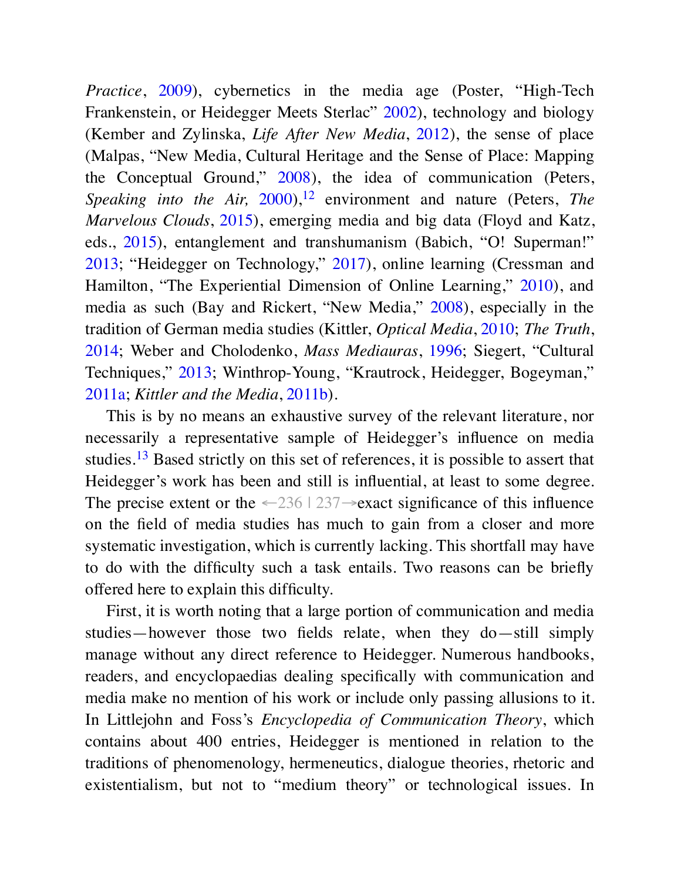*Practice*, 2009), cybernetics in the media age (Poster, "High-Tech Frankenstein, or Heidegger Meets Sterlac" 2002), technology and biology (Kember and Zylinska, *Life After New Media*, 2012), the sense of place (Malpas, "New Media, Cultural Heritage and the Sense of Place: Mapping the Conceptual Ground," 2008), the idea of communication (Peters, *Speaking into the Air,* 2000),[12] environment and nature (Peters, *The Marvelous Clouds*, 2015), emerging media and big data (Floyd and Katz, eds., 2015), entanglement and transhumanism (Babich, "O! Superman!" 2013; "Heidegger on Technology," 2017), online learning (Cressman and Hamilton, "The Experiential Dimension of Online Learning," 2010), and media as such (Bay and Rickert, "New Media," 2008), especially in the tradition of German media studies (Kittler, *Optical Media*, 2010; *The Truth*, 2014; Weber and Cholodenko, *Mass Mediauras*, 1996; Siegert, "Cultural Techniques," 2013; Winthrop-Young, "Krautrock, Heidegger, Bogeyman," 2011a; *Kittler and the Media*, 2011b).

This is by no means an exhaustive survey of the relevant literature, nor necessarily a representative sample of Heidegger's influence on media studies.[13] Based strictly on this set of references, it is possible to assert that Heidegger's work has been and still is influential, at least to some degree. The precise extent or the ←236 | 237→exact significance of this influence on the field of media studies has much to gain from a closer and more systematic investigation, which is currently lacking. This shortfall may have to do with the difficulty such a task entails. Two reasons can be briefly offered here to explain this difficulty.

First, it is worth noting that a large portion of communication and media studies—however those two fields relate, when they do—still simply manage without any direct reference to Heidegger. Numerous handbooks, readers, and encyclopaedias dealing specifically with communication and media make no mention of his work or include only passing allusions to it. In Littlejohn and Foss's *Encyclopedia of Communication Theory*, which contains about 400 entries, Heidegger is mentioned in relation to the traditions of phenomenology, hermeneutics, dialogue theories, rhetoric and existentialism, but not to "medium theory" or technological issues. In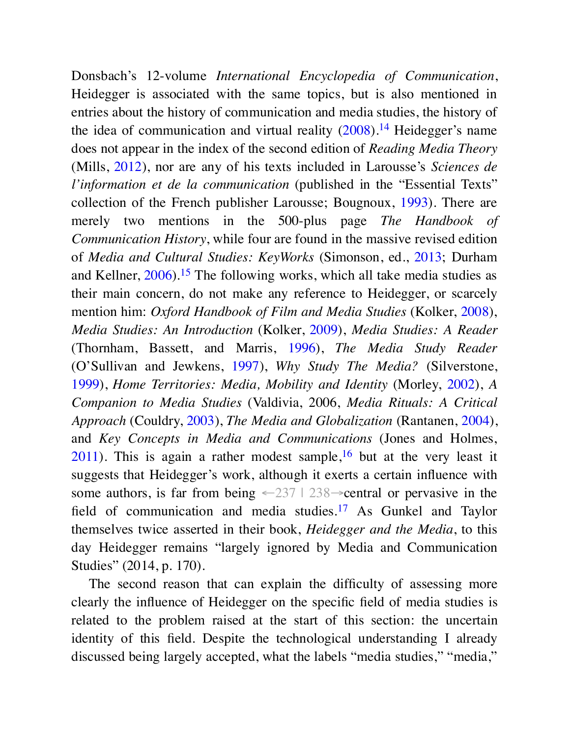Donsbach's 12-volume *International Encyclopedia of Communication*, Heidegger is associated with the same topics, but is also mentioned in entries about the history of communication and media studies, the history of the idea of communication and virtual reality (2008).[14] Heidegger's name does not appear in the index of the second edition of *Reading Media Theory* (Mills, 2012), nor are any of his texts included in Larousse's *Sciences de l'information et de la communication* (published in the "Essential Texts" collection of the French publisher Larousse; Bougnoux, 1993). There are merely two mentions in the 500-plus page *The Handbook of Communication History*, while four are found in the massive revised edition of *Media and Cultural Studies: KeyWorks* (Simonson, ed., 2013; Durham and Kellner, 2006).[15] The following works, which all take media studies as their main concern, do not make any reference to Heidegger, or scarcely mention him: *Oxford Handbook of Film and Media Studies* (Kolker, 2008), *Media Studies: An Introduction* (Kolker, 2009), *Media Studies: A Reader* (Thornham, Bassett, and Marris, 1996), *The Media Study Reader* (O'Sullivan and Jewkens, 1997), *Why Study The Media?* (Silverstone, 1999), *Home Territories: Media, Mobility and Identity* (Morley, 2002), *A Companion to Media Studies* (Valdivia, 2006, *Media Rituals: A Critical Approach* (Couldry, 2003), *The Media and Globalization* (Rantanen, 2004), and *Key Concepts in Media and Communications* (Jones and Holmes, 2011). This is again a rather modest sample,[16] but at the very least it suggests that Heidegger's work, although it exerts a certain influence with some authors, is far from being ←237 | 238→central or pervasive in the field of communication and media studies.[17] As Gunkel and Taylor themselves twice asserted in their book, *Heidegger and the Media*, to this day Heidegger remains "largely ignored by Media and Communication Studies" (2014, p. 170).

The second reason that can explain the difficulty of assessing more clearly the influence of Heidegger on the specific field of media studies is related to the problem raised at the start of this section: the uncertain identity of this field. Despite the technological understanding I already discussed being largely accepted, what the labels "media studies," "media,"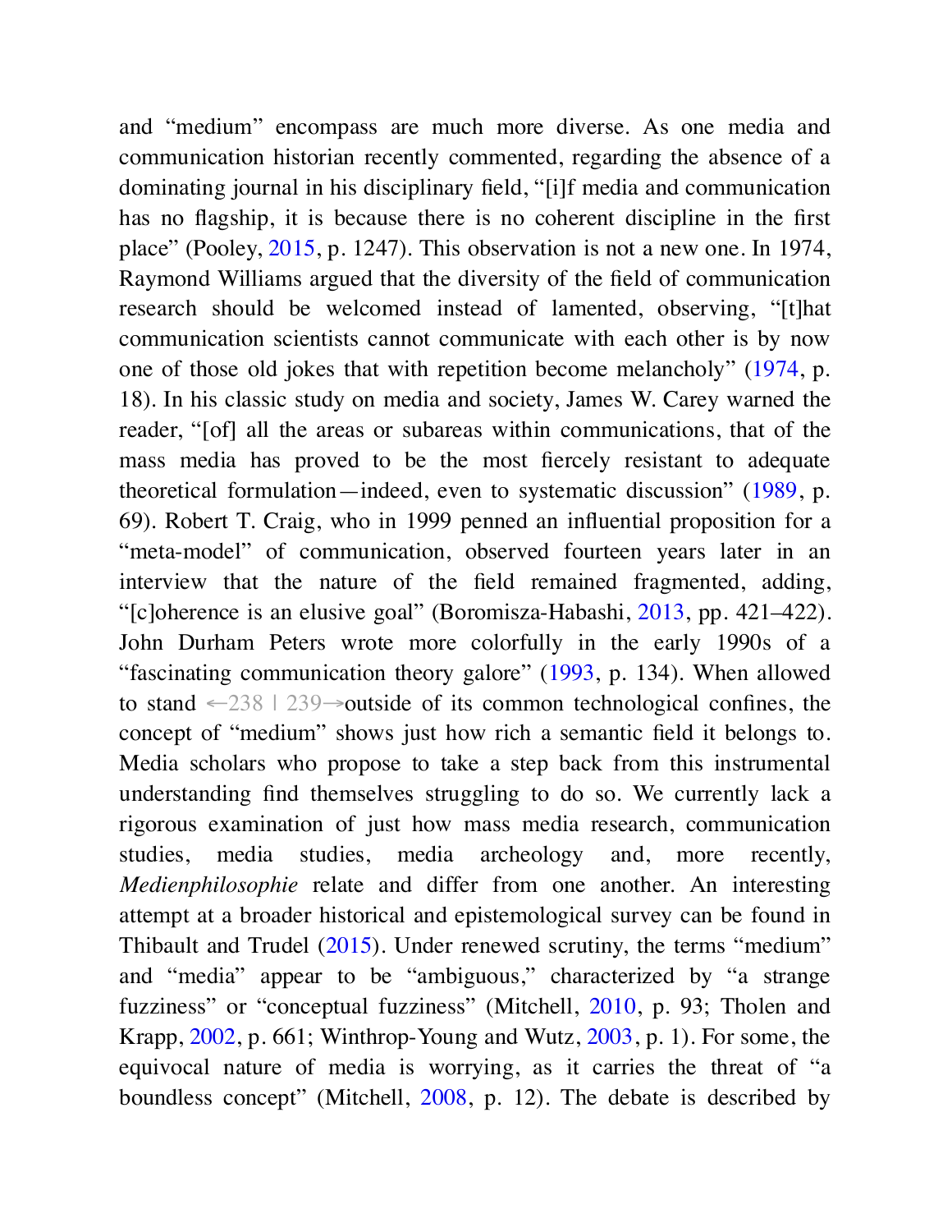and "medium" encompass are much more diverse. As one media and communication historian recently commented, regarding the absence of a dominating journal in his disciplinary field, "[i]f media and communication has no flagship, it is because there is no coherent discipline in the first place" (Pooley, 2015, p. 1247). This observation is not a new one. In 1974, Raymond Williams argued that the diversity of the field of communication research should be welcomed instead of lamented, observing, "[t]hat communication scientists cannot communicate with each other is by now one of those old jokes that with repetition become melancholy" (1974, p. 18). In his classic study on media and society, James W. Carey warned the reader, "[of] all the areas or subareas within communications, that of the mass media has proved to be the most fiercely resistant to adequate theoretical formulation—indeed, even to systematic discussion" (1989, p. 69). Robert T. Craig, who in 1999 penned an influential proposition for a "meta-model" of communication, observed fourteen years later in an interview that the nature of the field remained fragmented, adding, "[c]oherence is an elusive goal" (Boromisza-Habashi, 2013, pp. 421–422). John Durham Peters wrote more colorfully in the early 1990s of a "fascinating communication theory galore" (1993, p. 134). When allowed to stand ←238 | 239→outside of its common technological confines, the concept of "medium" shows just how rich a semantic field it belongs to. Media scholars who propose to take a step back from this instrumental understanding find themselves struggling to do so. We currently lack a rigorous examination of just how mass media research, communication studies, media studies, media archeology and, more recently, *Medienphilosophie* relate and differ from one another. An interesting attempt at a broader historical and epistemological survey can be found in Thibault and Trudel (2015). Under renewed scrutiny, the terms "medium" and "media" appear to be "ambiguous," characterized by "a strange fuzziness" or "conceptual fuzziness" (Mitchell, 2010, p. 93; Tholen and Krapp, 2002, p. 661; Winthrop-Young and Wutz, 2003, p. 1). For some, the equivocal nature of media is worrying, as it carries the threat of "a boundless concept" (Mitchell, 2008, p. 12). The debate is described by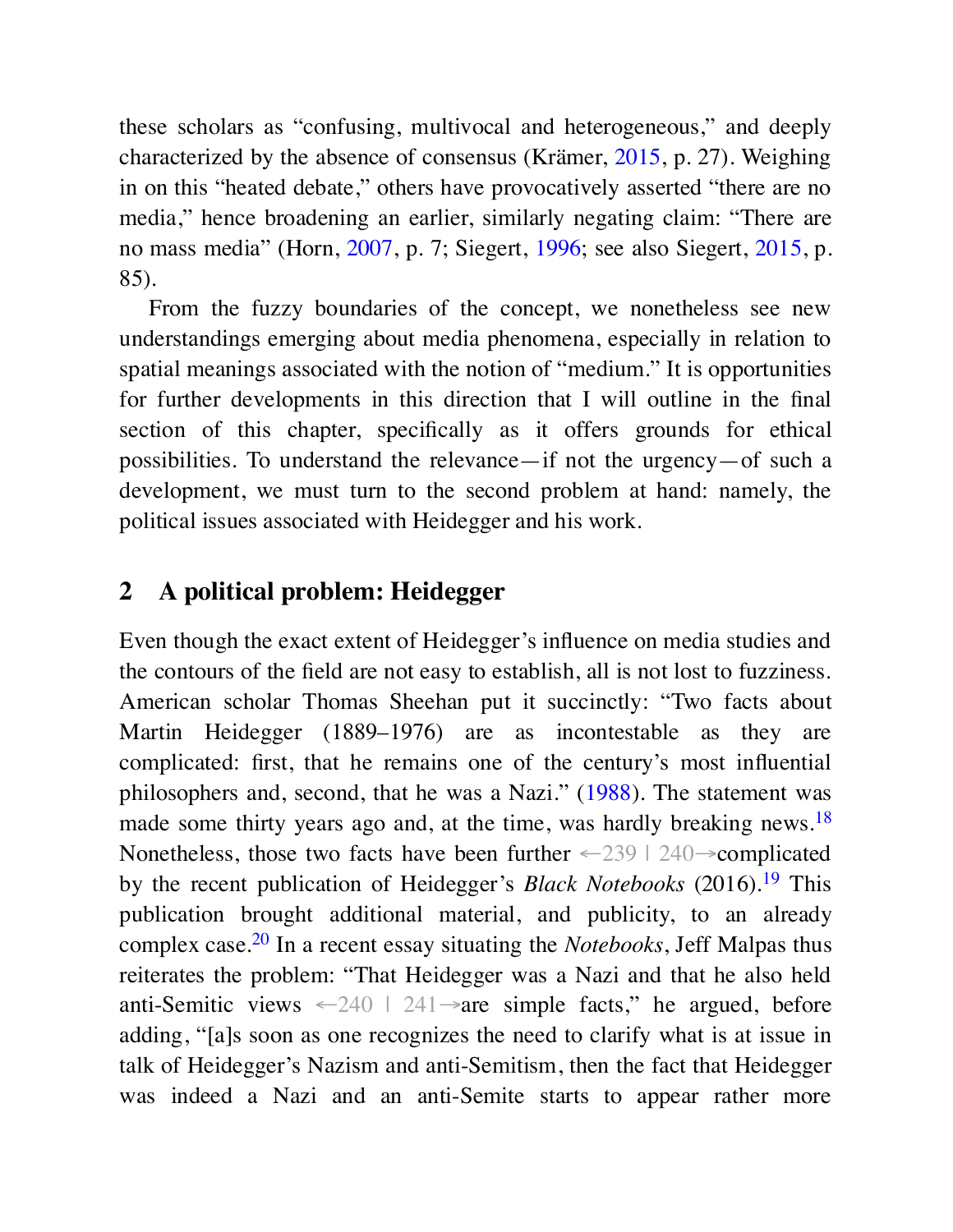these scholars as “confusing, multivocal and heterogeneous,” and deeply characterized by the absence of consensus (Krämer, 2015, p. 27). Weighing in on this “heated debate,” others have provocatively asserted “there are no media,” hence broadening an earlier, similarly negating claim: “There are no mass media” (Horn, 2007, p. 7; Siegert, 1996; see also Siegert, 2015, p. 85).

From the fuzzy boundaries of the concept, we nonetheless see new understandings emerging about media phenomena, especially in relation to spatial meanings associated with the notion of “medium.” It is opportunities for further developments in this direction that I will outline in the final section of this chapter, specifically as it offers grounds for ethical possibilities. To understand the relevance—if not the urgency—of such a development, we must turn to the second problem at hand: namely, the political issues associated with Heidegger and his work.

## 2 A political problem: Heidegger

Even though the exact extent of Heidegger’s influence on media studies and the contours of the field are not easy to establish, all is not lost to fuzziness. American scholar Thomas Sheehan put it succinctly: “Two facts about Martin Heidegger (1889–1976) are as incontestable as they are complicated: first, that he remains one of the century’s most influential philosophers and, second, that he was a Nazi.” (1988). The statement was made some thirty years ago and, at the time, was hardly breaking news.[18] Nonetheless, those two facts have been further ←239 | 240→complicated by the recent publication of Heidegger’s *Black Notebooks* (2016).[19] This publication brought additional material, and publicity, to an already complex case.[20] In a recent essay situating the *Notebooks*, Jeff Malpas thus reiterates the problem: “That Heidegger was a Nazi and that he also held anti-Semitic views ←240 | 241→are simple facts,” he argued, before adding, “[a]s soon as one recognizes the need to clarify what is at issue in talk of Heidegger’s Nazism and anti-Semitism, then the fact that Heidegger was indeed a Nazi and an anti-Semite starts to appear rather more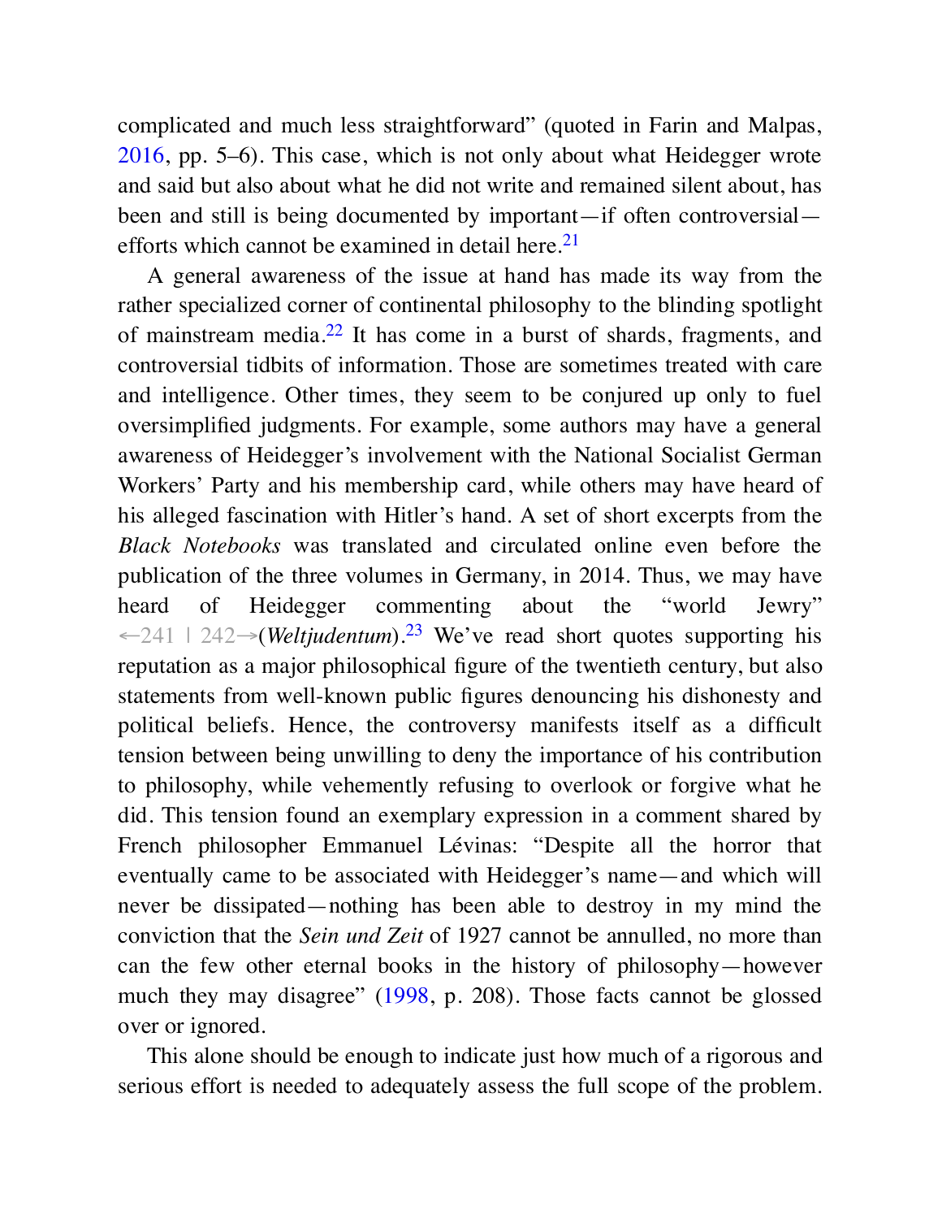complicated and much less straightforward" (quoted in Farin and Malpas, 2016, pp. 5–6). This case, which is not only about what Heidegger wrote and said but also about what he did not write and remained silent about, has been and still is being documented by important—if often controversial—efforts which cannot be examined in detail here.[21]

A general awareness of the issue at hand has made its way from the rather specialized corner of continental philosophy to the blinding spotlight of mainstream media.[22] It has come in a burst of shards, fragments, and controversial tidbits of information. Those are sometimes treated with care and intelligence. Other times, they seem to be conjured up only to fuel oversimplified judgments. For example, some authors may have a general awareness of Heidegger's involvement with the National Socialist German Workers' Party and his membership card, while others may have heard of his alleged fascination with Hitler's hand. A set of short excerpts from the *Black Notebooks* was translated and circulated online even before the publication of the three volumes in Germany, in 2014. Thus, we may have heard of Heidegger commenting about the "world Jewry" ←241 | 242→(*Weltjudentum*).[23] We've read short quotes supporting his reputation as a major philosophical figure of the twentieth century, but also statements from well-known public figures denouncing his dishonesty and political beliefs. Hence, the controversy manifests itself as a difficult tension between being unwilling to deny the importance of his contribution to philosophy, while vehemently refusing to overlook or forgive what he did. This tension found an exemplary expression in a comment shared by French philosopher Emmanuel Lévinas: "Despite all the horror that eventually came to be associated with Heidegger's name—and which will never be dissipated—nothing has been able to destroy in my mind the conviction that the *Sein und Zeit* of 1927 cannot be annulled, no more than can the few other eternal books in the history of philosophy—however much they may disagree" (1998, p. 208). Those facts cannot be glossed over or ignored.

This alone should be enough to indicate just how much of a rigorous and serious effort is needed to adequately assess the full scope of the problem.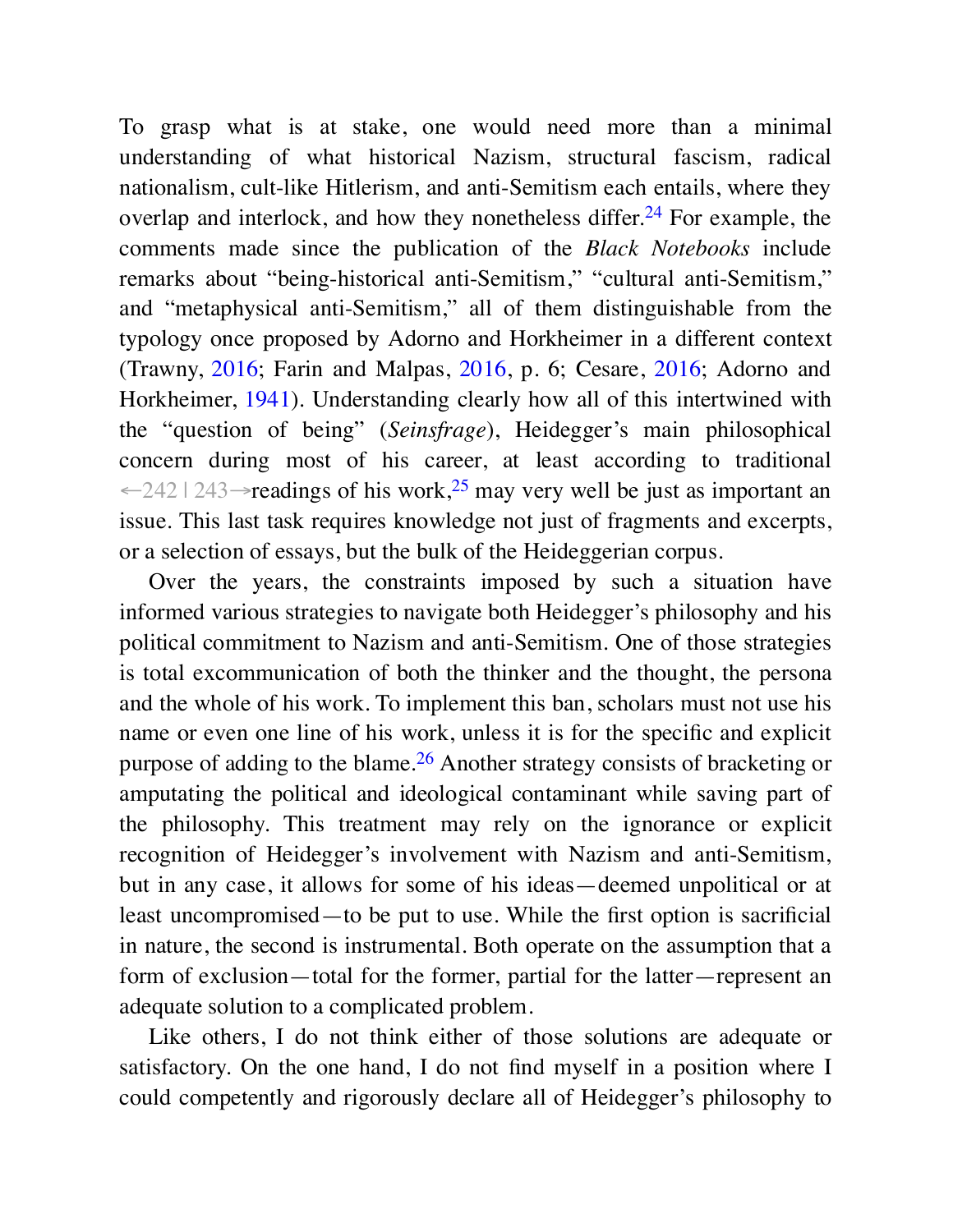To grasp what is at stake, one would need more than a minimal understanding of what historical Nazism, structural fascism, radical nationalism, cult-like Hitlerism, and anti-Semitism each entails, where they overlap and interlock, and how they nonetheless differ.[24] For example, the comments made since the publication of the *Black Notebooks* include remarks about "being-historical anti-Semitism," "cultural anti-Semitism," and "metaphysical anti-Semitism," all of them distinguishable from the typology once proposed by Adorno and Horkheimer in a different context (Trawny, 2016; Farin and Malpas, 2016, p. 6; Cesare, 2016; Adorno and Horkheimer, 1941). Understanding clearly how all of this intertwined with the "question of being" (*Seinsfrage*), Heidegger's main philosophical concern during most of his career, at least according to traditional ←242 | 243→readings of his work,[25] may very well be just as important an issue. This last task requires knowledge not just of fragments and excerpts, or a selection of essays, but the bulk of the Heideggerian corpus.

Over the years, the constraints imposed by such a situation have informed various strategies to navigate both Heidegger's philosophy and his political commitment to Nazism and anti-Semitism. One of those strategies is total excommunication of both the thinker and the thought, the persona and the whole of his work. To implement this ban, scholars must not use his name or even one line of his work, unless it is for the specific and explicit purpose of adding to the blame.[26] Another strategy consists of bracketing or amputating the political and ideological contaminant while saving part of the philosophy. This treatment may rely on the ignorance or explicit recognition of Heidegger's involvement with Nazism and anti-Semitism, but in any case, it allows for some of his ideas—deemed unpolitical or at least uncompromised—to be put to use. While the first option is sacrificial in nature, the second is instrumental. Both operate on the assumption that a form of exclusion—total for the former, partial for the latter—represent an adequate solution to a complicated problem.

Like others, I do not think either of those solutions are adequate or satisfactory. On the one hand, I do not find myself in a position where I could competently and rigorously declare all of Heidegger's philosophy to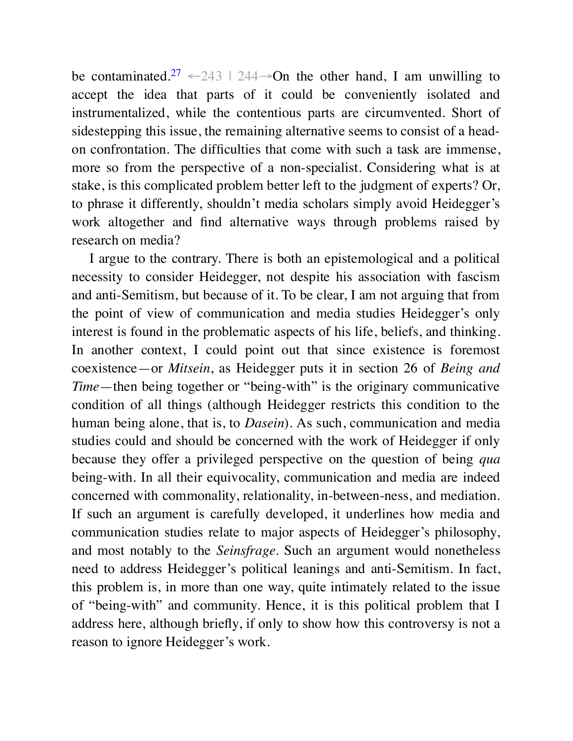be contaminated.[27] ←243 | 244→On the other hand, I am unwilling to accept the idea that parts of it could be conveniently isolated and instrumentalized, while the contentious parts are circumvented. Short of sidestepping this issue, the remaining alternative seems to consist of a head-on confrontation. The difficulties that come with such a task are immense, more so from the perspective of a non-specialist. Considering what is at stake, is this complicated problem better left to the judgment of experts? Or, to phrase it differently, shouldn't media scholars simply avoid Heidegger's work altogether and find alternative ways through problems raised by research on media?

I argue to the contrary. There is both an epistemological and a political necessity to consider Heidegger, not despite his association with fascism and anti-Semitism, but because of it. To be clear, I am not arguing that from the point of view of communication and media studies Heidegger's only interest is found in the problematic aspects of his life, beliefs, and thinking. In another context, I could point out that since existence is foremost coexistence—or *Mitsein*, as Heidegger puts it in section 26 of *Being and Time*—then being together or "being-with" is the originary communicative condition of all things (although Heidegger restricts this condition to the human being alone, that is, to *Dasein*). As such, communication and media studies could and should be concerned with the work of Heidegger if only because they offer a privileged perspective on the question of being *qua* being-with. In all their equivocality, communication and media are indeed concerned with commonality, relationality, in-between-ness, and mediation. If such an argument is carefully developed, it underlines how media and communication studies relate to major aspects of Heidegger's philosophy, and most notably to the *Seinsfrage*. Such an argument would nonetheless need to address Heidegger's political leanings and anti-Semitism. In fact, this problem is, in more than one way, quite intimately related to the issue of "being-with" and community. Hence, it is this political problem that I address here, although briefly, if only to show how this controversy is not a reason to ignore Heidegger's work.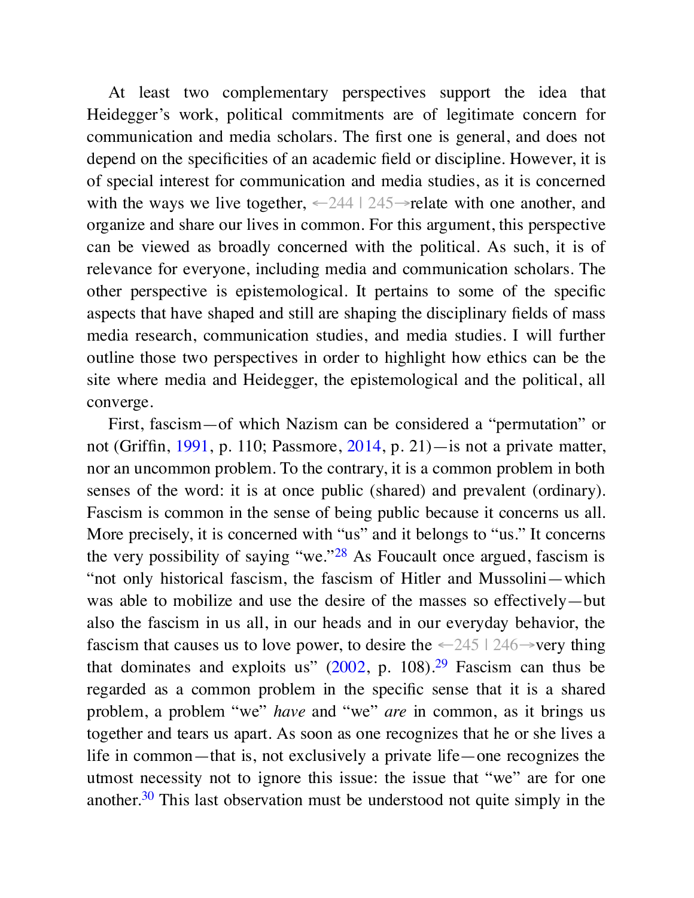At least two complementary perspectives support the idea that Heidegger's work, political commitments are of legitimate concern for communication and media scholars. The first one is general, and does not depend on the specificities of an academic field or discipline. However, it is of special interest for communication and media studies, as it is concerned with the ways we live together, ←244 | 245→relate with one another, and organize and share our lives in common. For this argument, this perspective can be viewed as broadly concerned with the political. As such, it is of relevance for everyone, including media and communication scholars. The other perspective is epistemological. It pertains to some of the specific aspects that have shaped and still are shaping the disciplinary fields of mass media research, communication studies, and media studies. I will further outline those two perspectives in order to highlight how ethics can be the site where media and Heidegger, the epistemological and the political, all converge.

First, fascism—of which Nazism can be considered a "permutation" or not (Griffin, 1991, p. 110; Passmore, 2014, p. 21)—is not a private matter, nor an uncommon problem. To the contrary, it is a common problem in both senses of the word: it is at once public (shared) and prevalent (ordinary). Fascism is common in the sense of being public because it concerns us all. More precisely, it is concerned with "us" and it belongs to "us." It concerns the very possibility of saying "we."[28] As Foucault once argued, fascism is "not only historical fascism, the fascism of Hitler and Mussolini—which was able to mobilize and use the desire of the masses so effectively—but also the fascism in us all, in our heads and in our everyday behavior, the fascism that causes us to love power, to desire the ←245 | 246→very thing that dominates and exploits us" (2002, p. 108).[29] Fascism can thus be regarded as a common problem in the specific sense that it is a shared problem, a problem "we" *have* and "we" *are* in common, as it brings us together and tears us apart. As soon as one recognizes that he or she lives a life in common—that is, not exclusively a private life—one recognizes the utmost necessity not to ignore this issue: the issue that "we" are for one another.[30] This last observation must be understood not quite simply in the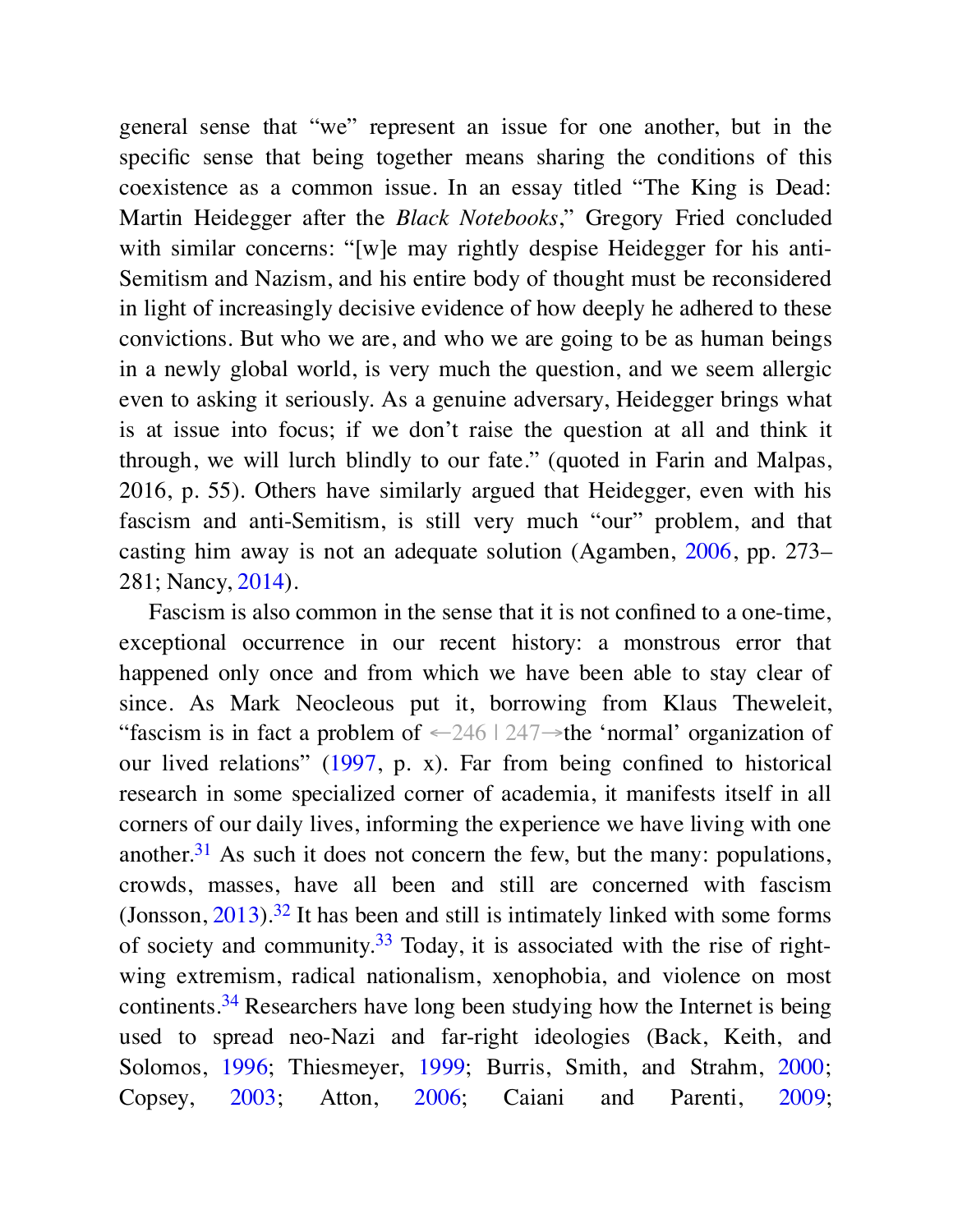general sense that "we" represent an issue for one another, but in the specific sense that being together means sharing the conditions of this coexistence as a common issue. In an essay titled "The King is Dead: Martin Heidegger after the *Black Notebooks*," Gregory Fried concluded with similar concerns: "[w]e may rightly despise Heidegger for his anti-Semitism and Nazism, and his entire body of thought must be reconsidered in light of increasingly decisive evidence of how deeply he adhered to these convictions. But who we are, and who we are going to be as human beings in a newly global world, is very much the question, and we seem allergic even to asking it seriously. As a genuine adversary, Heidegger brings what is at issue into focus; if we don't raise the question at all and think it through, we will lurch blindly to our fate." (quoted in Farin and Malpas, 2016, p. 55). Others have similarly argued that Heidegger, even with his fascism and anti-Semitism, is still very much "our" problem, and that casting him away is not an adequate solution (Agamben, 2006, pp. 273–281; Nancy, 2014).

Fascism is also common in the sense that it is not confined to a one-time, exceptional occurrence in our recent history: a monstrous error that happened only once and from which we have been able to stay clear of since. As Mark Neocleous put it, borrowing from Klaus Theweleit, "fascism is in fact a problem of ←246 | 247→the 'normal' organization of our lived relations" (1997, p. x). Far from being confined to historical research in some specialized corner of academia, it manifests itself in all corners of our daily lives, informing the experience we have living with one another.[31] As such it does not concern the few, but the many: populations, crowds, masses, have all been and still are concerned with fascism (Jonsson, 2013).[32] It has been and still is intimately linked with some forms of society and community.[33] Today, it is associated with the rise of right-wing extremism, radical nationalism, xenophobia, and violence on most continents.[34] Researchers have long been studying how the Internet is being used to spread neo-Nazi and far-right ideologies (Back, Keith, and Solomos, 1996; Thiesmeyer, 1999; Burris, Smith, and Strahm, 2000; Copsey, 2003; Atton, 2006; Caiani and Parenti, 2009;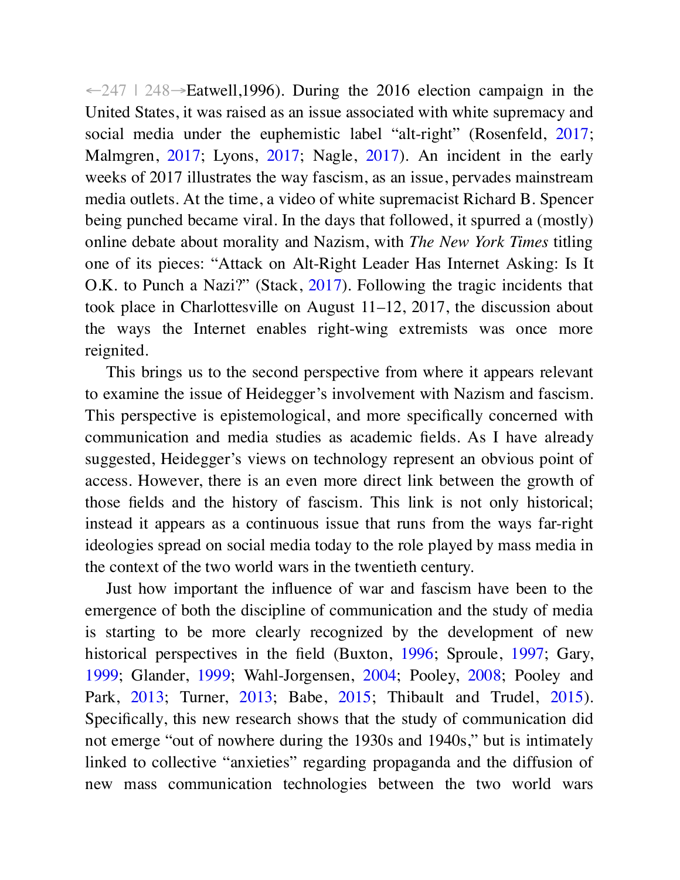←247 | 248→Eatwell,1996). During the 2016 election campaign in the United States, it was raised as an issue associated with white supremacy and social media under the euphemistic label "alt-right" (Rosenfeld, 2017; Malmgren, 2017; Lyons, 2017; Nagle, 2017). An incident in the early weeks of 2017 illustrates the way fascism, as an issue, pervades mainstream media outlets. At the time, a video of white supremacist Richard B. Spencer being punched became viral. In the days that followed, it spurred a (mostly) online debate about morality and Nazism, with *The New York Times* titling one of its pieces: "Attack on Alt-Right Leader Has Internet Asking: Is It O.K. to Punch a Nazi?" (Stack, 2017). Following the tragic incidents that took place in Charlottesville on August 11–12, 2017, the discussion about the ways the Internet enables right-wing extremists was once more reignited.

This brings us to the second perspective from where it appears relevant to examine the issue of Heidegger's involvement with Nazism and fascism. This perspective is epistemological, and more specifically concerned with communication and media studies as academic fields. As I have already suggested, Heidegger's views on technology represent an obvious point of access. However, there is an even more direct link between the growth of those fields and the history of fascism. This link is not only historical; instead it appears as a continuous issue that runs from the ways far-right ideologies spread on social media today to the role played by mass media in the context of the two world wars in the twentieth century.

Just how important the influence of war and fascism have been to the emergence of both the discipline of communication and the study of media is starting to be more clearly recognized by the development of new historical perspectives in the field (Buxton, 1996; Sproule, 1997; Gary, 1999; Glander, 1999; Wahl-Jorgensen, 2004; Pooley, 2008; Pooley and Park, 2013; Turner, 2013; Babe, 2015; Thibault and Trudel, 2015). Specifically, this new research shows that the study of communication did not emerge "out of nowhere during the 1930s and 1940s," but is intimately linked to collective "anxieties" regarding propaganda and the diffusion of new mass communication technologies between the two world wars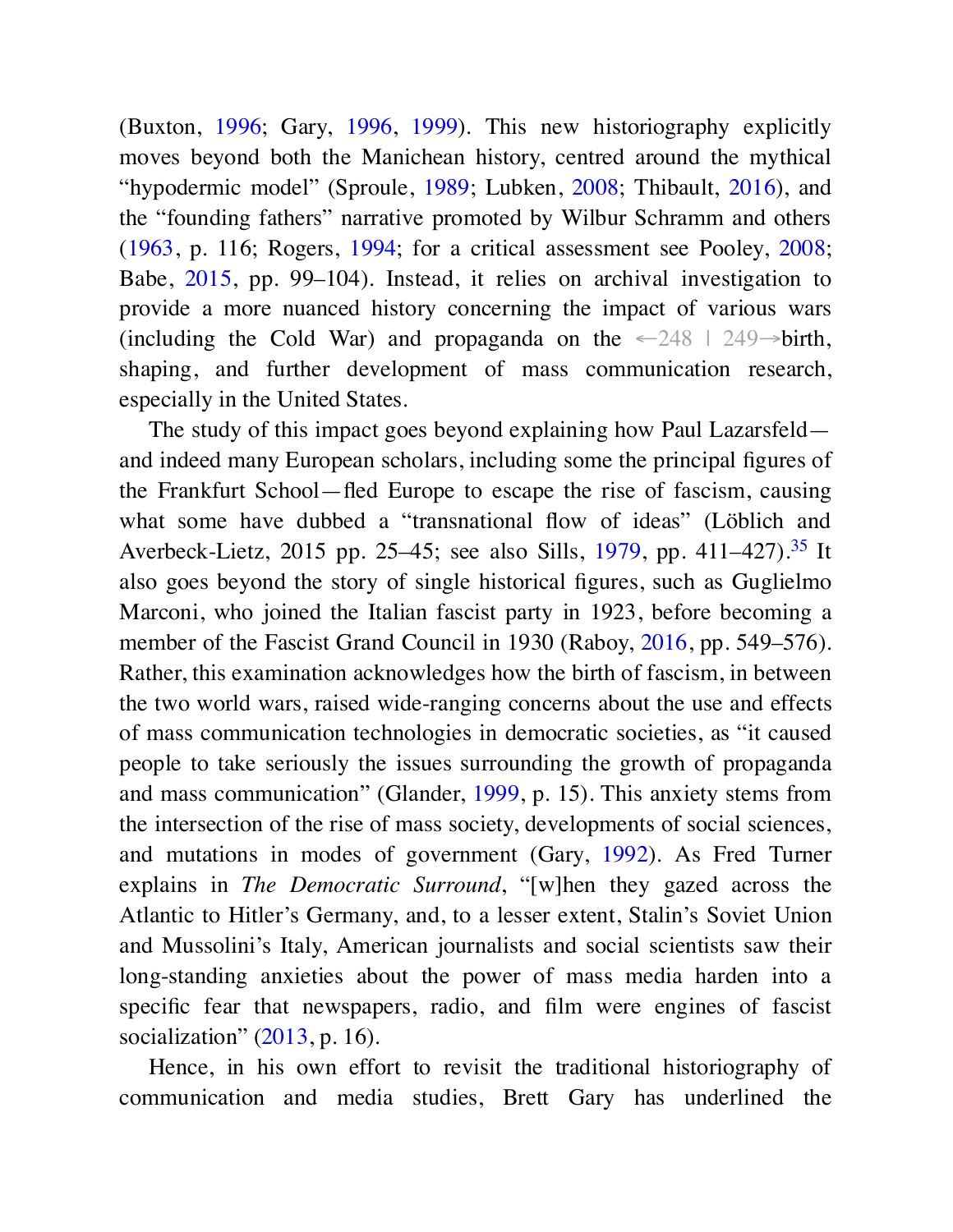(Buxton, 1996; Gary, 1996, 1999). This new historiography explicitly moves beyond both the Manichean history, centred around the mythical "hypodermic model" (Sproule, 1989; Lubken, 2008; Thibault, 2016), and the "founding fathers" narrative promoted by Wilbur Schramm and others (1963, p. 116; Rogers, 1994; for a critical assessment see Pooley, 2008; Babe, 2015, pp. 99–104). Instead, it relies on archival investigation to provide a more nuanced history concerning the impact of various wars (including the Cold War) and propaganda on the ←248 | 249→birth, shaping, and further development of mass communication research, especially in the United States.

The study of this impact goes beyond explaining how Paul Lazarsfeld—and indeed many European scholars, including some the principal figures of the Frankfurt School—fled Europe to escape the rise of fascism, causing what some have dubbed a "transnational flow of ideas" (Löblich and Averbeck-Lietz, 2015 pp. 25–45; see also Sills, 1979, pp. 411–427).[35] It also goes beyond the story of single historical figures, such as Guglielmo Marconi, who joined the Italian fascist party in 1923, before becoming a member of the Fascist Grand Council in 1930 (Raboy, 2016, pp. 549–576). Rather, this examination acknowledges how the birth of fascism, in between the two world wars, raised wide-ranging concerns about the use and effects of mass communication technologies in democratic societies, as "it caused people to take seriously the issues surrounding the growth of propaganda and mass communication" (Glander, 1999, p. 15). This anxiety stems from the intersection of the rise of mass society, developments of social sciences, and mutations in modes of government (Gary, 1992). As Fred Turner explains in *The Democratic Surround*, "[w]hen they gazed across the Atlantic to Hitler's Germany, and, to a lesser extent, Stalin's Soviet Union and Mussolini's Italy, American journalists and social scientists saw their long-standing anxieties about the power of mass media harden into a specific fear that newspapers, radio, and film were engines of fascist socialization" (2013, p. 16).

Hence, in his own effort to revisit the traditional historiography of communication and media studies, Brett Gary has underlined the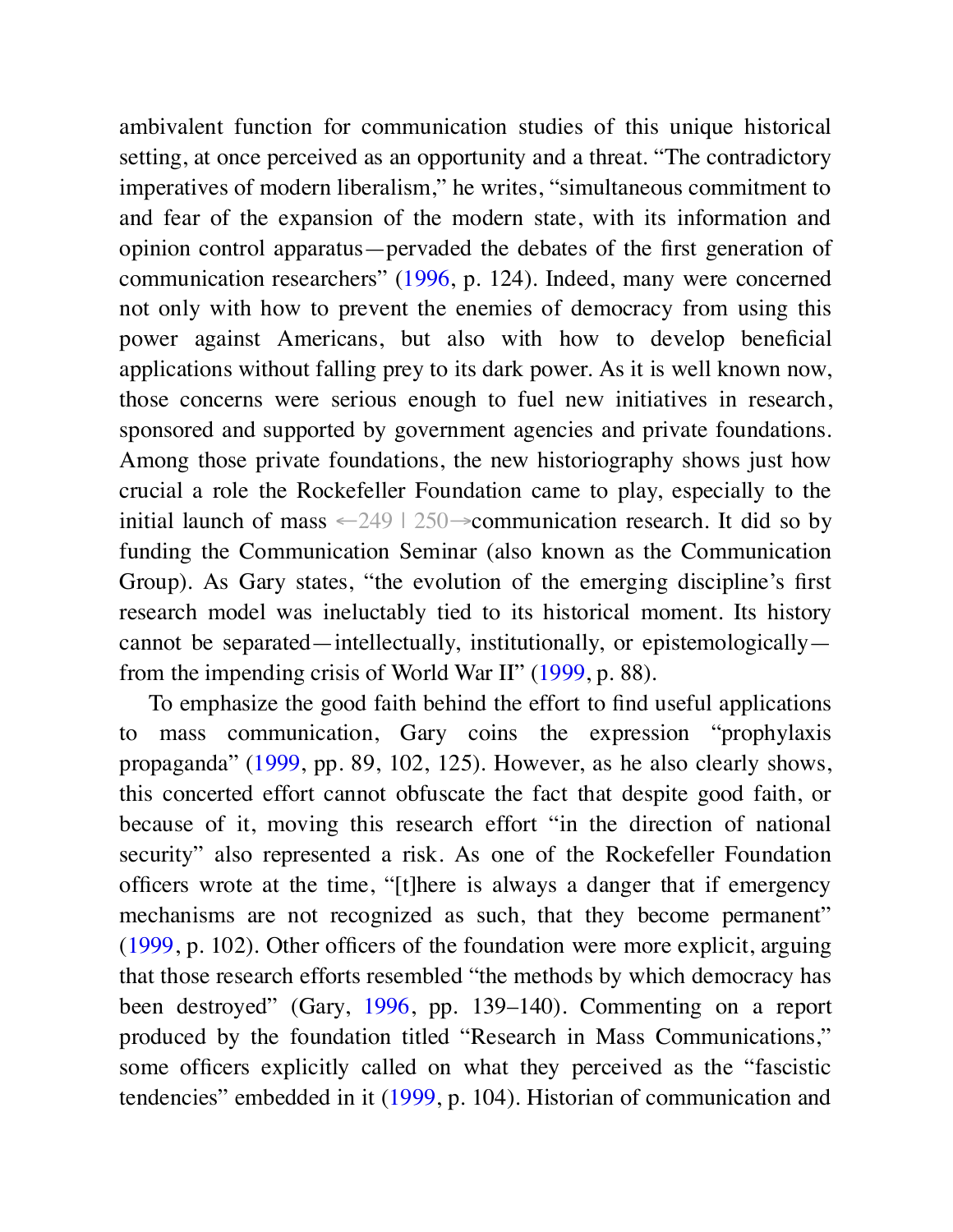ambivalent function for communication studies of this unique historical setting, at once perceived as an opportunity and a threat. "The contradictory imperatives of modern liberalism," he writes, "simultaneous commitment to and fear of the expansion of the modern state, with its information and opinion control apparatus—pervaded the debates of the first generation of communication researchers" (1996, p. 124). Indeed, many were concerned not only with how to prevent the enemies of democracy from using this power against Americans, but also with how to develop beneficial applications without falling prey to its dark power. As it is well known now, those concerns were serious enough to fuel new initiatives in research, sponsored and supported by government agencies and private foundations. Among those private foundations, the new historiography shows just how crucial a role the Rockefeller Foundation came to play, especially to the initial launch of mass ←249 | 250→communication research. It did so by funding the Communication Seminar (also known as the Communication Group). As Gary states, "the evolution of the emerging discipline's first research model was ineluctably tied to its historical moment. Its history cannot be separated—intellectually, institutionally, or epistemologically—from the impending crisis of World War II" (1999, p. 88).

To emphasize the good faith behind the effort to find useful applications to mass communication, Gary coins the expression "prophylaxis propaganda" (1999, pp. 89, 102, 125). However, as he also clearly shows, this concerted effort cannot obfuscate the fact that despite good faith, or because of it, moving this research effort "in the direction of national security" also represented a risk. As one of the Rockefeller Foundation officers wrote at the time, "[t]here is always a danger that if emergency mechanisms are not recognized as such, that they become permanent" (1999, p. 102). Other officers of the foundation were more explicit, arguing that those research efforts resembled "the methods by which democracy has been destroyed" (Gary, 1996, pp. 139–140). Commenting on a report produced by the foundation titled "Research in Mass Communications," some officers explicitly called on what they perceived as the "fascistic tendencies" embedded in it (1999, p. 104). Historian of communication and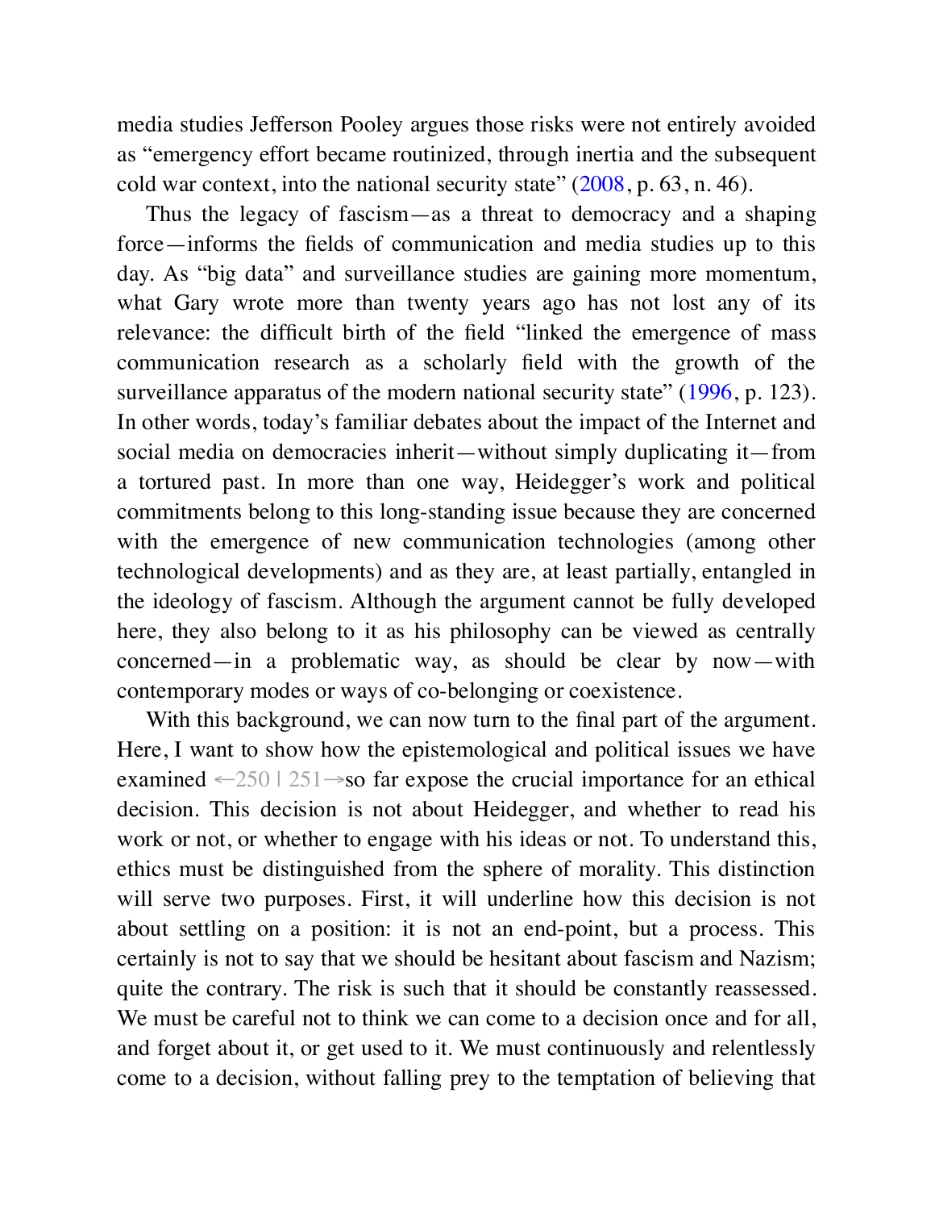media studies Jefferson Pooley argues those risks were not entirely avoided as "emergency effort became routinized, through inertia and the subsequent cold war context, into the national security state" (2008, p. 63, n. 46).

Thus the legacy of fascism—as a threat to democracy and a shaping force—informs the fields of communication and media studies up to this day. As "big data" and surveillance studies are gaining more momentum, what Gary wrote more than twenty years ago has not lost any of its relevance: the difficult birth of the field "linked the emergence of mass communication research as a scholarly field with the growth of the surveillance apparatus of the modern national security state" (1996, p. 123). In other words, today's familiar debates about the impact of the Internet and social media on democracies inherit—without simply duplicating it—from a tortured past. In more than one way, Heidegger's work and political commitments belong to this long-standing issue because they are concerned with the emergence of new communication technologies (among other technological developments) and as they are, at least partially, entangled in the ideology of fascism. Although the argument cannot be fully developed here, they also belong to it as his philosophy can be viewed as centrally concerned—in a problematic way, as should be clear by now—with contemporary modes or ways of co-belonging or coexistence.

With this background, we can now turn to the final part of the argument. Here, I want to show how the epistemological and political issues we have examined ←250 | 251→so far expose the crucial importance for an ethical decision. This decision is not about Heidegger, and whether to read his work or not, or whether to engage with his ideas or not. To understand this, ethics must be distinguished from the sphere of morality. This distinction will serve two purposes. First, it will underline how this decision is not about settling on a position: it is not an end-point, but a process. This certainly is not to say that we should be hesitant about fascism and Nazism; quite the contrary. The risk is such that it should be constantly reassessed. We must be careful not to think we can come to a decision once and for all, and forget about it, or get used to it. We must continuously and relentlessly come to a decision, without falling prey to the temptation of believing that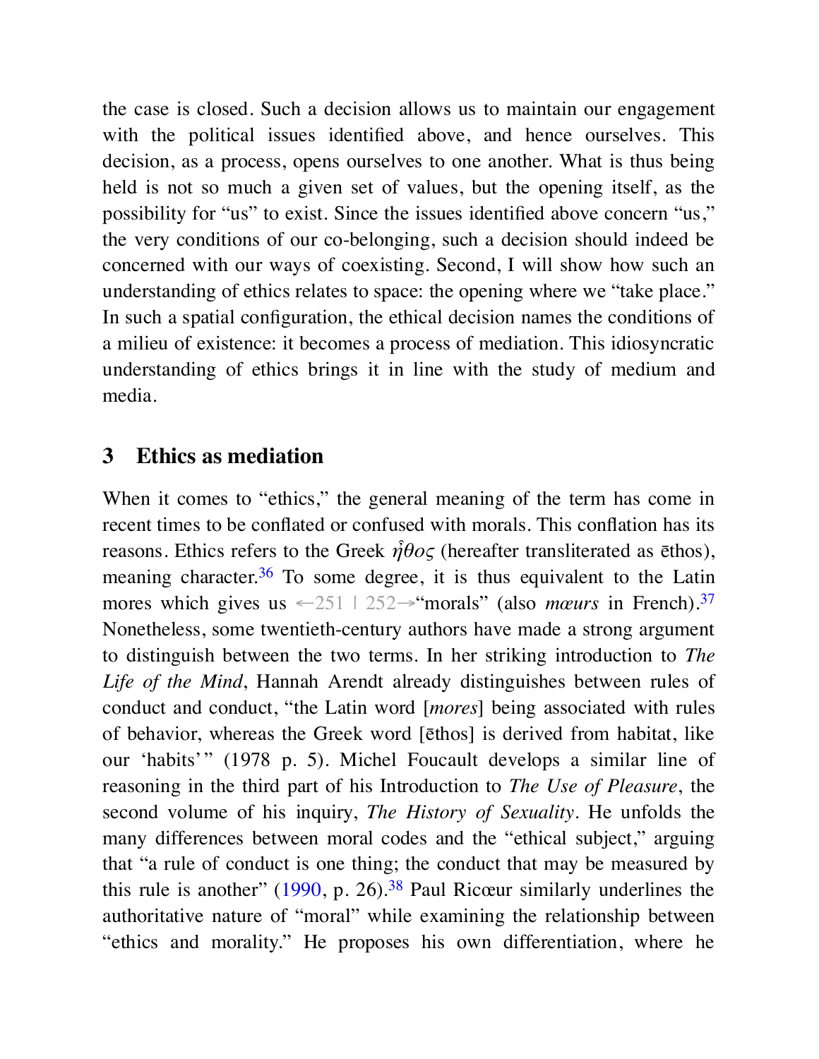the case is closed. Such a decision allows us to maintain our engagement with the political issues identified above, and hence ourselves. This decision, as a process, opens ourselves to one another. What is thus being held is not so much a given set of values, but the opening itself, as the possibility for "us" to exist. Since the issues identified above concern "us," the very conditions of our co-belonging, such a decision should indeed be concerned with our ways of coexisting. Second, I will show how such an understanding of ethics relates to space: the opening where we "take place." In such a spatial configuration, the ethical decision names the conditions of a milieu of existence: it becomes a process of mediation. This idiosyncratic understanding of ethics brings it in line with the study of medium and media.

## 3 Ethics as mediation

When it comes to "ethics," the general meaning of the term has come in recent times to be conflated or confused with morals. This conflation has its reasons. Ethics refers to the Greek ἦθος (hereafter transliterated as ēthos), meaning character.[36] To some degree, it is thus equivalent to the Latin mores which gives us ←251 | 252→"morals" (also *mœurs* in French).[37] Nonetheless, some twentieth-century authors have made a strong argument to distinguish between the two terms. In her striking introduction to *The Life of the Mind*, Hannah Arendt already distinguishes between rules of conduct and conduct, "the Latin word [*mores*] being associated with rules of behavior, whereas the Greek word [ēthos] is derived from habitat, like our 'habits'" (1978 p. 5). Michel Foucault develops a similar line of reasoning in the third part of his Introduction to *The Use of Pleasure*, the second volume of his inquiry, *The History of Sexuality*. He unfolds the many differences between moral codes and the "ethical subject," arguing that "a rule of conduct is one thing; the conduct that may be measured by this rule is another" (1990, p. 26).[38] Paul Ricœur similarly underlines the authoritative nature of "moral" while examining the relationship between "ethics and morality." He proposes his own differentiation, where he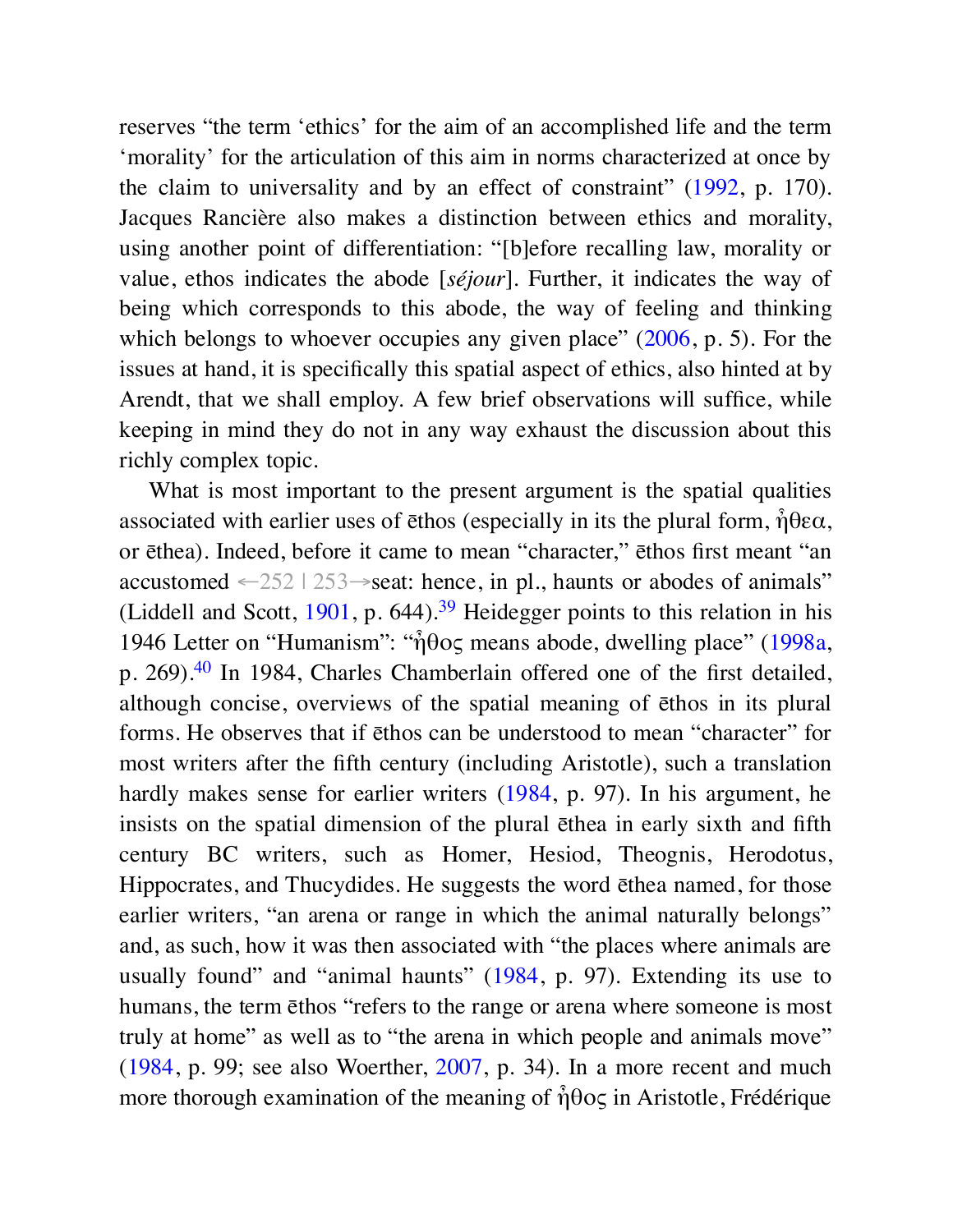reserves “the term ‘ethics’ for the aim of an accomplished life and the term ‘morality’ for the articulation of this aim in norms characterized at once by the claim to universality and by an effect of constraint” (1992, p. 170). Jacques Rancière also makes a distinction between ethics and morality, using another point of differentiation: “[b]efore recalling law, morality or value, ethos indicates the abode [*séjour*]. Further, it indicates the way of being which corresponds to this abode, the way of feeling and thinking which belongs to whoever occupies any given place” (2006, p. 5). For the issues at hand, it is specifically this spatial aspect of ethics, also hinted at by Arendt, that we shall employ. A few brief observations will suffice, while keeping in mind they do not in any way exhaust the discussion about this richly complex topic.

What is most important to the present argument is the spatial qualities associated with earlier uses of ēthos (especially in its the plural form, ἤθεα, or ēthea). Indeed, before it came to mean “character,” ēthos first meant “an accustomed ←252 | 253→seat: hence, in pl., haunts or abodes of animals” (Liddell and Scott, 1901, p. 644).[39] Heidegger points to this relation in his 1946 Letter on “Humanism”: “ἦθος means abode, dwelling place” (1998a, p. 269).[40] In 1984, Charles Chamberlain offered one of the first detailed, although concise, overviews of the spatial meaning of ēthos in its plural forms. He observes that if ēthos can be understood to mean “character” for most writers after the fifth century (including Aristotle), such a translation hardly makes sense for earlier writers (1984, p. 97). In his argument, he insists on the spatial dimension of the plural ēthea in early sixth and fifth century BC writers, such as Homer, Hesiod, Theognis, Herodotus, Hippocrates, and Thucydides. He suggests the word ēthea named, for those earlier writers, “an arena or range in which the animal naturally belongs” and, as such, how it was then associated with “the places where animals are usually found” and “animal haunts” (1984, p. 97). Extending its use to humans, the term ēthos “refers to the range or arena where someone is most truly at home” as well as to “the arena in which people and animals move” (1984, p. 99; see also Woerther, 2007, p. 34). In a more recent and much more thorough examination of the meaning of ἦθος in Aristotle, Frédérique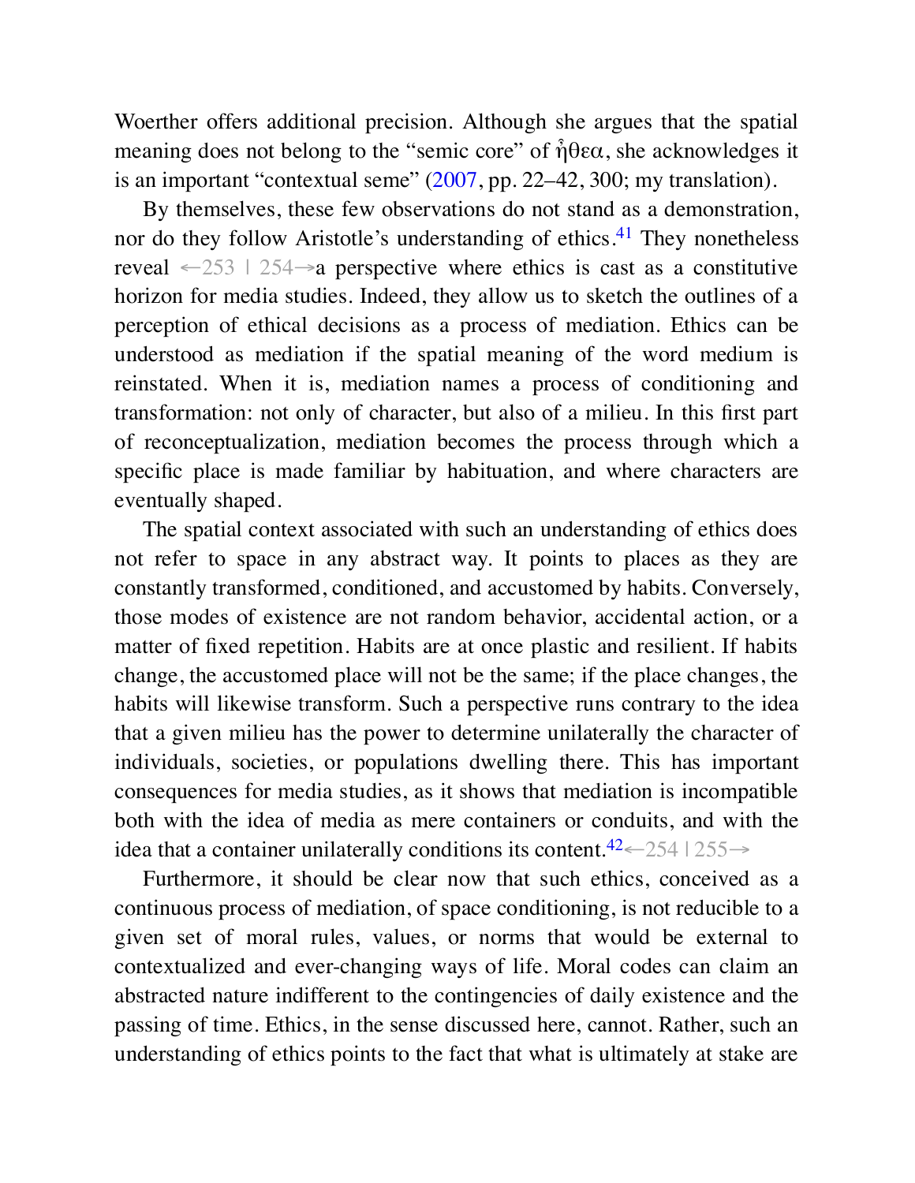Woerther offers additional precision. Although she argues that the spatial meaning does not belong to the "semic core" of ἦθεα, she acknowledges it is an important "contextual seme" (2007, pp. 22–42, 300; my translation).

By themselves, these few observations do not stand as a demonstration, nor do they follow Aristotle's understanding of ethics.[41] They nonetheless reveal ←253 | 254→a perspective where ethics is cast as a constitutive horizon for media studies. Indeed, they allow us to sketch the outlines of a perception of ethical decisions as a process of mediation. Ethics can be understood as mediation if the spatial meaning of the word medium is reinstated. When it is, mediation names a process of conditioning and transformation: not only of character, but also of a milieu. In this first part of reconceptualization, mediation becomes the process through which a specific place is made familiar by habituation, and where characters are eventually shaped.

The spatial context associated with such an understanding of ethics does not refer to space in any abstract way. It points to places as they are constantly transformed, conditioned, and accustomed by habits. Conversely, those modes of existence are not random behavior, accidental action, or a matter of fixed repetition. Habits are at once plastic and resilient. If habits change, the accustomed place will not be the same; if the place changes, the habits will likewise transform. Such a perspective runs contrary to the idea that a given milieu has the power to determine unilaterally the character of individuals, societies, or populations dwelling there. This has important consequences for media studies, as it shows that mediation is incompatible both with the idea of media as mere containers or conduits, and with the idea that a container unilaterally conditions its content.[42]←254 | 255→

Furthermore, it should be clear now that such ethics, conceived as a continuous process of mediation, of space conditioning, is not reducible to a given set of moral rules, values, or norms that would be external to contextualized and ever-changing ways of life. Moral codes can claim an abstracted nature indifferent to the contingencies of daily existence and the passing of time. Ethics, in the sense discussed here, cannot. Rather, such an understanding of ethics points to the fact that what is ultimately at stake are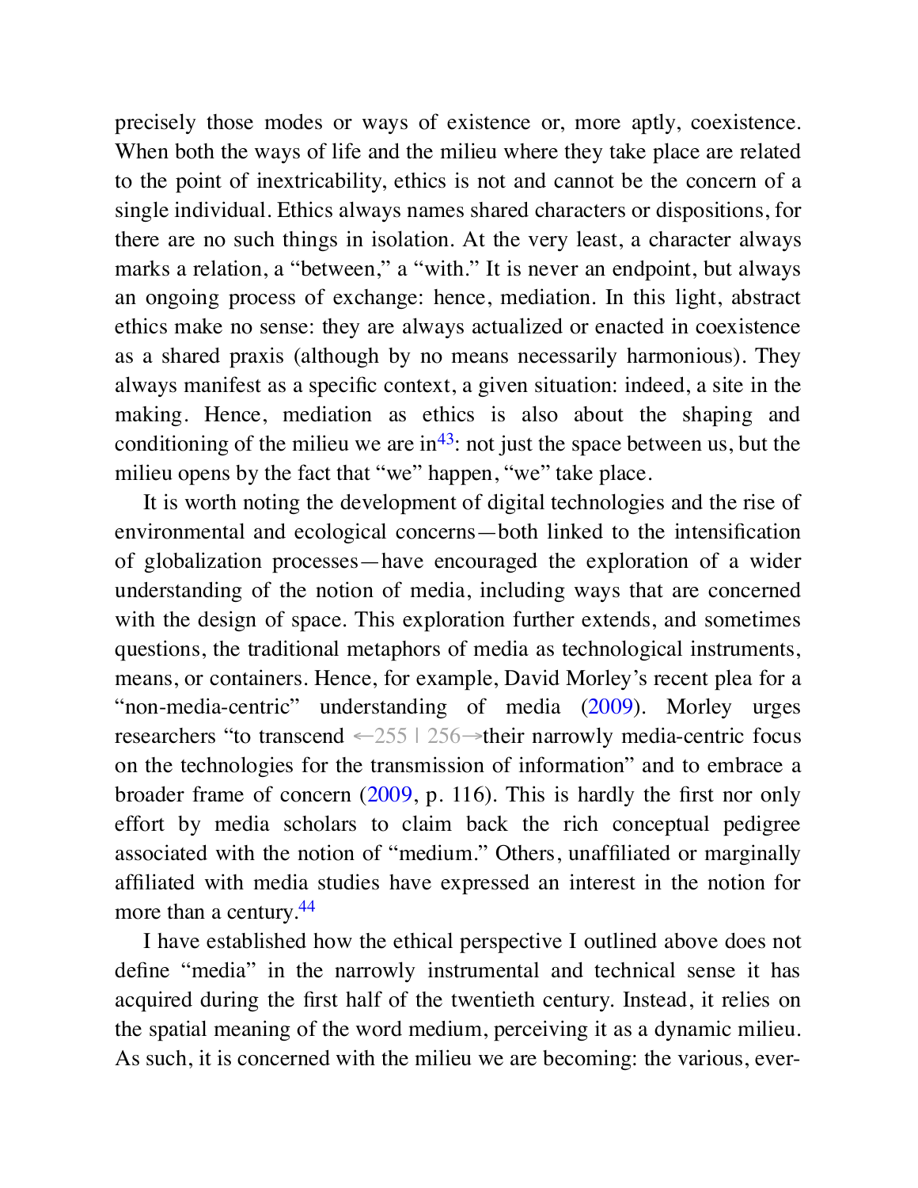precisely those modes or ways of existence or, more aptly, coexistence. When both the ways of life and the milieu where they take place are related to the point of inextricability, ethics is not and cannot be the concern of a single individual. Ethics always names shared characters or dispositions, for there are no such things in isolation. At the very least, a character always marks a relation, a "between," a "with." It is never an endpoint, but always an ongoing process of exchange: hence, mediation. In this light, abstract ethics make no sense: they are always actualized or enacted in coexistence as a shared praxis (although by no means necessarily harmonious). They always manifest as a specific context, a given situation: indeed, a site in the making. Hence, mediation as ethics is also about the shaping and conditioning of the milieu we are in[43]: not just the space between us, but the milieu opens by the fact that "we" happen, "we" take place.

It is worth noting the development of digital technologies and the rise of environmental and ecological concerns—both linked to the intensification of globalization processes—have encouraged the exploration of a wider understanding of the notion of media, including ways that are concerned with the design of space. This exploration further extends, and sometimes questions, the traditional metaphors of media as technological instruments, means, or containers. Hence, for example, David Morley's recent plea for a "non-media-centric" understanding of media (2009). Morley urges researchers "to transcend ←255 | 256→their narrowly media-centric focus on the technologies for the transmission of information" and to embrace a broader frame of concern (2009, p. 116). This is hardly the first nor only effort by media scholars to claim back the rich conceptual pedigree associated with the notion of "medium." Others, unaffiliated or marginally affiliated with media studies have expressed an interest in the notion for more than a century.[44]

I have established how the ethical perspective I outlined above does not define "media" in the narrowly instrumental and technical sense it has acquired during the first half of the twentieth century. Instead, it relies on the spatial meaning of the word medium, perceiving it as a dynamic milieu. As such, it is concerned with the milieu we are becoming: the various, ever-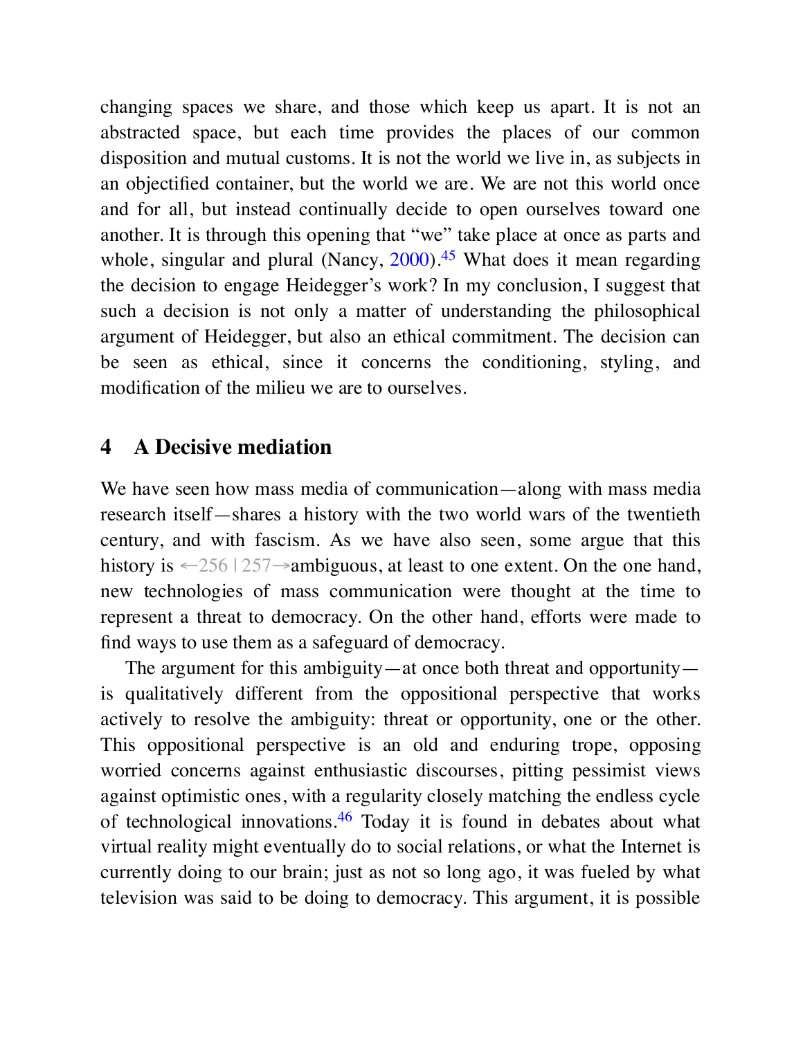changing spaces we share, and those which keep us apart. It is not an abstracted space, but each time provides the places of our common disposition and mutual customs. It is not the world we live in, as subjects in an objectified container, but the world we are. We are not this world once and for all, but instead continually decide to open ourselves toward one another. It is through this opening that "we" take place at once as parts and whole, singular and plural (Nancy, 2000).[45] What does it mean regarding the decision to engage Heidegger's work? In my conclusion, I suggest that such a decision is not only a matter of understanding the philosophical argument of Heidegger, but also an ethical commitment. The decision can be seen as ethical, since it concerns the conditioning, styling, and modification of the milieu we are to ourselves.

## 4 A Decisive mediation

We have seen how mass media of communication—along with mass media research itself—shares a history with the two world wars of the twentieth century, and with fascism. As we have also seen, some argue that this history is ←256 | 257→ambiguous, at least to one extent. On the one hand, new technologies of mass communication were thought at the time to represent a threat to democracy. On the other hand, efforts were made to find ways to use them as a safeguard of democracy.

The argument for this ambiguity—at once both threat and opportunity—is qualitatively different from the oppositional perspective that works actively to resolve the ambiguity: threat or opportunity, one or the other. This oppositional perspective is an old and enduring trope, opposing worried concerns against enthusiastic discourses, pitting pessimist views against optimistic ones, with a regularity closely matching the endless cycle of technological innovations.[46] Today it is found in debates about what virtual reality might eventually do to social relations, or what the Internet is currently doing to our brain; just as not so long ago, it was fueled by what television was said to be doing to democracy. This argument, it is possible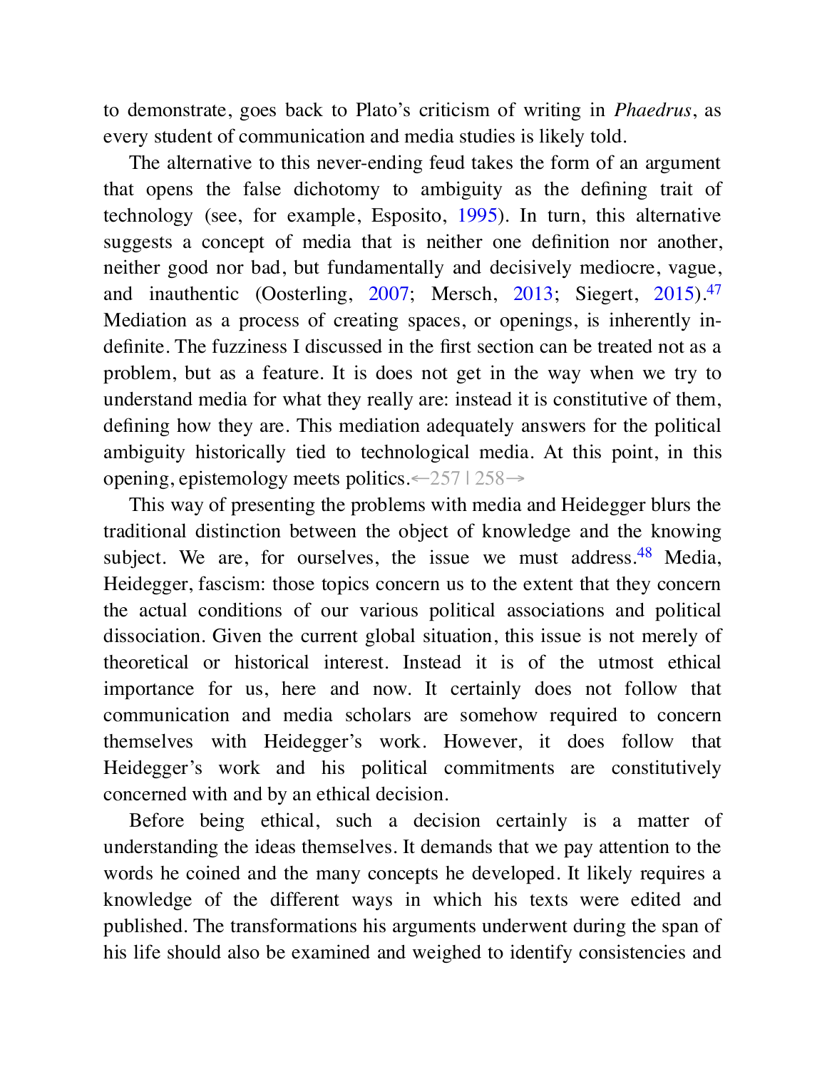to demonstrate, goes back to Plato's criticism of writing in *Phaedrus*, as every student of communication and media studies is likely told.

The alternative to this never-ending feud takes the form of an argument that opens the false dichotomy to ambiguity as the defining trait of technology (see, for example, Esposito, 1995). In turn, this alternative suggests a concept of media that is neither one definition nor another, neither good nor bad, but fundamentally and decisively mediocre, vague, and inauthentic (Oosterling, 2007; Mersch, 2013; Siegert, 2015).[47] Mediation as a process of creating spaces, or openings, is inherently indefinite. The fuzziness I discussed in the first section can be treated not as a problem, but as a feature. It is does not get in the way when we try to understand media for what they really are: instead it is constitutive of them, defining how they are. This mediation adequately answers for the political ambiguity historically tied to technological media. At this point, in this opening, epistemology meets politics.←257 | 258→

This way of presenting the problems with media and Heidegger blurs the traditional distinction between the object of knowledge and the knowing subject. We are, for ourselves, the issue we must address.[48] Media, Heidegger, fascism: those topics concern us to the extent that they concern the actual conditions of our various political associations and political dissociation. Given the current global situation, this issue is not merely of theoretical or historical interest. Instead it is of the utmost ethical importance for us, here and now. It certainly does not follow that communication and media scholars are somehow required to concern themselves with Heidegger's work. However, it does follow that Heidegger's work and his political commitments are constitutively concerned with and by an ethical decision.

Before being ethical, such a decision certainly is a matter of understanding the ideas themselves. It demands that we pay attention to the words he coined and the many concepts he developed. It likely requires a knowledge of the different ways in which his texts were edited and published. The transformations his arguments underwent during the span of his life should also be examined and weighed to identify consistencies and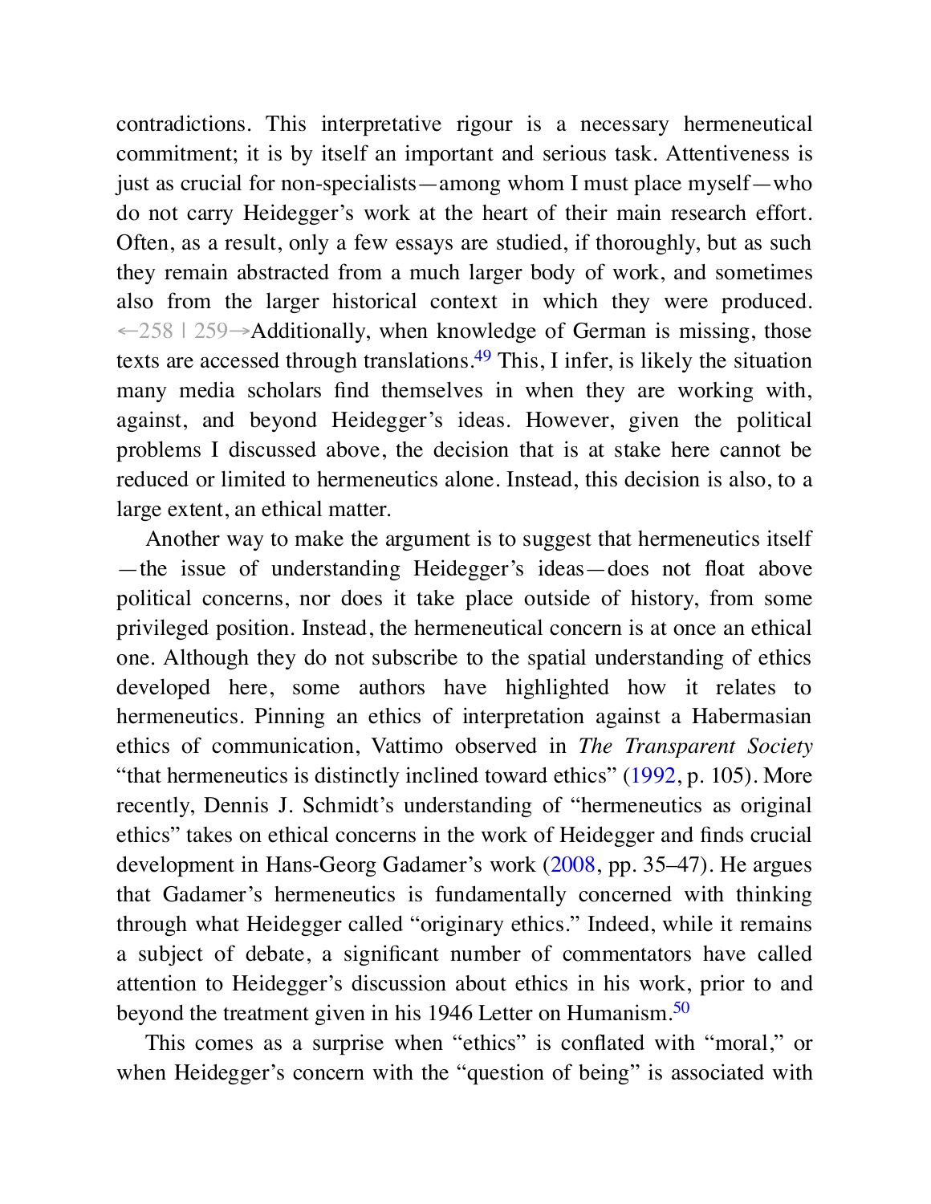contradictions. This interpretative rigour is a necessary hermeneutical commitment; it is by itself an important and serious task. Attentiveness is just as crucial for non-specialists—among whom I must place myself—who do not carry Heidegger's work at the heart of their main research effort. Often, as a result, only a few essays are studied, if thoroughly, but as such they remain abstracted from a much larger body of work, and sometimes also from the larger historical context in which they were produced. ←258 | 259→Additionally, when knowledge of German is missing, those texts are accessed through translations.[49] This, I infer, is likely the situation many media scholars find themselves in when they are working with, against, and beyond Heidegger's ideas. However, given the political problems I discussed above, the decision that is at stake here cannot be reduced or limited to hermeneutics alone. Instead, this decision is also, to a large extent, an ethical matter.

Another way to make the argument is to suggest that hermeneutics itself—the issue of understanding Heidegger's ideas—does not float above political concerns, nor does it take place outside of history, from some privileged position. Instead, the hermeneutical concern is at once an ethical one. Although they do not subscribe to the spatial understanding of ethics developed here, some authors have highlighted how it relates to hermeneutics. Pinning an ethics of interpretation against a Habermasian ethics of communication, Vattimo observed in *The Transparent Society* "that hermeneutics is distinctly inclined toward ethics" (1992, p. 105). More recently, Dennis J. Schmidt's understanding of "hermeneutics as original ethics" takes on ethical concerns in the work of Heidegger and finds crucial development in Hans-Georg Gadamer's work (2008, pp. 35–47). He argues that Gadamer's hermeneutics is fundamentally concerned with thinking through what Heidegger called "originary ethics." Indeed, while it remains a subject of debate, a significant number of commentators have called attention to Heidegger's discussion about ethics in his work, prior to and beyond the treatment given in his 1946 Letter on Humanism.[50]

This comes as a surprise when "ethics" is conflated with "moral," or when Heidegger's concern with the "question of being" is associated with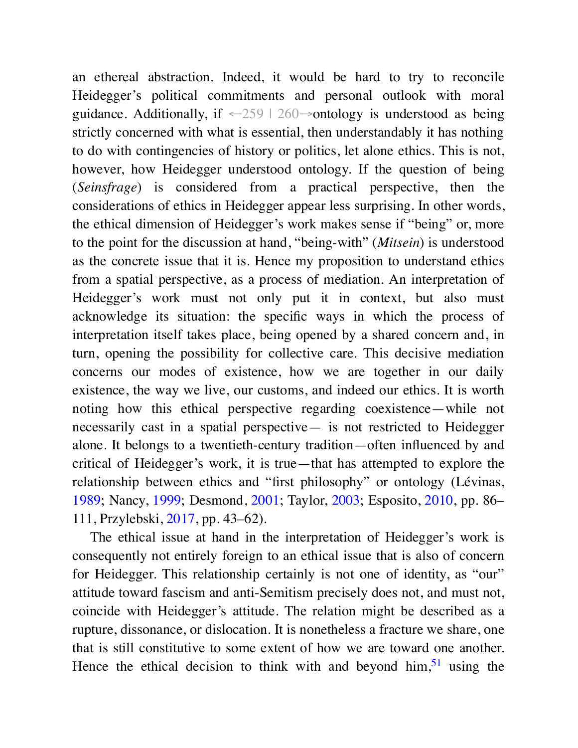an ethereal abstraction. Indeed, it would be hard to try to reconcile Heidegger's political commitments and personal outlook with moral guidance. Additionally, if ←259 | 260→ontology is understood as being strictly concerned with what is essential, then understandably it has nothing to do with contingencies of history or politics, let alone ethics. This is not, however, how Heidegger understood ontology. If the question of being (*Seinsfrage*) is considered from a practical perspective, then the considerations of ethics in Heidegger appear less surprising. In other words, the ethical dimension of Heidegger's work makes sense if "being" or, more to the point for the discussion at hand, "being-with" (*Mitsein*) is understood as the concrete issue that it is. Hence my proposition to understand ethics from a spatial perspective, as a process of mediation. An interpretation of Heidegger's work must not only put it in context, but also must acknowledge its situation: the specific ways in which the process of interpretation itself takes place, being opened by a shared concern and, in turn, opening the possibility for collective care. This decisive mediation concerns our modes of existence, how we are together in our daily existence, the way we live, our customs, and indeed our ethics. It is worth noting how this ethical perspective regarding coexistence—while not necessarily cast in a spatial perspective— is not restricted to Heidegger alone. It belongs to a twentieth-century tradition—often influenced by and critical of Heidegger's work, it is true—that has attempted to explore the relationship between ethics and "first philosophy" or ontology (Lévinas, 1989; Nancy, 1999; Desmond, 2001; Taylor, 2003; Esposito, 2010, pp. 86–111, Przylebski, 2017, pp. 43–62).

The ethical issue at hand in the interpretation of Heidegger's work is consequently not entirely foreign to an ethical issue that is also of concern for Heidegger. This relationship certainly is not one of identity, as "our" attitude toward fascism and anti-Semitism precisely does not, and must not, coincide with Heidegger's attitude. The relation might be described as a rupture, dissonance, or dislocation. It is nonetheless a fracture we share, one that is still constitutive to some extent of how we are toward one another. Hence the ethical decision to think with and beyond him,[51] using the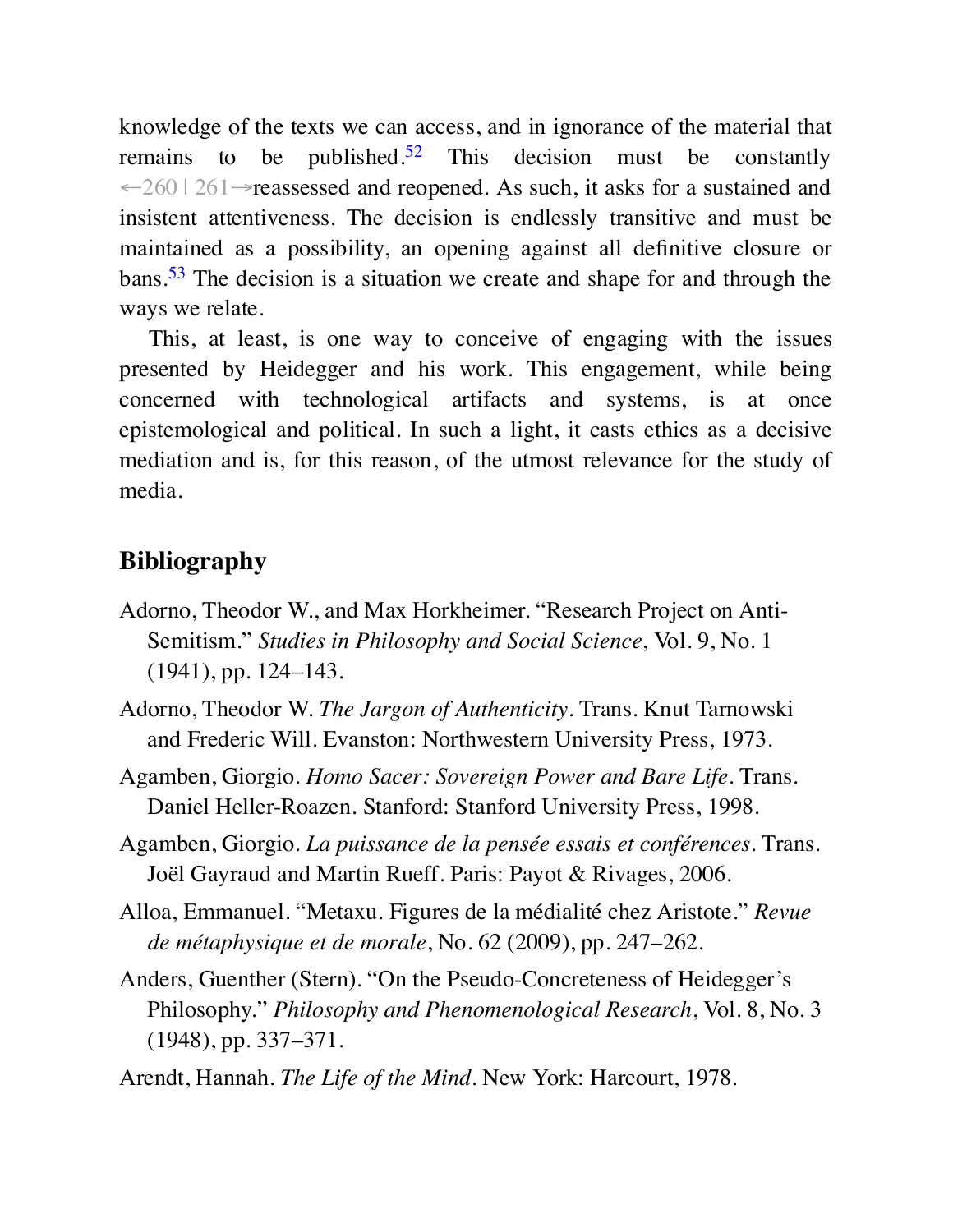knowledge of the texts we can access, and in ignorance of the material that remains to be published.[52] This decision must be constantly ←260 | 261→reassessed and reopened. As such, it asks for a sustained and insistent attentiveness. The decision is endlessly transitive and must be maintained as a possibility, an opening against all definitive closure or bans.[53] The decision is a situation we create and shape for and through the ways we relate.

This, at least, is one way to conceive of engaging with the issues presented by Heidegger and his work. This engagement, while being concerned with technological artifacts and systems, is at once epistemological and political. In such a light, it casts ethics as a decisive mediation and is, for this reason, of the utmost relevance for the study of media.

## Bibliography

Adorno, Theodor W., and Max Horkheimer. "Research Project on Anti-Semitism." *Studies in Philosophy and Social Science*, Vol. 9, No. 1 (1941), pp. 124–143.

Adorno, Theodor W. *The Jargon of Authenticity*. Trans. Knut Tarnowski and Frederic Will. Evanston: Northwestern University Press, 1973.

Agamben, Giorgio. *Homo Sacer: Sovereign Power and Bare Life*. Trans. Daniel Heller-Roazen. Stanford: Stanford University Press, 1998.

Agamben, Giorgio. *La puissance de la pensée essais et conférences*. Trans. Joël Gayraud and Martin Rueff. Paris: Payot & Rivages, 2006.

Alloa, Emmanuel. "Metaxu. Figures de la médialité chez Aristote." *Revue de métaphysique et de morale*, No. 62 (2009), pp. 247–262.

Anders, Guenther (Stern). "On the Pseudo-Concreteness of Heidegger's Philosophy." *Philosophy and Phenomenological Research*, Vol. 8, No. 3 (1948), pp. 337–371.

Arendt, Hannah. *The Life of the Mind*. New York: Harcourt, 1978.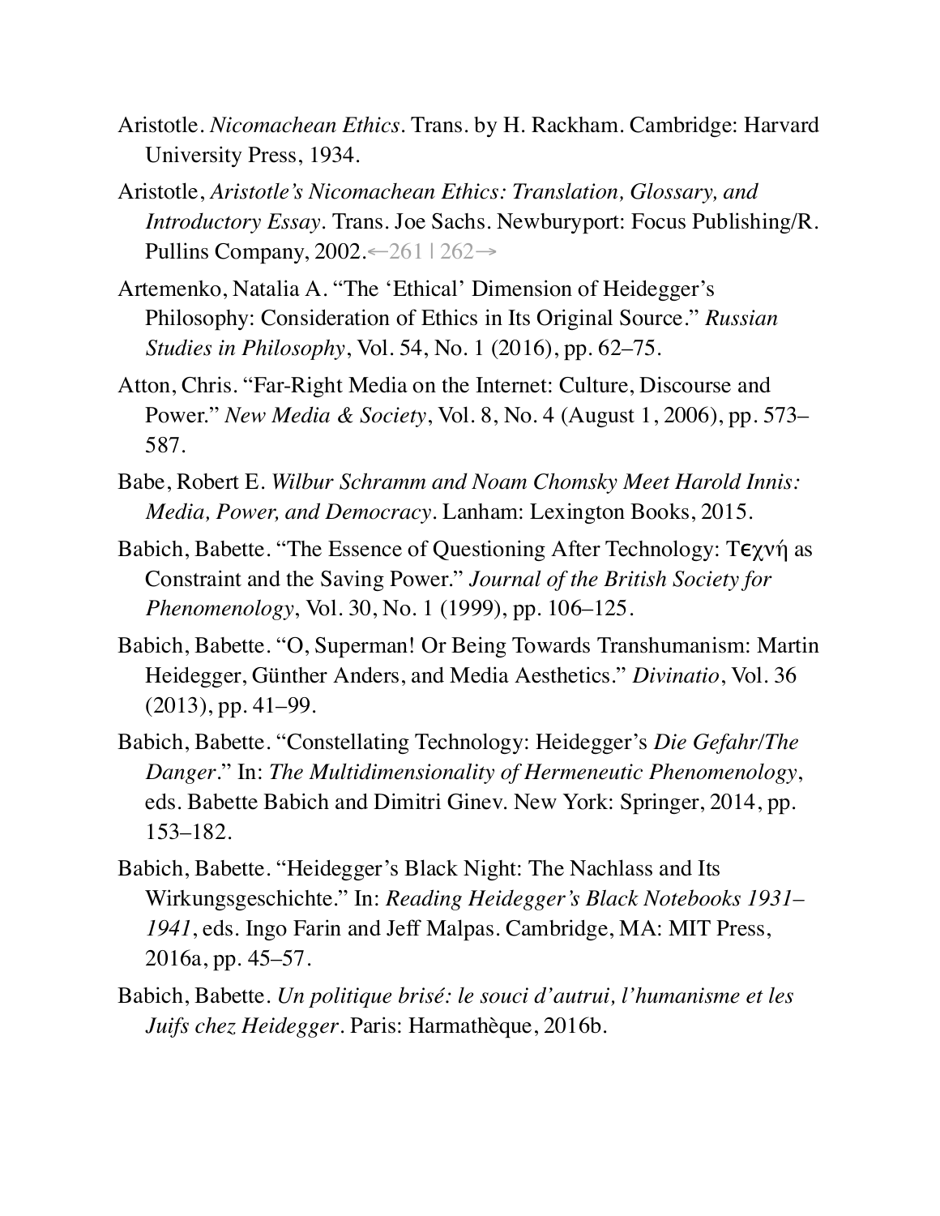Aristotle. *Nicomachean Ethics*. Trans. by H. Rackham. Cambridge: Harvard University Press, 1934.

Aristotle, *Aristotle's Nicomachean Ethics: Translation, Glossary, and Introductory Essay*. Trans. Joe Sachs. Newburyport: Focus Publishing/R. Pullins Company, 2002.←261 | 262→

Artemenko, Natalia A. "The 'Ethical' Dimension of Heidegger's Philosophy: Consideration of Ethics in Its Original Source." *Russian Studies in Philosophy*, Vol. 54, No. 1 (2016), pp. 62–75.

Atton, Chris. "Far-Right Media on the Internet: Culture, Discourse and Power." *New Media & Society*, Vol. 8, No. 4 (August 1, 2006), pp. 573–587.

Babe, Robert E. *Wilbur Schramm and Noam Chomsky Meet Harold Innis: Media, Power, and Democracy*. Lanham: Lexington Books, 2015.

Babich, Babette. "The Essence of Questioning After Technology: Τεχνή as Constraint and the Saving Power." *Journal of the British Society for Phenomenology*, Vol. 30, No. 1 (1999), pp. 106–125.

Babich, Babette. "O, Superman! Or Being Towards Transhumanism: Martin Heidegger, Günther Anders, and Media Aesthetics." *Divinatio*, Vol. 36 (2013), pp. 41–99.

Babich, Babette. "Constellating Technology: Heidegger's *Die Gefahr/The Danger*." In: *The Multidimensionality of Hermeneutic Phenomenology*, eds. Babette Babich and Dimitri Ginev. New York: Springer, 2014, pp. 153–182.

Babich, Babette. "Heidegger's Black Night: The Nachlass and Its Wirkungsgeschichte." In: *Reading Heidegger's Black Notebooks 1931–1941*, eds. Ingo Farin and Jeff Malpas. Cambridge, MA: MIT Press, 2016a, pp. 45–57.

Babich, Babette. *Un politique brisé: le souci d'autrui, l'humanisme et les Juifs chez Heidegger*. Paris: Harmathèque, 2016b.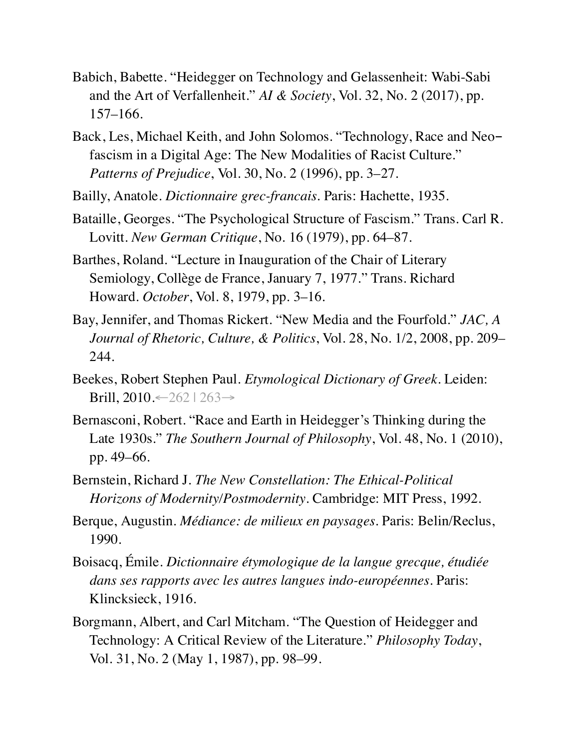Babich, Babette. "Heidegger on Technology and Gelassenheit: Wabi-Sabi and the Art of Verfallenheit." *AI & Society*, Vol. 32, No. 2 (2017), pp. 157–166.

Back, Les, Michael Keith, and John Solomos. "Technology, Race and Neo-fascism in a Digital Age: The New Modalities of Racist Culture." *Patterns of Prejudice*, Vol. 30, No. 2 (1996), pp. 3–27.

Bailly, Anatole. *Dictionnaire grec-francais*. Paris: Hachette, 1935.

Bataille, Georges. "The Psychological Structure of Fascism." Trans. Carl R. Lovitt. *New German Critique*, No. 16 (1979), pp. 64–87.

Barthes, Roland. "Lecture in Inauguration of the Chair of Literary Semiology, Collège de France, January 7, 1977." Trans. Richard Howard. *October*, Vol. 8, 1979, pp. 3–16.

Bay, Jennifer, and Thomas Rickert. "New Media and the Fourfold." *JAC, A Journal of Rhetoric, Culture, & Politics*, Vol. 28, No. 1/2, 2008, pp. 209–244.

Beekes, Robert Stephen Paul. *Etymological Dictionary of Greek*. Leiden: Brill, 2010.←262 | 263→

Bernasconi, Robert. "Race and Earth in Heidegger's Thinking during the Late 1930s." *The Southern Journal of Philosophy*, Vol. 48, No. 1 (2010), pp. 49–66.

Bernstein, Richard J. *The New Constellation: The Ethical-Political Horizons of Modernity/Postmodernity*. Cambridge: MIT Press, 1992.

Berque, Augustin. *Médiance: de milieux en paysages*. Paris: Belin/Reclus, 1990.

Boisacq, Émile. *Dictionnaire étymologique de la langue grecque, étudiée dans ses rapports avec les autres langues indo-européennes*. Paris: Klincksieck, 1916.

Borgmann, Albert, and Carl Mitcham. "The Question of Heidegger and Technology: A Critical Review of the Literature." *Philosophy Today*, Vol. 31, No. 2 (May 1, 1987), pp. 98–99.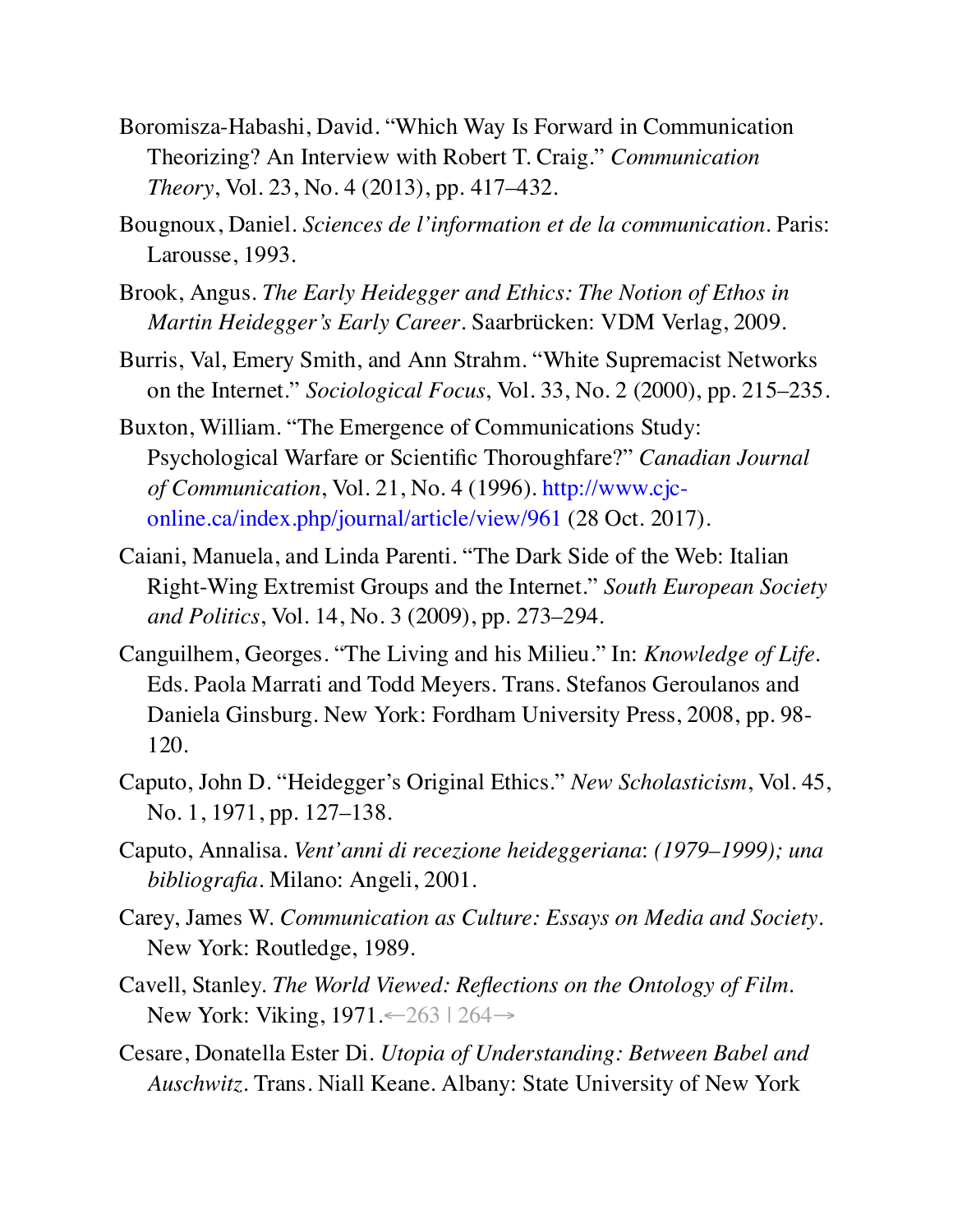Boromisza-Habashi, David. "Which Way Is Forward in Communication Theorizing? An Interview with Robert T. Craig." *Communication Theory*, Vol. 23, No. 4 (2013), pp. 417–432.

Bougnoux, Daniel. *Sciences de l'information et de la communication*. Paris: Larousse, 1993.

Brook, Angus. *The Early Heidegger and Ethics: The Notion of Ethos in Martin Heidegger's Early Career*. Saarbrücken: VDM Verlag, 2009.

Burris, Val, Emery Smith, and Ann Strahm. "White Supremacist Networks on the Internet." *Sociological Focus*, Vol. 33, No. 2 (2000), pp. 215–235.

Buxton, William. "The Emergence of Communications Study: Psychological Warfare or Scientific Thoroughfare?" *Canadian Journal of Communication*, Vol. 21, No. 4 (1996). http://www.cjc-online.ca/index.php/journal/article/view/961 (28 Oct. 2017).

Caiani, Manuela, and Linda Parenti. "The Dark Side of the Web: Italian Right-Wing Extremist Groups and the Internet." *South European Society and Politics*, Vol. 14, No. 3 (2009), pp. 273–294.

Canguilhem, Georges. "The Living and his Milieu." In: *Knowledge of Life*. Eds. Paola Marrati and Todd Meyers. Trans. Stefanos Geroulanos and Daniela Ginsburg. New York: Fordham University Press, 2008, pp. 98-120.

Caputo, John D. "Heidegger's Original Ethics." *New Scholasticism*, Vol. 45, No. 1, 1971, pp. 127–138.

Caputo, Annalisa. *Vent'anni di recezione heideggeriana: (1979–1999); una bibliografia*. Milano: Angeli, 2001.

Carey, James W. *Communication as Culture: Essays on Media and Society*. New York: Routledge, 1989.

Cavell, Stanley. *The World Viewed: Reflections on the Ontology of Film*. New York: Viking, 1971.←263 | 264→

Cesare, Donatella Ester Di. *Utopia of Understanding: Between Babel and Auschwitz*. Trans. Niall Keane. Albany: State University of New York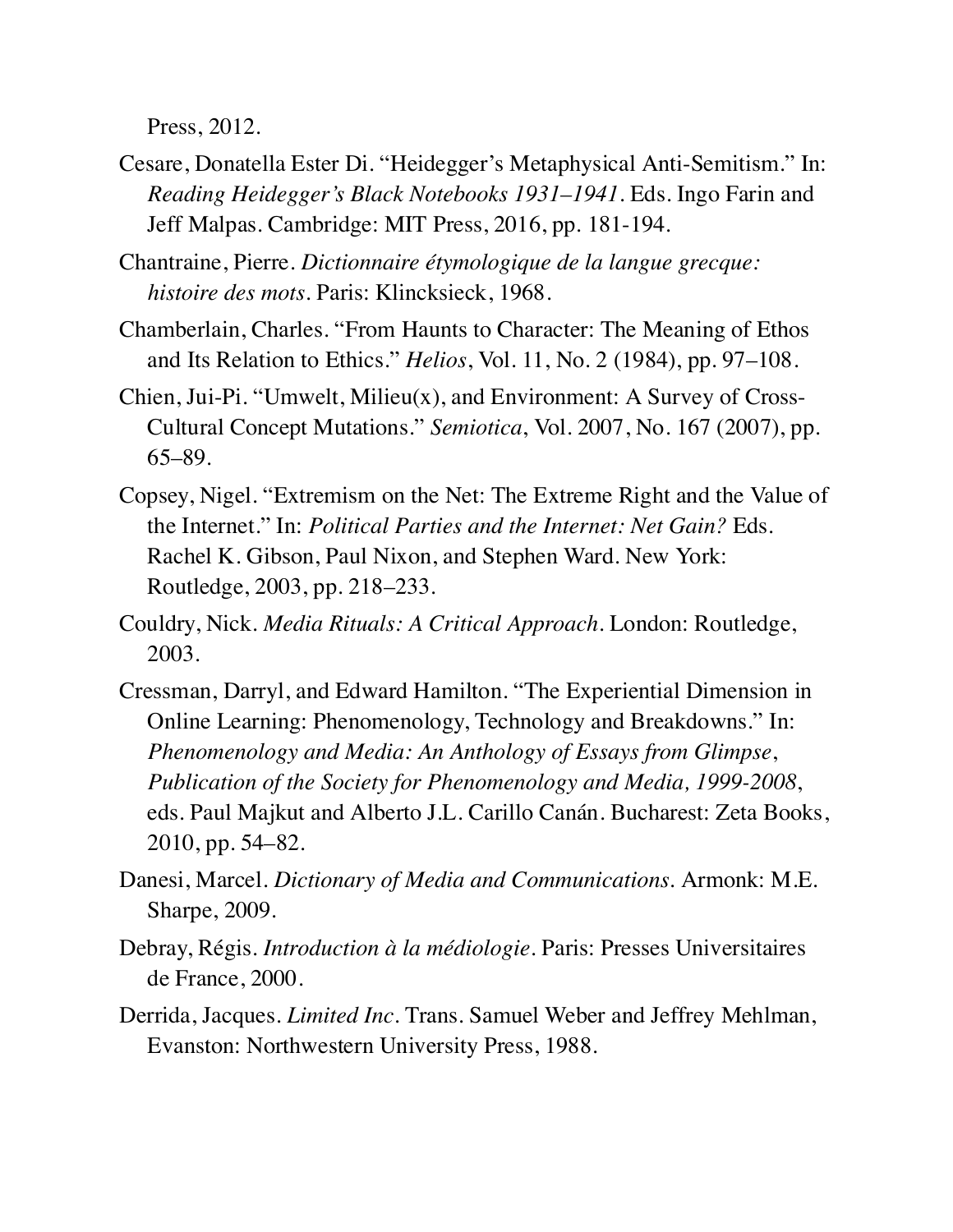Press, 2012.

Cesare, Donatella Ester Di. "Heidegger's Metaphysical Anti-Semitism." In: *Reading Heidegger's Black Notebooks 1931–1941*. Eds. Ingo Farin and Jeff Malpas. Cambridge: MIT Press, 2016, pp. 181-194.

Chantraine, Pierre. *Dictionnaire étymologique de la langue grecque: histoire des mots*. Paris: Klincksieck, 1968.

Chamberlain, Charles. "From Haunts to Character: The Meaning of Ethos and Its Relation to Ethics." *Helios*, Vol. 11, No. 2 (1984), pp. 97–108.

Chien, Jui-Pi. "Umwelt, Milieu(x), and Environment: A Survey of Cross-Cultural Concept Mutations." *Semiotica*, Vol. 2007, No. 167 (2007), pp. 65–89.

Copsey, Nigel. "Extremism on the Net: The Extreme Right and the Value of the Internet." In: *Political Parties and the Internet: Net Gain?* Eds. Rachel K. Gibson, Paul Nixon, and Stephen Ward. New York: Routledge, 2003, pp. 218–233.

Couldry, Nick. *Media Rituals: A Critical Approach*. London: Routledge, 2003.

Cressman, Darryl, and Edward Hamilton. "The Experiential Dimension in Online Learning: Phenomenology, Technology and Breakdowns." In: *Phenomenology and Media: An Anthology of Essays from Glimpse, Publication of the Society for Phenomenology and Media, 1999-2008*, eds. Paul Majkut and Alberto J.L. Carillo Canán. Bucharest: Zeta Books, 2010, pp. 54–82.

Danesi, Marcel. *Dictionary of Media and Communications*. Armonk: M.E. Sharpe, 2009.

Debray, Régis. *Introduction à la médiologie*. Paris: Presses Universitaires de France, 2000.

Derrida, Jacques. *Limited Inc*. Trans. Samuel Weber and Jeffrey Mehlman, Evanston: Northwestern University Press, 1988.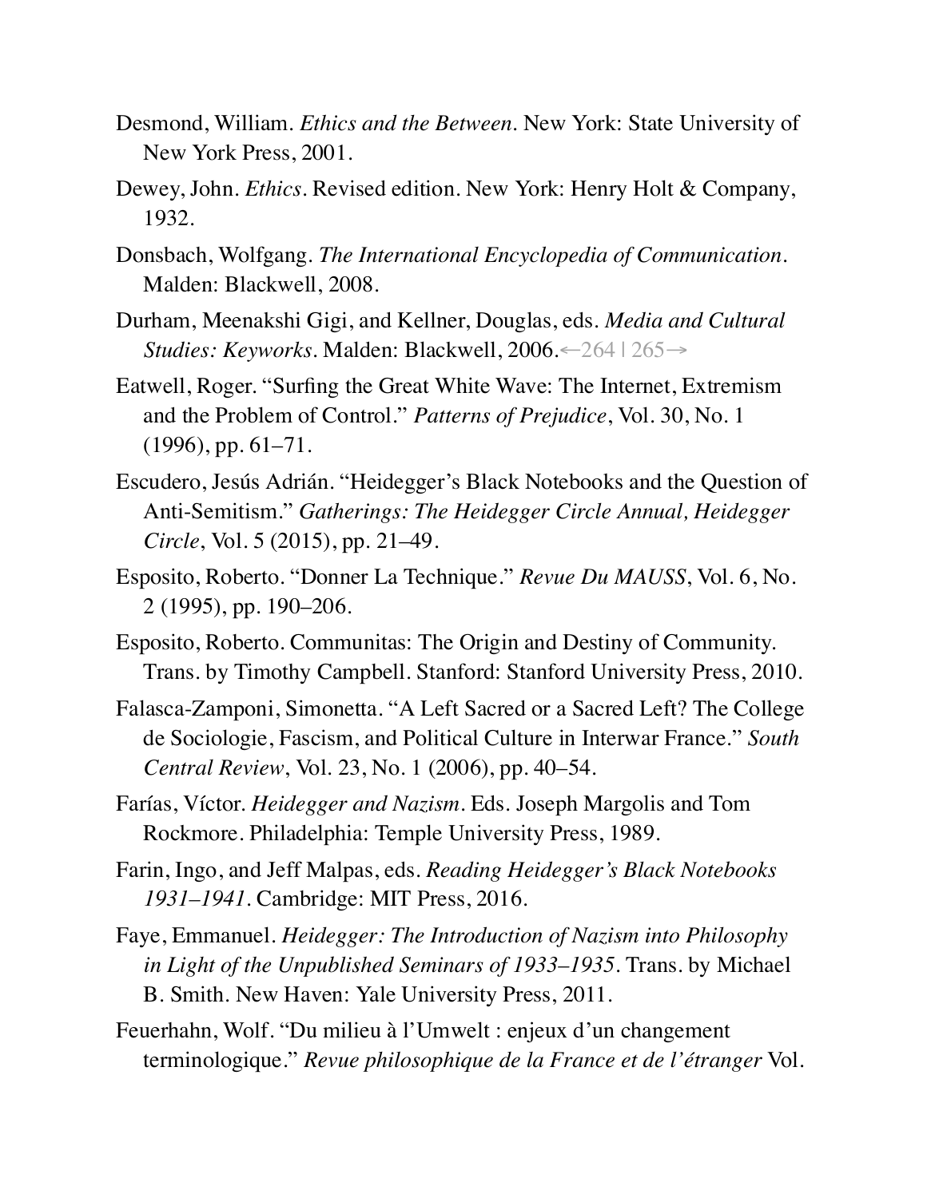Desmond, William. *Ethics and the Between*. New York: State University of New York Press, 2001.

Dewey, John. *Ethics*. Revised edition. New York: Henry Holt & Company, 1932.

Donsbach, Wolfgang. *The International Encyclopedia of Communication*. Malden: Blackwell, 2008.

Durham, Meenakshi Gigi, and Kellner, Douglas, eds. *Media and Cultural Studies: Keyworks*. Malden: Blackwell, 2006.←264 | 265→

Eatwell, Roger. "Surfing the Great White Wave: The Internet, Extremism and the Problem of Control." *Patterns of Prejudice*, Vol. 30, No. 1 (1996), pp. 61–71.

Escudero, Jesús Adrián. "Heidegger's Black Notebooks and the Question of Anti-Semitism." *Gatherings: The Heidegger Circle Annual, Heidegger Circle*, Vol. 5 (2015), pp. 21–49.

Esposito, Roberto. "Donner La Technique." *Revue Du MAUSS*, Vol. 6, No. 2 (1995), pp. 190–206.

Esposito, Roberto. Communitas: The Origin and Destiny of Community. Trans. by Timothy Campbell. Stanford: Stanford University Press, 2010.

Falasca-Zamponi, Simonetta. "A Left Sacred or a Sacred Left? The College de Sociologie, Fascism, and Political Culture in Interwar France." *South Central Review*, Vol. 23, No. 1 (2006), pp. 40–54.

Farías, Víctor. *Heidegger and Nazism*. Eds. Joseph Margolis and Tom Rockmore. Philadelphia: Temple University Press, 1989.

Farin, Ingo, and Jeff Malpas, eds. *Reading Heidegger's Black Notebooks 1931–1941*. Cambridge: MIT Press, 2016.

Faye, Emmanuel. *Heidegger: The Introduction of Nazism into Philosophy in Light of the Unpublished Seminars of 1933–1935*. Trans. by Michael B. Smith. New Haven: Yale University Press, 2011.

Feuerhahn, Wolf. "Du milieu à l'Umwelt : enjeux d'un changement terminologique." *Revue philosophique de la France et de l'étranger* Vol.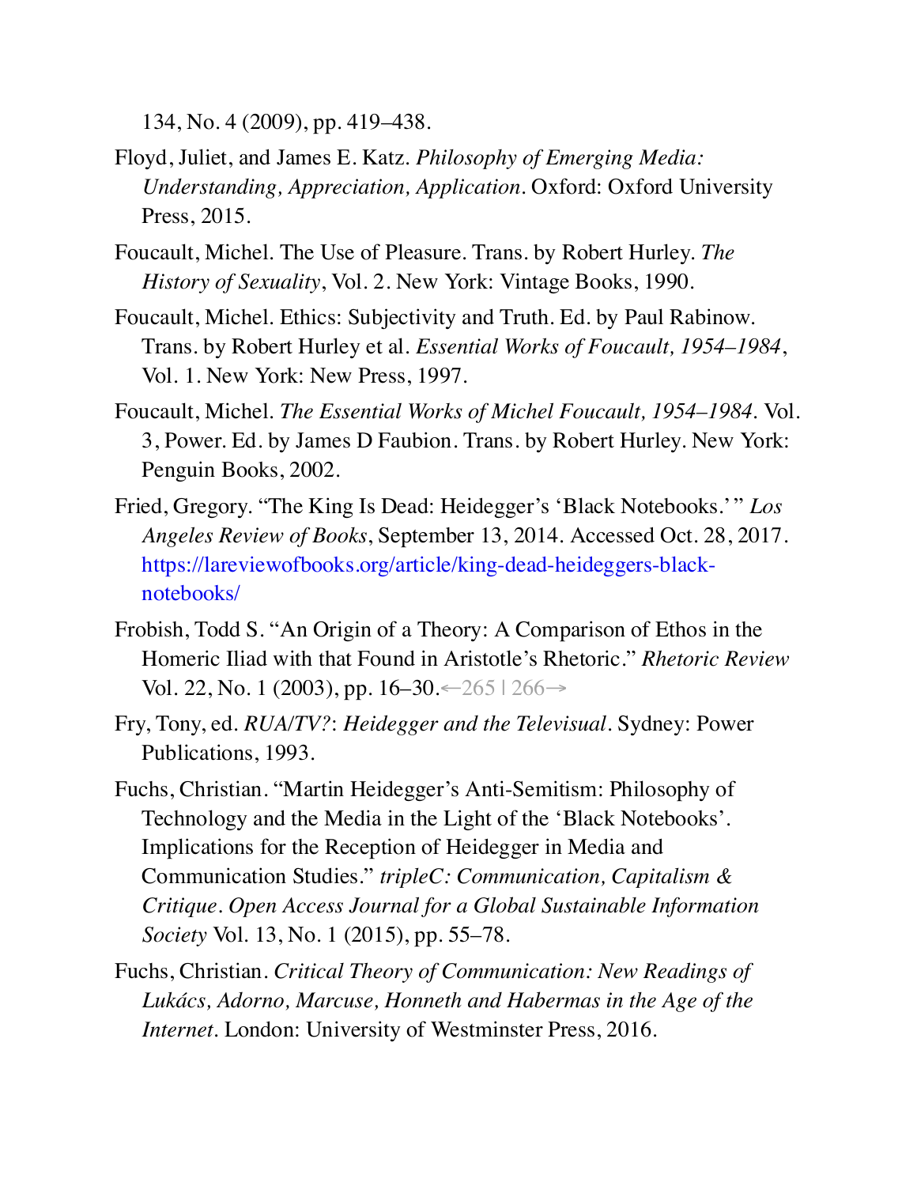134, No. 4 (2009), pp. 419–438.

Floyd, Juliet, and James E. Katz. *Philosophy of Emerging Media: Understanding, Appreciation, Application*. Oxford: Oxford University Press, 2015.

Foucault, Michel. The Use of Pleasure. Trans. by Robert Hurley. *The History of Sexuality*, Vol. 2. New York: Vintage Books, 1990.

Foucault, Michel. Ethics: Subjectivity and Truth. Ed. by Paul Rabinow. Trans. by Robert Hurley et al. *Essential Works of Foucault, 1954–1984*, Vol. 1. New York: New Press, 1997.

Foucault, Michel. *The Essential Works of Michel Foucault, 1954–1984*. Vol. 3, Power. Ed. by James D Faubion. Trans. by Robert Hurley. New York: Penguin Books, 2002.

Fried, Gregory. "The King Is Dead: Heidegger's 'Black Notebooks.'" *Los Angeles Review of Books*, September 13, 2014. Accessed Oct. 28, 2017. https://lareviewofbooks.org/article/king-dead-heideggers-black-notebooks/

Frobish, Todd S. "An Origin of a Theory: A Comparison of Ethos in the Homeric Iliad with that Found in Aristotle's Rhetoric." *Rhetoric Review* Vol. 22, No. 1 (2003), pp. 16–30.←265 | 266→

Fry, Tony, ed. *RUA/TV?*: *Heidegger and the Televisual*. Sydney: Power Publications, 1993.

Fuchs, Christian. "Martin Heidegger's Anti-Semitism: Philosophy of Technology and the Media in the Light of the 'Black Notebooks'. Implications for the Reception of Heidegger in Media and Communication Studies." *tripleC: Communication, Capitalism & Critique. Open Access Journal for a Global Sustainable Information Society* Vol. 13, No. 1 (2015), pp. 55–78.

Fuchs, Christian. *Critical Theory of Communication: New Readings of Lukács, Adorno, Marcuse, Honneth and Habermas in the Age of the Internet*. London: University of Westminster Press, 2016.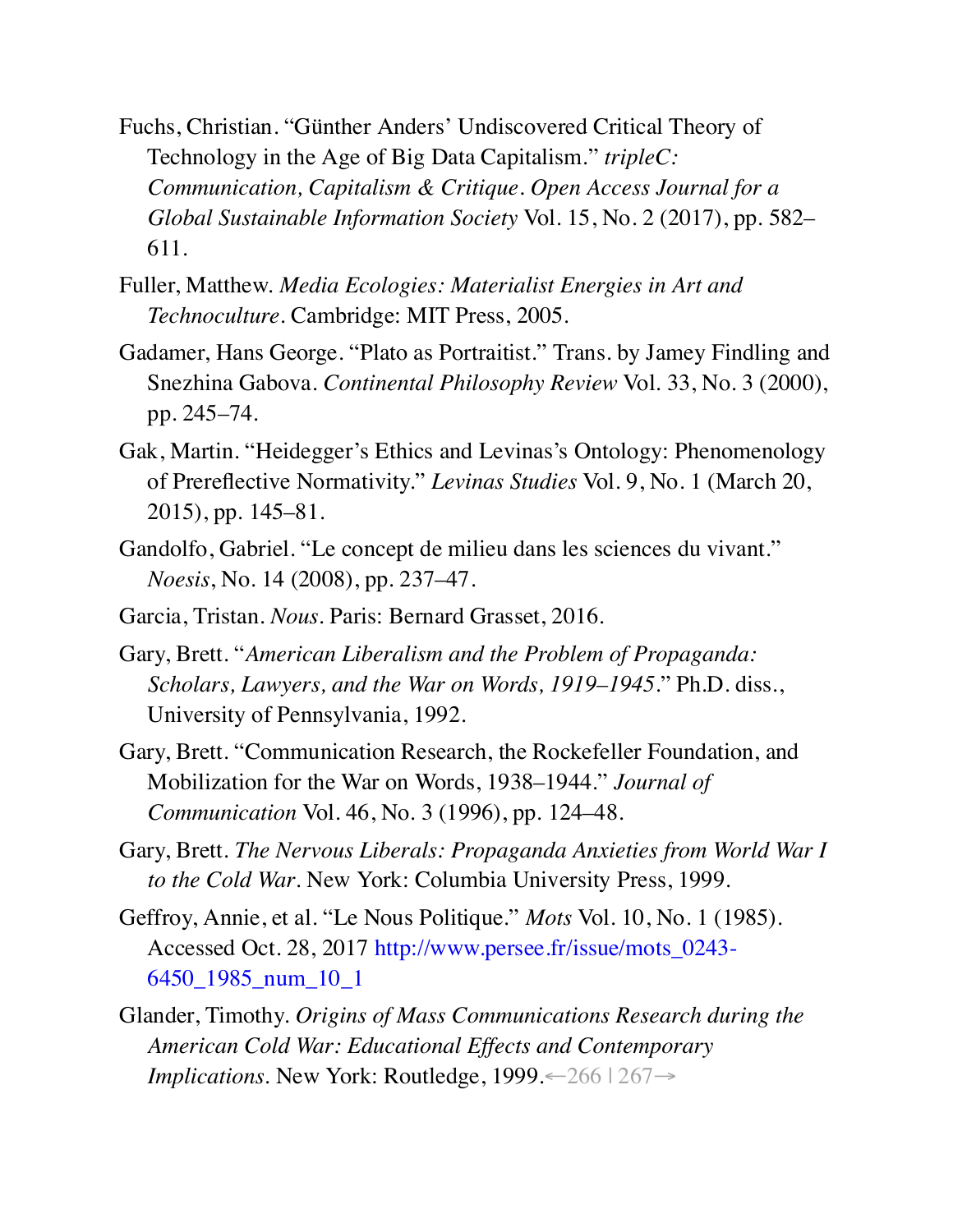Fuchs, Christian. "Günther Anders' Undiscovered Critical Theory of Technology in the Age of Big Data Capitalism." *tripleC: Communication, Capitalism & Critique. Open Access Journal for a Global Sustainable Information Society* Vol. 15, No. 2 (2017), pp. 582–611.

Fuller, Matthew. *Media Ecologies: Materialist Energies in Art and Technoculture*. Cambridge: MIT Press, 2005.

Gadamer, Hans George. "Plato as Portraitist." Trans. by Jamey Findling and Snezhina Gabova. *Continental Philosophy Review* Vol. 33, No. 3 (2000), pp. 245–74.

Gak, Martin. "Heidegger's Ethics and Levinas's Ontology: Phenomenology of Prereflective Normativity." *Levinas Studies* Vol. 9, No. 1 (March 20, 2015), pp. 145–81.

Gandolfo, Gabriel. "Le concept de milieu dans les sciences du vivant." *Noesis*, No. 14 (2008), pp. 237–47.

Garcia, Tristan. *Nous*. Paris: Bernard Grasset, 2016.

Gary, Brett. "*American Liberalism and the Problem of Propaganda: Scholars, Lawyers, and the War on Words, 1919–1945*." Ph.D. diss., University of Pennsylvania, 1992.

Gary, Brett. "Communication Research, the Rockefeller Foundation, and Mobilization for the War on Words, 1938–1944." *Journal of Communication* Vol. 46, No. 3 (1996), pp. 124–48.

Gary, Brett. *The Nervous Liberals: Propaganda Anxieties from World War I to the Cold War*. New York: Columbia University Press, 1999.

Geffroy, Annie, et al. "Le Nous Politique." *Mots* Vol. 10, No. 1 (1985). Accessed Oct. 28, 2017 http://www.persee.fr/issue/mots_0243-6450_1985_num_10_1

Glander, Timothy. *Origins of Mass Communications Research during the American Cold War: Educational Effects and Contemporary Implications*. New York: Routledge, 1999.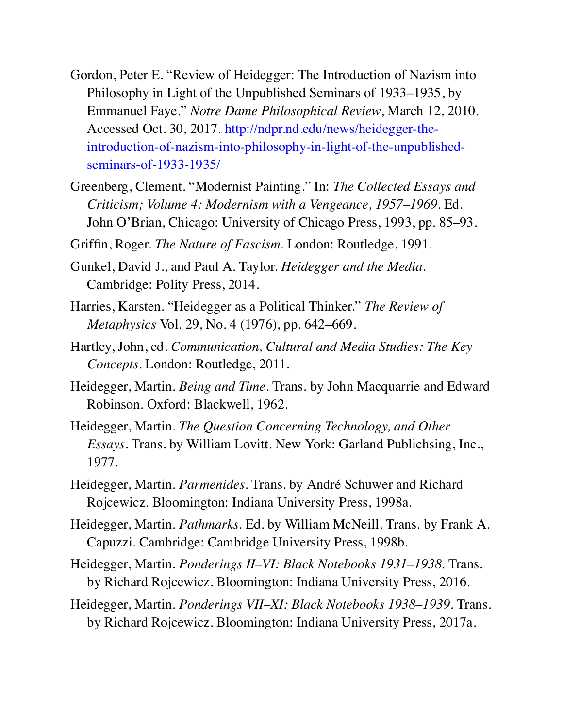Gordon, Peter E. "Review of Heidegger: The Introduction of Nazism into Philosophy in Light of the Unpublished Seminars of 1933–1935, by Emmanuel Faye." *Notre Dame Philosophical Review*, March 12, 2010. Accessed Oct. 30, 2017. http://ndpr.nd.edu/news/heidegger-the-introduction-of-nazism-into-philosophy-in-light-of-the-unpublished-seminars-of-1933-1935/

Greenberg, Clement. "Modernist Painting." In: *The Collected Essays and Criticism; Volume 4: Modernism with a Vengeance, 1957–1969*. Ed. John O'Brian, Chicago: University of Chicago Press, 1993, pp. 85–93.

Griffin, Roger. *The Nature of Fascism*. London: Routledge, 1991.

Gunkel, David J., and Paul A. Taylor. *Heidegger and the Media*. Cambridge: Polity Press, 2014.

Harries, Karsten. "Heidegger as a Political Thinker." *The Review of Metaphysics* Vol. 29, No. 4 (1976), pp. 642–669.

Hartley, John, ed. *Communication, Cultural and Media Studies: The Key Concepts*. London: Routledge, 2011.

Heidegger, Martin. *Being and Time*. Trans. by John Macquarrie and Edward Robinson. Oxford: Blackwell, 1962.

Heidegger, Martin. *The Question Concerning Technology, and Other Essays*. Trans. by William Lovitt. New York: Garland Publichsing, Inc., 1977.

Heidegger, Martin. *Parmenides*. Trans. by André Schuwer and Richard Rojcewicz. Bloomington: Indiana University Press, 1998a.

Heidegger, Martin. *Pathmarks*. Ed. by William McNeill. Trans. by Frank A. Capuzzi. Cambridge: Cambridge University Press, 1998b.

Heidegger, Martin. *Ponderings II–VI: Black Notebooks 1931–1938*. Trans. by Richard Rojcewicz. Bloomington: Indiana University Press, 2016.

Heidegger, Martin. *Ponderings VII–XI: Black Notebooks 1938–1939*. Trans. by Richard Rojcewicz. Bloomington: Indiana University Press, 2017a.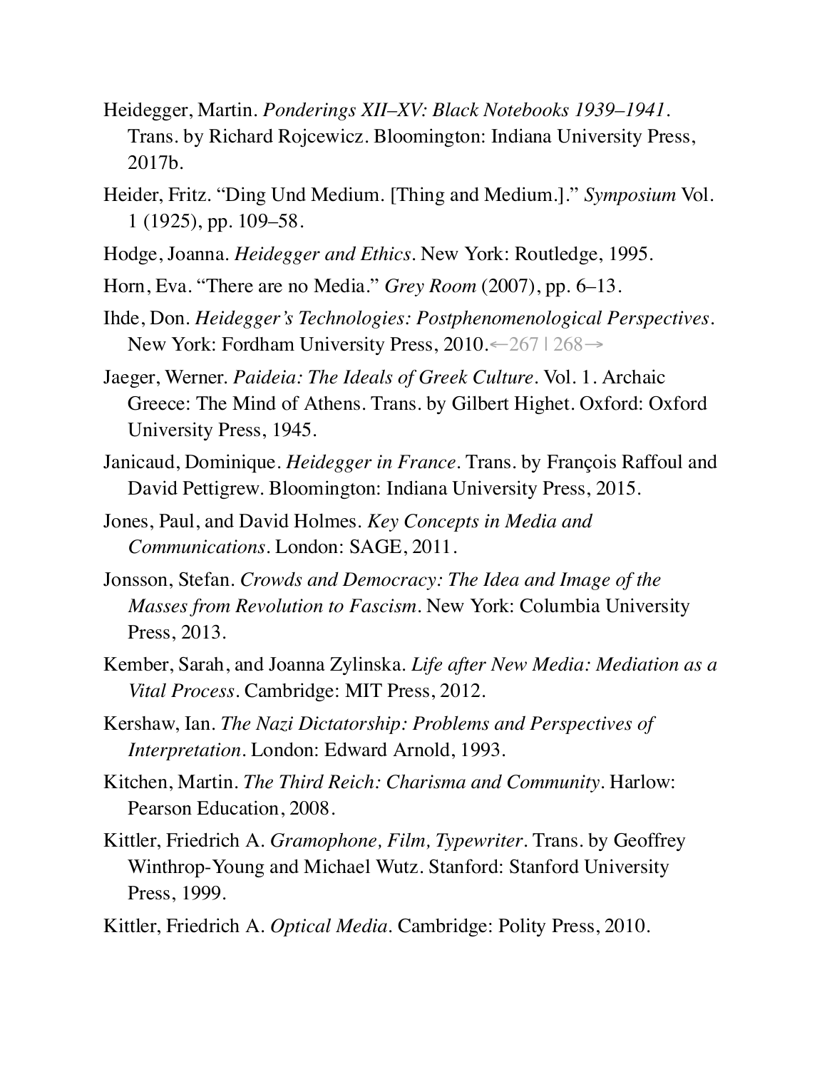Heidegger, Martin. *Ponderings XII–XV: Black Notebooks 1939–1941*. Trans. by Richard Rojcewicz. Bloomington: Indiana University Press, 2017b.

Heider, Fritz. "Ding Und Medium. [Thing and Medium.]." *Symposium* Vol. 1 (1925), pp. 109–58.

Hodge, Joanna. *Heidegger and Ethics*. New York: Routledge, 1995.

Horn, Eva. "There are no Media." *Grey Room* (2007), pp. 6–13.

Ihde, Don. *Heidegger's Technologies: Postphenomenological Perspectives*. New York: Fordham University Press, 2010.

Jaeger, Werner. *Paideia: The Ideals of Greek Culture*. Vol. 1. Archaic Greece: The Mind of Athens. Trans. by Gilbert Highet. Oxford: Oxford University Press, 1945.

Janicaud, Dominique. *Heidegger in France*. Trans. by François Raffoul and David Pettigrew. Bloomington: Indiana University Press, 2015.

Jones, Paul, and David Holmes. *Key Concepts in Media and Communications*. London: SAGE, 2011.

Jonsson, Stefan. *Crowds and Democracy: The Idea and Image of the Masses from Revolution to Fascism*. New York: Columbia University Press, 2013.

Kember, Sarah, and Joanna Zylinska. *Life after New Media: Mediation as a Vital Process*. Cambridge: MIT Press, 2012.

Kershaw, Ian. *The Nazi Dictatorship: Problems and Perspectives of Interpretation*. London: Edward Arnold, 1993.

Kitchen, Martin. *The Third Reich: Charisma and Community*. Harlow: Pearson Education, 2008.

Kittler, Friedrich A. *Gramophone, Film, Typewriter*. Trans. by Geoffrey Winthrop-Young and Michael Wutz. Stanford: Stanford University Press, 1999.

Kittler, Friedrich A. *Optical Media*. Cambridge: Polity Press, 2010.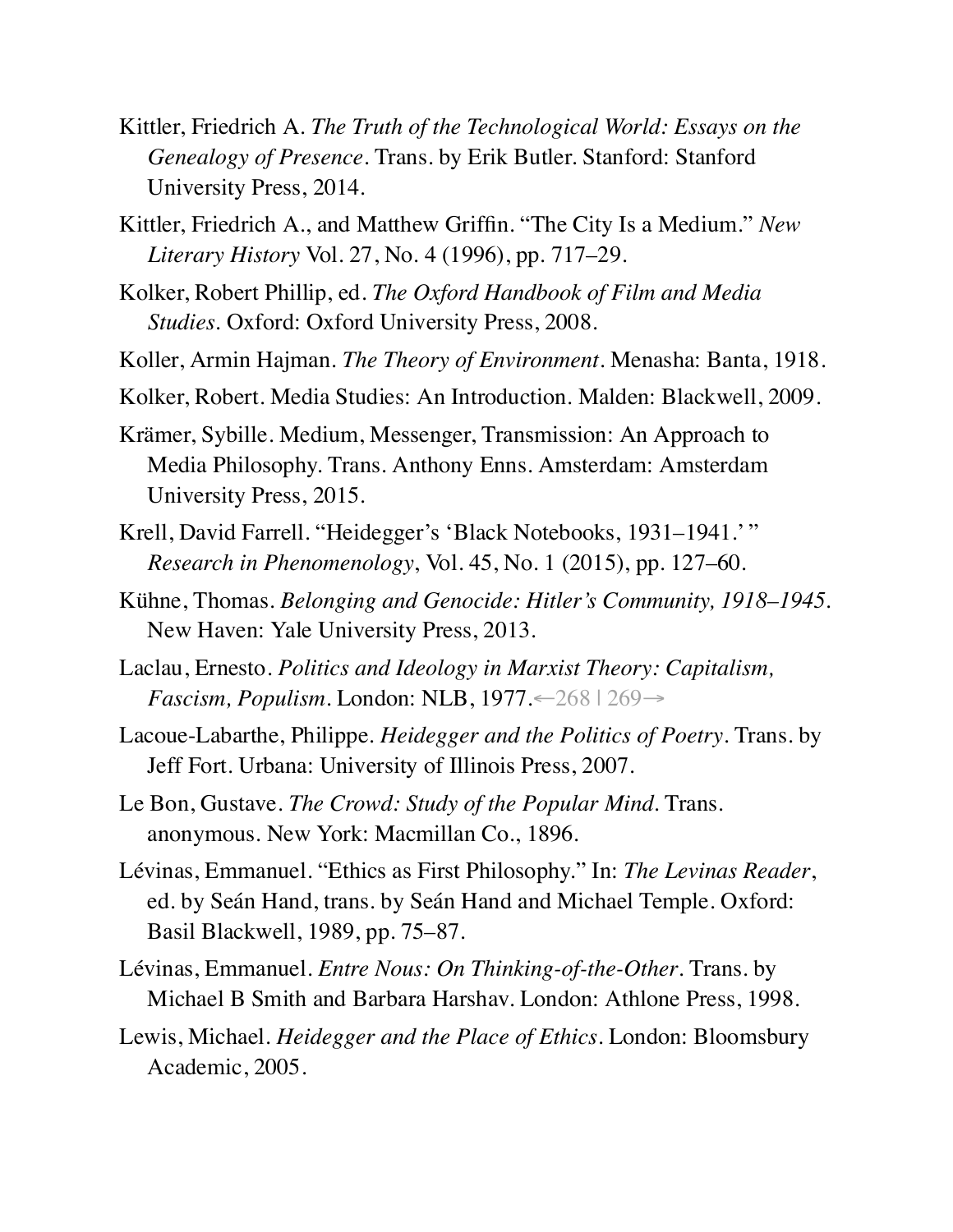Kittler, Friedrich A. *The Truth of the Technological World: Essays on the Genealogy of Presence*. Trans. by Erik Butler. Stanford: Stanford University Press, 2014.

Kittler, Friedrich A., and Matthew Griffin. "The City Is a Medium." *New Literary History* Vol. 27, No. 4 (1996), pp. 717–29.

Kolker, Robert Phillip, ed. *The Oxford Handbook of Film and Media Studies*. Oxford: Oxford University Press, 2008.

Koller, Armin Hajman. *The Theory of Environment*. Menasha: Banta, 1918.

Kolker, Robert. Media Studies: An Introduction. Malden: Blackwell, 2009.

Krämer, Sybille. Medium, Messenger, Transmission: An Approach to Media Philosophy. Trans. Anthony Enns. Amsterdam: Amsterdam University Press, 2015.

Krell, David Farrell. "Heidegger's 'Black Notebooks, 1931–1941.' " *Research in Phenomenology*, Vol. 45, No. 1 (2015), pp. 127–60.

Kühne, Thomas. *Belonging and Genocide: Hitler's Community, 1918–1945*. New Haven: Yale University Press, 2013.

Laclau, Ernesto. *Politics and Ideology in Marxist Theory: Capitalism, Fascism, Populism*. London: NLB, 1977.←268 | 269→

Lacoue-Labarthe, Philippe. *Heidegger and the Politics of Poetry*. Trans. by Jeff Fort. Urbana: University of Illinois Press, 2007.

Le Bon, Gustave. *The Crowd: Study of the Popular Mind*. Trans. anonymous. New York: Macmillan Co., 1896.

Lévinas, Emmanuel. "Ethics as First Philosophy." In: *The Levinas Reader*, ed. by Seán Hand, trans. by Seán Hand and Michael Temple. Oxford: Basil Blackwell, 1989, pp. 75–87.

Lévinas, Emmanuel. *Entre Nous: On Thinking-of-the-Other*. Trans. by Michael B Smith and Barbara Harshav. London: Athlone Press, 1998.

Lewis, Michael. *Heidegger and the Place of Ethics*. London: Bloomsbury Academic, 2005.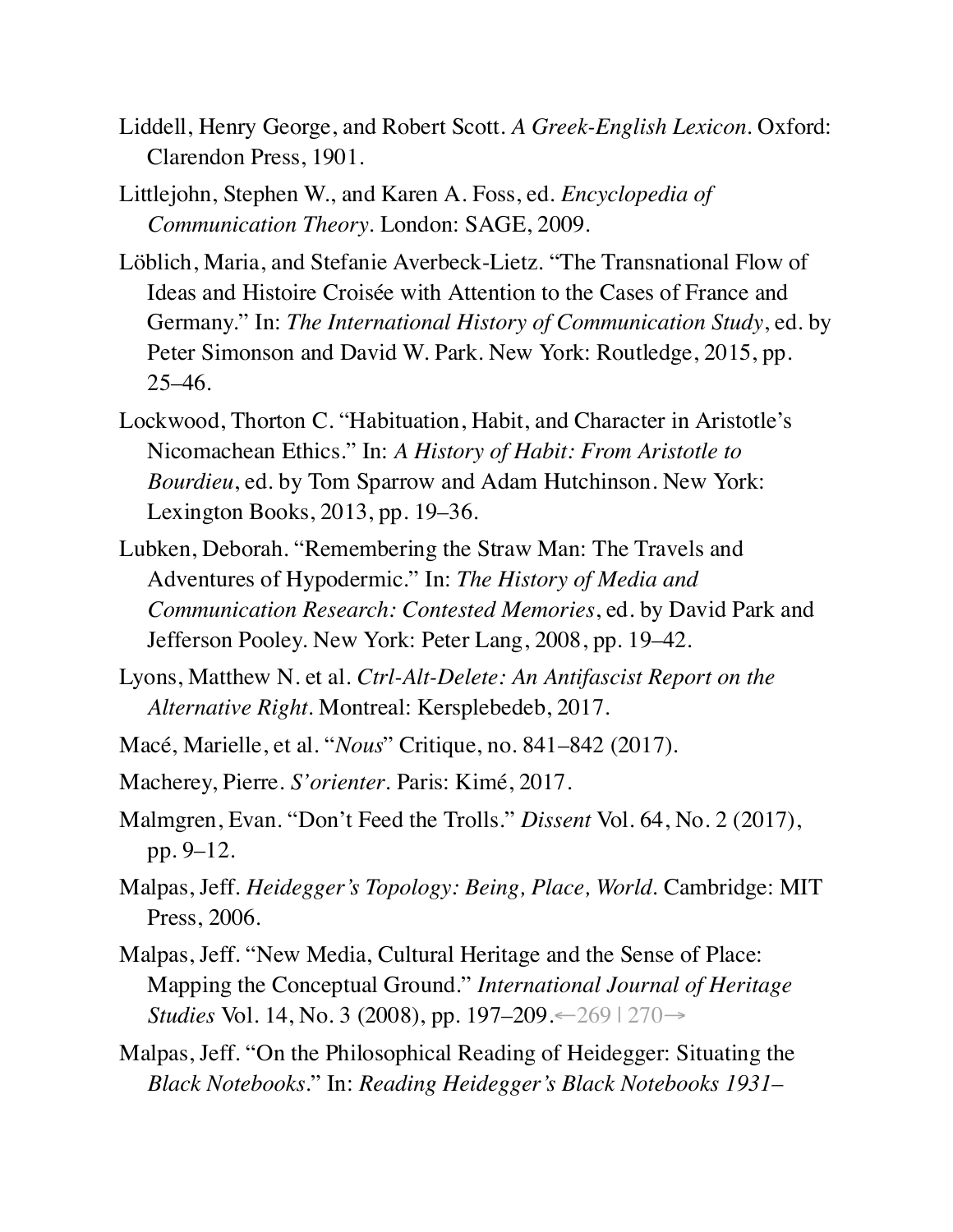Liddell, Henry George, and Robert Scott. *A Greek-English Lexicon*. Oxford: Clarendon Press, 1901.

Littlejohn, Stephen W., and Karen A. Foss, ed. *Encyclopedia of Communication Theory*. London: SAGE, 2009.

Löblich, Maria, and Stefanie Averbeck-Lietz. "The Transnational Flow of Ideas and Histoire Croisée with Attention to the Cases of France and Germany." In: *The International History of Communication Study*, ed. by Peter Simonson and David W. Park. New York: Routledge, 2015, pp. 25–46.

Lockwood, Thorton C. "Habituation, Habit, and Character in Aristotle's Nicomachean Ethics." In: *A History of Habit: From Aristotle to Bourdieu*, ed. by Tom Sparrow and Adam Hutchinson. New York: Lexington Books, 2013, pp. 19–36.

Lubken, Deborah. "Remembering the Straw Man: The Travels and Adventures of Hypodermic." In: *The History of Media and Communication Research: Contested Memories*, ed. by David Park and Jefferson Pooley. New York: Peter Lang, 2008, pp. 19–42.

Lyons, Matthew N. et al. *Ctrl-Alt-Delete: An Antifascist Report on the Alternative Right*. Montreal: Kersplebedeb, 2017.

Macé, Marielle, et al. "*Nous*" Critique, no. 841–842 (2017).

Macherey, Pierre. *S'orienter*. Paris: Kimé, 2017.

Malmgren, Evan. "Don't Feed the Trolls." *Dissent* Vol. 64, No. 2 (2017), pp. 9–12.

Malpas, Jeff. *Heidegger's Topology: Being, Place, World*. Cambridge: MIT Press, 2006.

Malpas, Jeff. "New Media, Cultural Heritage and the Sense of Place: Mapping the Conceptual Ground." *International Journal of Heritage Studies* Vol. 14, No. 3 (2008), pp. 197–209.←269 | 270→

Malpas, Jeff. "On the Philosophical Reading of Heidegger: Situating the *Black Notebooks*." In: *Reading Heidegger's Black Notebooks 1931–*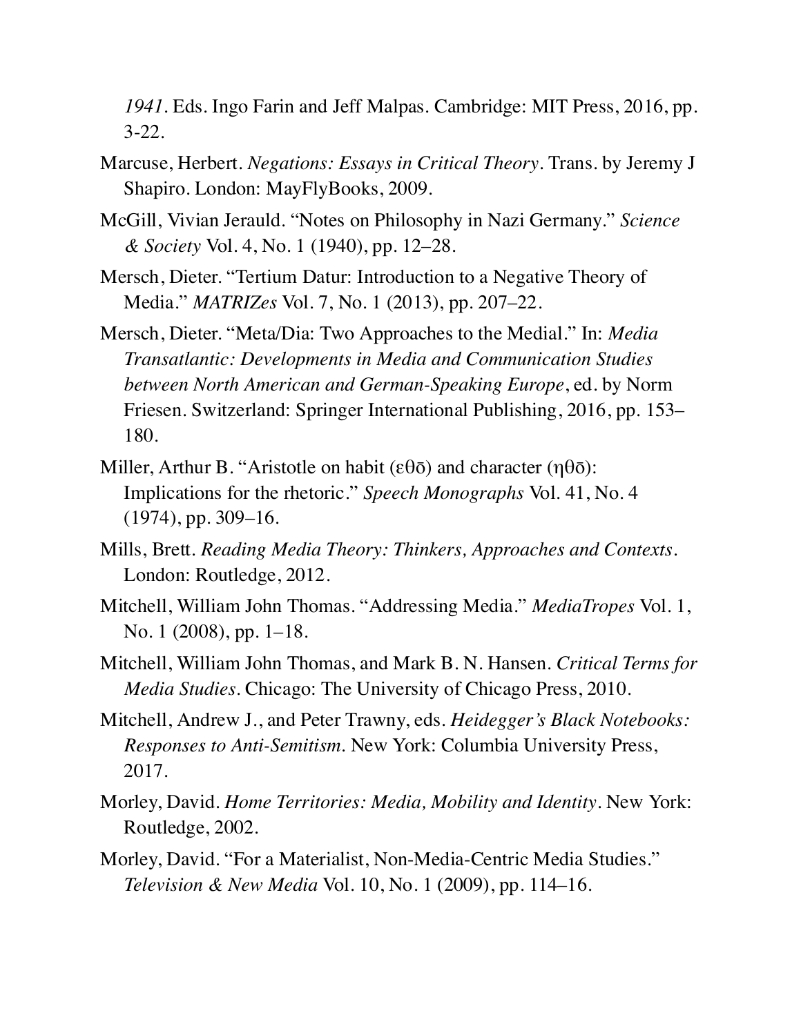*1941*. Eds. Ingo Farin and Jeff Malpas. Cambridge: MIT Press, 2016, pp. 3-22.

Marcuse, Herbert. *Negations: Essays in Critical Theory*. Trans. by Jeremy J Shapiro. London: MayFlyBooks, 2009.

McGill, Vivian Jerauld. "Notes on Philosophy in Nazi Germany." *Science & Society* Vol. 4, No. 1 (1940), pp. 12–28.

Mersch, Dieter. "Tertium Datur: Introduction to a Negative Theory of Media." *MATRIZes* Vol. 7, No. 1 (2013), pp. 207–22.

Mersch, Dieter. "Meta/Dia: Two Approaches to the Medial." In: *Media Transatlantic: Developments in Media and Communication Studies between North American and German-Speaking Europe*, ed. by Norm Friesen. Switzerland: Springer International Publishing, 2016, pp. 153–180.

Miller, Arthur B. "Aristotle on habit (εθō) and character (ηθō): Implications for the rhetoric." *Speech Monographs* Vol. 41, No. 4 (1974), pp. 309–16.

Mills, Brett. *Reading Media Theory: Thinkers, Approaches and Contexts*. London: Routledge, 2012.

Mitchell, William John Thomas. "Addressing Media." *MediaTropes* Vol. 1, No. 1 (2008), pp. 1–18.

Mitchell, William John Thomas, and Mark B. N. Hansen. *Critical Terms for Media Studies*. Chicago: The University of Chicago Press, 2010.

Mitchell, Andrew J., and Peter Trawny, eds. *Heidegger's Black Notebooks: Responses to Anti-Semitism*. New York: Columbia University Press, 2017.

Morley, David. *Home Territories: Media, Mobility and Identity*. New York: Routledge, 2002.

Morley, David. "For a Materialist, Non-Media-Centric Media Studies." *Television & New Media* Vol. 10, No. 1 (2009), pp. 114–16.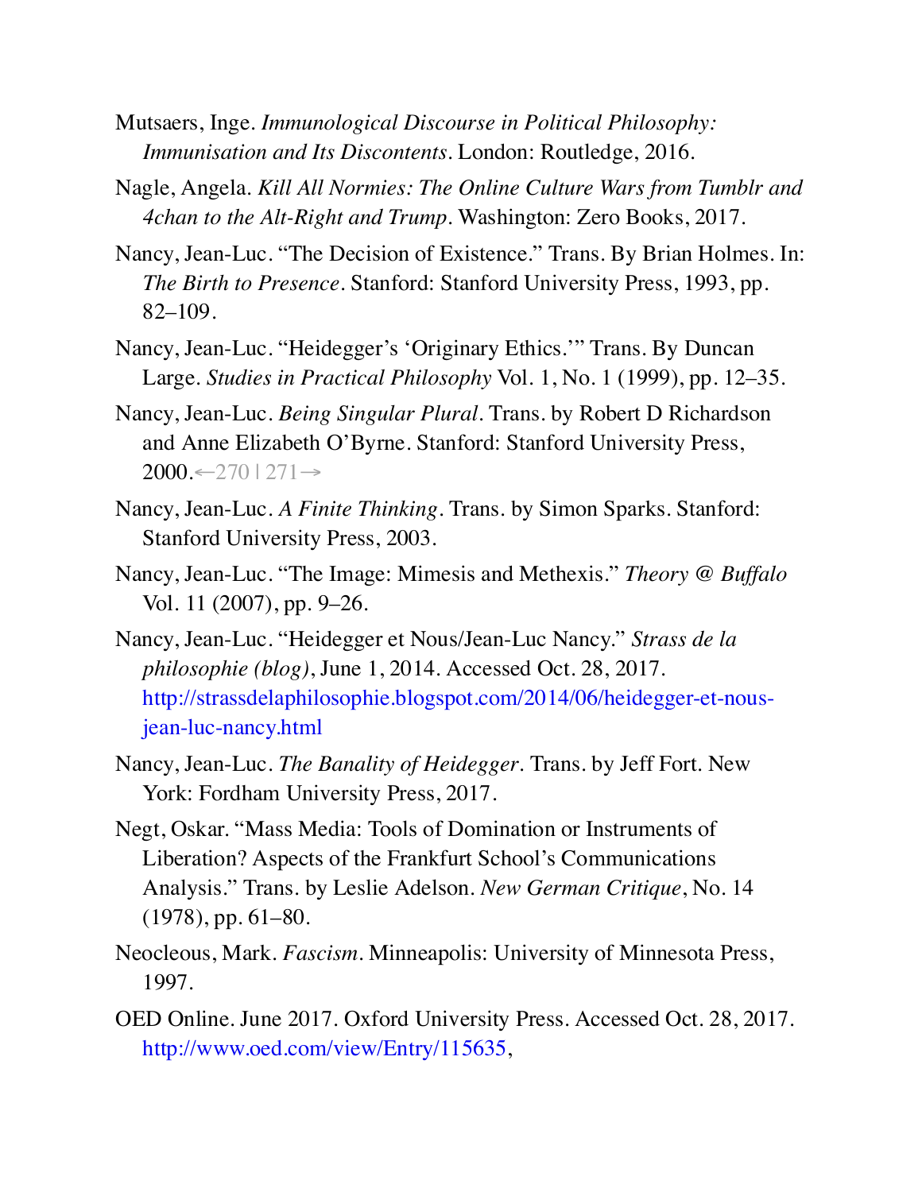Mutsaers, Inge. *Immunological Discourse in Political Philosophy: Immunisation and Its Discontents*. London: Routledge, 2016.

Nagle, Angela. *Kill All Normies: The Online Culture Wars from Tumblr and 4chan to the Alt-Right and Trump*. Washington: Zero Books, 2017.

Nancy, Jean-Luc. "The Decision of Existence." Trans. By Brian Holmes. In: *The Birth to Presence*. Stanford: Stanford University Press, 1993, pp. 82–109.

Nancy, Jean-Luc. "Heidegger's 'Originary Ethics.'" Trans. By Duncan Large. *Studies in Practical Philosophy* Vol. 1, No. 1 (1999), pp. 12–35.

Nancy, Jean-Luc. *Being Singular Plural*. Trans. by Robert D Richardson and Anne Elizabeth O'Byrne. Stanford: Stanford University Press, 2000.←270 | 271→

Nancy, Jean-Luc. *A Finite Thinking*. Trans. by Simon Sparks. Stanford: Stanford University Press, 2003.

Nancy, Jean-Luc. "The Image: Mimesis and Methexis." *Theory @ Buffalo* Vol. 11 (2007), pp. 9–26.

Nancy, Jean-Luc. "Heidegger et Nous/Jean-Luc Nancy." *Strass de la philosophie (blog)*, June 1, 2014. Accessed Oct. 28, 2017. http://strassdelaphilosophie.blogspot.com/2014/06/heidegger-et-nous-jean-luc-nancy.html

Nancy, Jean-Luc. *The Banality of Heidegger*. Trans. by Jeff Fort. New York: Fordham University Press, 2017.

Negt, Oskar. "Mass Media: Tools of Domination or Instruments of Liberation? Aspects of the Frankfurt School's Communications Analysis." Trans. by Leslie Adelson. *New German Critique*, No. 14 (1978), pp. 61–80.

Neocleous, Mark. *Fascism*. Minneapolis: University of Minnesota Press, 1997.

OED Online. June 2017. Oxford University Press. Accessed Oct. 28, 2017. http://www.oed.com/view/Entry/115635,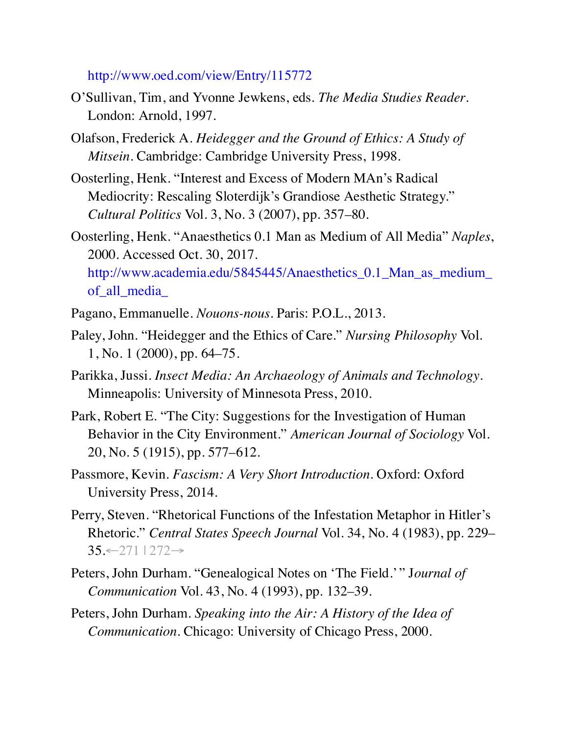http://www.oed.com/view/Entry/115772

O'Sullivan, Tim, and Yvonne Jewkens, eds. *The Media Studies Reader*. London: Arnold, 1997.

Olafson, Frederick A. *Heidegger and the Ground of Ethics: A Study of Mitsein*. Cambridge: Cambridge University Press, 1998.

Oosterling, Henk. "Interest and Excess of Modern MAn's Radical Mediocrity: Rescaling Sloterdijk's Grandiose Aesthetic Strategy." *Cultural Politics* Vol. 3, No. 3 (2007), pp. 357–80.

Oosterling, Henk. "Anaesthetics 0.1 Man as Medium of All Media" *Naples*, 2000. Accessed Oct. 30, 2017. http://www.academia.edu/5845445/Anaesthetics_0.1_Man_as_medium_of_all_media_

Pagano, Emmanuelle. *Nouons-nous*. Paris: P.O.L., 2013.

Paley, John. "Heidegger and the Ethics of Care." *Nursing Philosophy* Vol. 1, No. 1 (2000), pp. 64–75.

Parikka, Jussi. *Insect Media: An Archaeology of Animals and Technology*. Minneapolis: University of Minnesota Press, 2010.

Park, Robert E. "The City: Suggestions for the Investigation of Human Behavior in the City Environment." *American Journal of Sociology* Vol. 20, No. 5 (1915), pp. 577–612.

Passmore, Kevin. *Fascism: A Very Short Introduction*. Oxford: Oxford University Press, 2014.

Perry, Steven. "Rhetorical Functions of the Infestation Metaphor in Hitler's Rhetoric." *Central States Speech Journal* Vol. 34, No. 4 (1983), pp. 229–35.←271 | 272→

Peters, John Durham. "Genealogical Notes on 'The Field.'" *Journal of Communication* Vol. 43, No. 4 (1993), pp. 132–39.

Peters, John Durham. *Speaking into the Air: A History of the Idea of Communication*. Chicago: University of Chicago Press, 2000.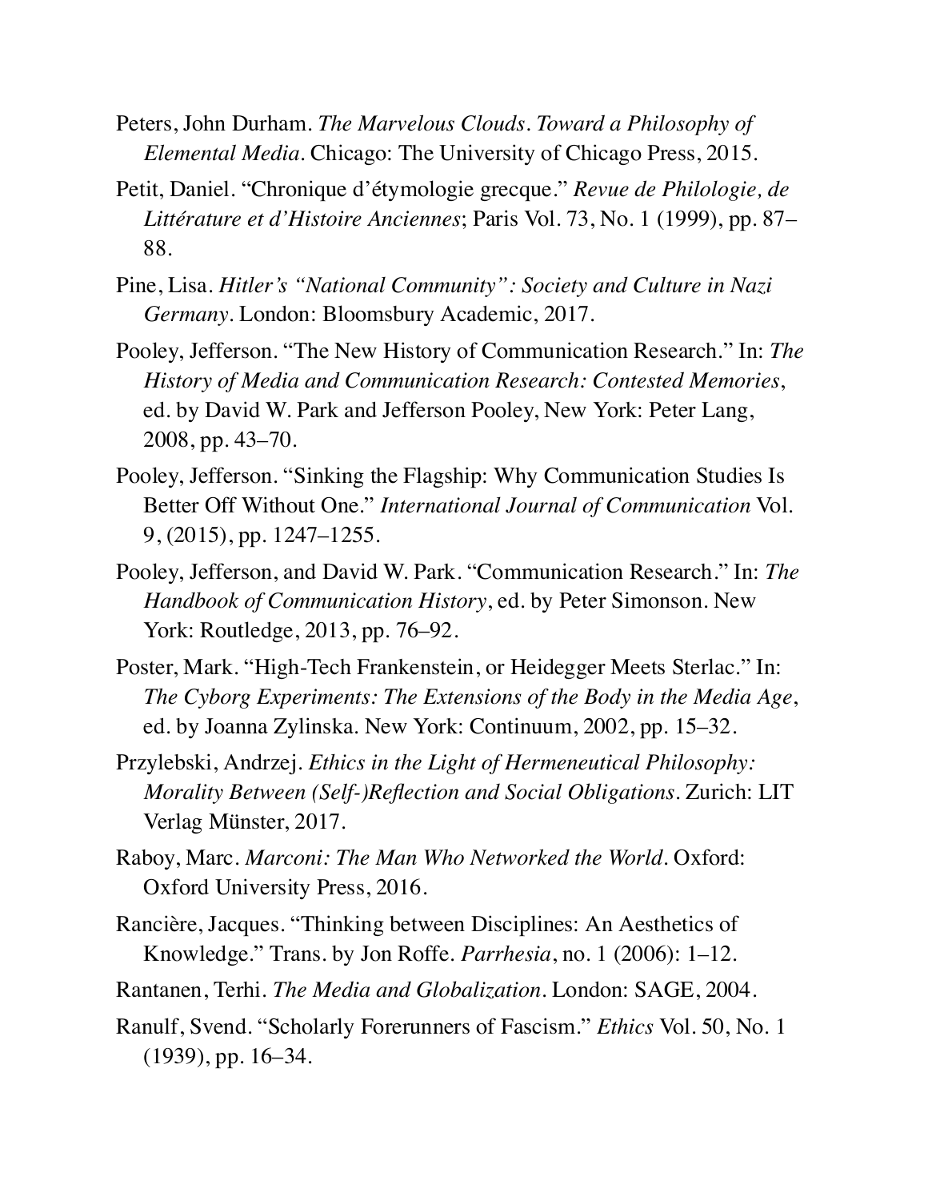Peters, John Durham. *The Marvelous Clouds. Toward a Philosophy of Elemental Media*. Chicago: The University of Chicago Press, 2015.

Petit, Daniel. "Chronique d'étymologie grecque." *Revue de Philologie, de Littérature et d'Histoire Anciennes*; Paris Vol. 73, No. 1 (1999), pp. 87–88.

Pine, Lisa. *Hitler's "National Community": Society and Culture in Nazi Germany*. London: Bloomsbury Academic, 2017.

Pooley, Jefferson. "The New History of Communication Research." In: *The History of Media and Communication Research: Contested Memories*, ed. by David W. Park and Jefferson Pooley, New York: Peter Lang, 2008, pp. 43–70.

Pooley, Jefferson. "Sinking the Flagship: Why Communication Studies Is Better Off Without One." *International Journal of Communication* Vol. 9, (2015), pp. 1247–1255.

Pooley, Jefferson, and David W. Park. "Communication Research." In: *The Handbook of Communication History*, ed. by Peter Simonson. New York: Routledge, 2013, pp. 76–92.

Poster, Mark. "High-Tech Frankenstein, or Heidegger Meets Sterlac." In: *The Cyborg Experiments: The Extensions of the Body in the Media Age*, ed. by Joanna Zylinska. New York: Continuum, 2002, pp. 15–32.

Przylebski, Andrzej. *Ethics in the Light of Hermeneutical Philosophy: Morality Between (Self-)Reflection and Social Obligations*. Zurich: LIT Verlag Münster, 2017.

Raboy, Marc. *Marconi: The Man Who Networked the World*. Oxford: Oxford University Press, 2016.

Rancière, Jacques. "Thinking between Disciplines: An Aesthetics of Knowledge." Trans. by Jon Roffe. *Parrhesia*, no. 1 (2006): 1–12.

Rantanen, Terhi. *The Media and Globalization*. London: SAGE, 2004.

Ranulf, Svend. "Scholarly Forerunners of Fascism." *Ethics* Vol. 50, No. 1 (1939), pp. 16–34.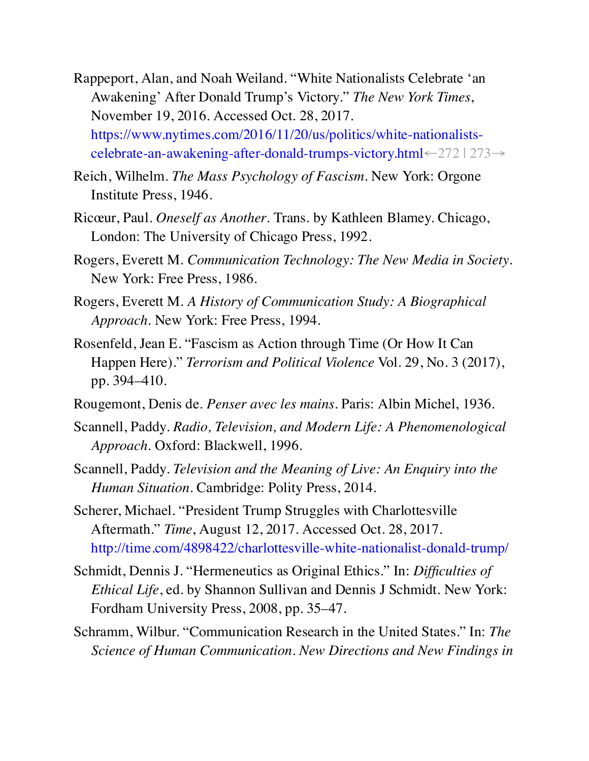Rappeport, Alan, and Noah Weiland. “White Nationalists Celebrate ‘an Awakening’ After Donald Trump’s Victory.” *The New York Times*, November 19, 2016. Accessed Oct. 28, 2017. https://www.nytimes.com/2016/11/20/us/politics/white-nationalists-celebrate-an-awakening-after-donald-trumps-victory.html

Reich, Wilhelm. *The Mass Psychology of Fascism*. New York: Orgone Institute Press, 1946.

Ricœur, Paul. *Oneself as Another*. Trans. by Kathleen Blamey. Chicago, London: The University of Chicago Press, 1992.

Rogers, Everett M. *Communication Technology: The New Media in Society*. New York: Free Press, 1986.

Rogers, Everett M. *A History of Communication Study: A Biographical Approach*. New York: Free Press, 1994.

Rosenfeld, Jean E. “Fascism as Action through Time (Or How It Can Happen Here).” *Terrorism and Political Violence* Vol. 29, No. 3 (2017), pp. 394–410.

Rougemont, Denis de. *Penser avec les mains*. Paris: Albin Michel, 1936.

Scannell, Paddy. *Radio, Television, and Modern Life: A Phenomenological Approach*. Oxford: Blackwell, 1996.

Scannell, Paddy. *Television and the Meaning of Live: An Enquiry into the Human Situation*. Cambridge: Polity Press, 2014.

Scherer, Michael. “President Trump Struggles with Charlottesville Aftermath.” *Time*, August 12, 2017. Accessed Oct. 28, 2017. http://time.com/4898422/charlottesville-white-nationalist-donald-trump/

Schmidt, Dennis J. “Hermeneutics as Original Ethics.” In: *Difficulties of Ethical Life*, ed. by Shannon Sullivan and Dennis J Schmidt. New York: Fordham University Press, 2008, pp. 35–47.

Schramm, Wilbur. “Communication Research in the United States.” In: *The Science of Human Communication. New Directions and New Findings in*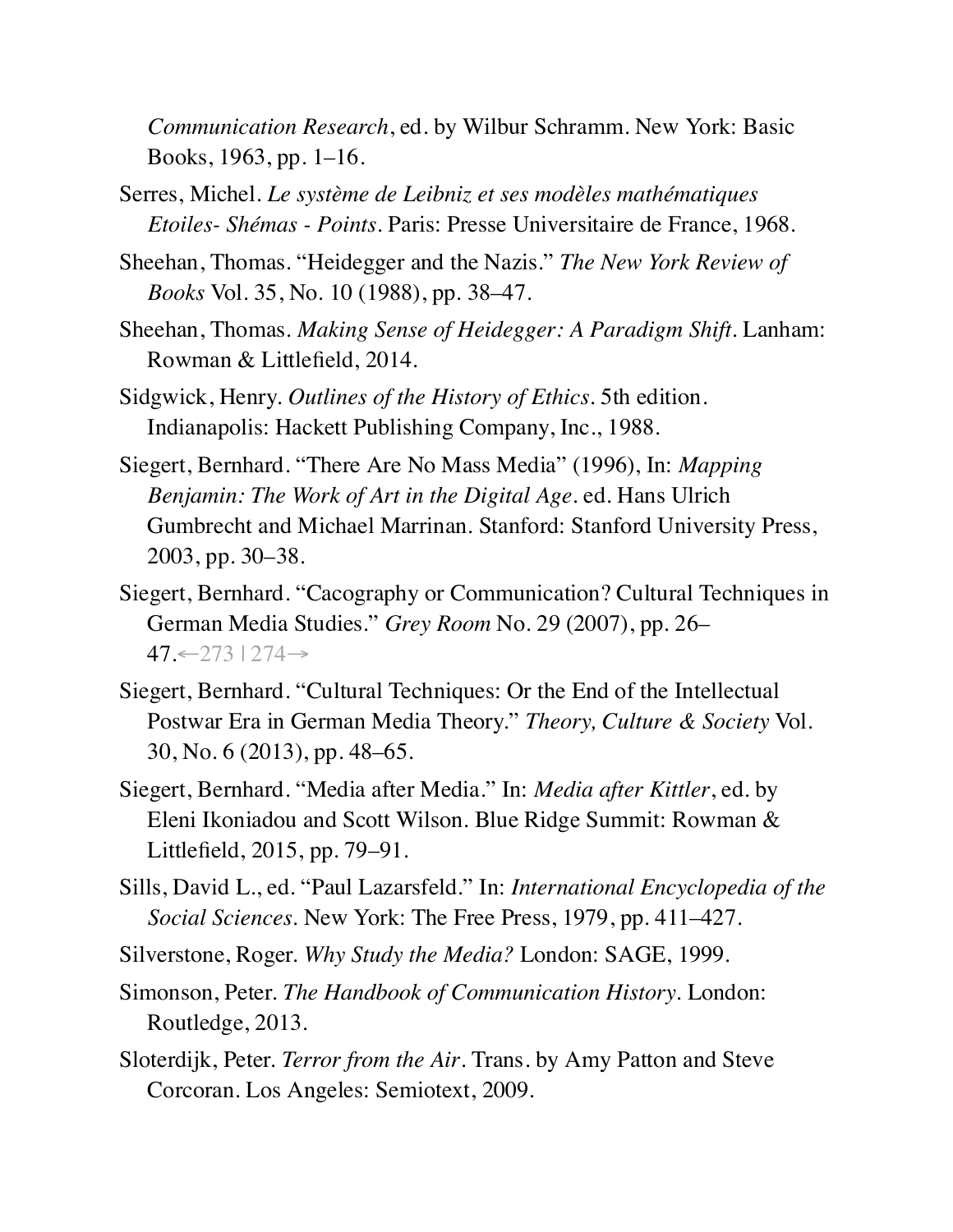*Communication Research*, ed. by Wilbur Schramm. New York: Basic Books, 1963, pp. 1–16.

Serres, Michel. *Le système de Leibniz et ses modèles mathématiques Etoiles- Shémas - Points*. Paris: Presse Universitaire de France, 1968.

Sheehan, Thomas. "Heidegger and the Nazis." *The New York Review of Books* Vol. 35, No. 10 (1988), pp. 38–47.

Sheehan, Thomas. *Making Sense of Heidegger: A Paradigm Shift*. Lanham: Rowman & Littlefield, 2014.

Sidgwick, Henry. *Outlines of the History of Ethics*. 5th edition. Indianapolis: Hackett Publishing Company, Inc., 1988.

Siegert, Bernhard. "There Are No Mass Media" (1996), In: *Mapping Benjamin: The Work of Art in the Digital Age*. ed. Hans Ulrich Gumbrecht and Michael Marrinan. Stanford: Stanford University Press, 2003, pp. 30–38.

Siegert, Bernhard. "Cacography or Communication? Cultural Techniques in German Media Studies." *Grey Room* No. 29 (2007), pp. 26–47.←273 | 274→

Siegert, Bernhard. "Cultural Techniques: Or the End of the Intellectual Postwar Era in German Media Theory." *Theory, Culture & Society* Vol. 30, No. 6 (2013), pp. 48–65.

Siegert, Bernhard. "Media after Media." In: *Media after Kittler*, ed. by Eleni Ikoniadou and Scott Wilson. Blue Ridge Summit: Rowman & Littlefield, 2015, pp. 79–91.

Sills, David L., ed. "Paul Lazarsfeld." In: *International Encyclopedia of the Social Sciences*. New York: The Free Press, 1979, pp. 411–427.

Silverstone, Roger. *Why Study the Media?* London: SAGE, 1999.

Simonson, Peter. *The Handbook of Communication History*. London: Routledge, 2013.

Sloterdijk, Peter. *Terror from the Air*. Trans. by Amy Patton and Steve Corcoran. Los Angeles: Semiotext, 2009.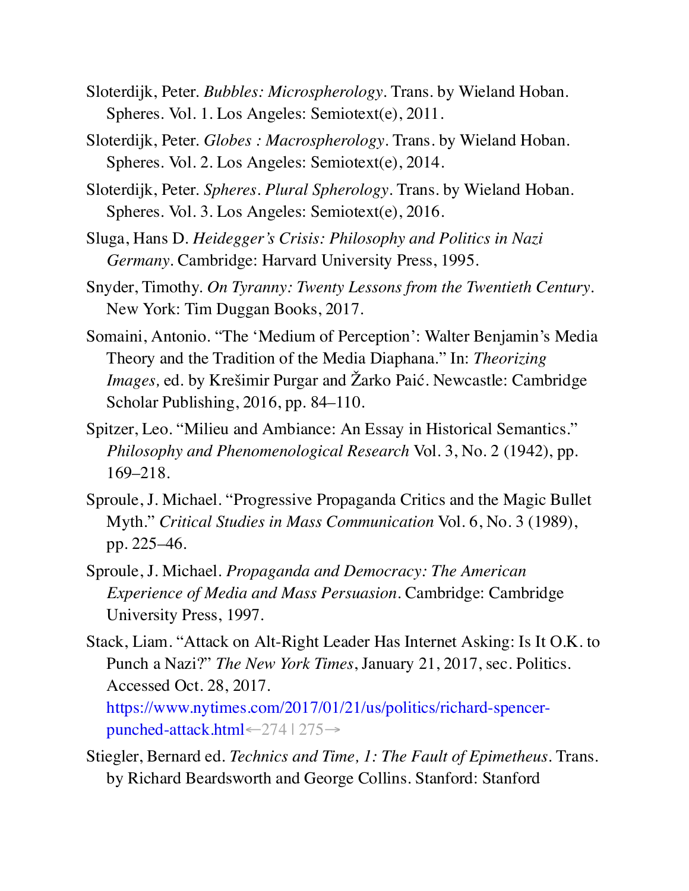Sloterdijk, Peter. *Bubbles: Microspherology*. Trans. by Wieland Hoban. Spheres. Vol. 1. Los Angeles: Semiotext(e), 2011.

Sloterdijk, Peter. *Globes : Macrospherology*. Trans. by Wieland Hoban. Spheres. Vol. 2. Los Angeles: Semiotext(e), 2014.

Sloterdijk, Peter. *Spheres. Plural Spherology*. Trans. by Wieland Hoban. Spheres. Vol. 3. Los Angeles: Semiotext(e), 2016.

Sluga, Hans D. *Heidegger's Crisis: Philosophy and Politics in Nazi Germany*. Cambridge: Harvard University Press, 1995.

Snyder, Timothy. *On Tyranny: Twenty Lessons from the Twentieth Century*. New York: Tim Duggan Books, 2017.

Somaini, Antonio. "The 'Medium of Perception': Walter Benjamin's Media Theory and the Tradition of the Media Diaphana." In: *Theorizing Images,* ed. by Krešimir Purgar and Žarko Paić. Newcastle: Cambridge Scholar Publishing, 2016, pp. 84–110.

Spitzer, Leo. "Milieu and Ambiance: An Essay in Historical Semantics." *Philosophy and Phenomenological Research* Vol. 3, No. 2 (1942), pp. 169–218.

Sproule, J. Michael. "Progressive Propaganda Critics and the Magic Bullet Myth." *Critical Studies in Mass Communication* Vol. 6, No. 3 (1989), pp. 225–46.

Sproule, J. Michael. *Propaganda and Democracy: The American Experience of Media and Mass Persuasion*. Cambridge: Cambridge University Press, 1997.

Stack, Liam. "Attack on Alt-Right Leader Has Internet Asking: Is It O.K. to Punch a Nazi?" *The New York Times*, January 21, 2017, sec. Politics. Accessed Oct. 28, 2017. https://www.nytimes.com/2017/01/21/us/politics/richard-spencer-punched-attack.html←274 | 275→

Stiegler, Bernard ed. *Technics and Time, 1: The Fault of Epimetheus*. Trans. by Richard Beardsworth and George Collins. Stanford: Stanford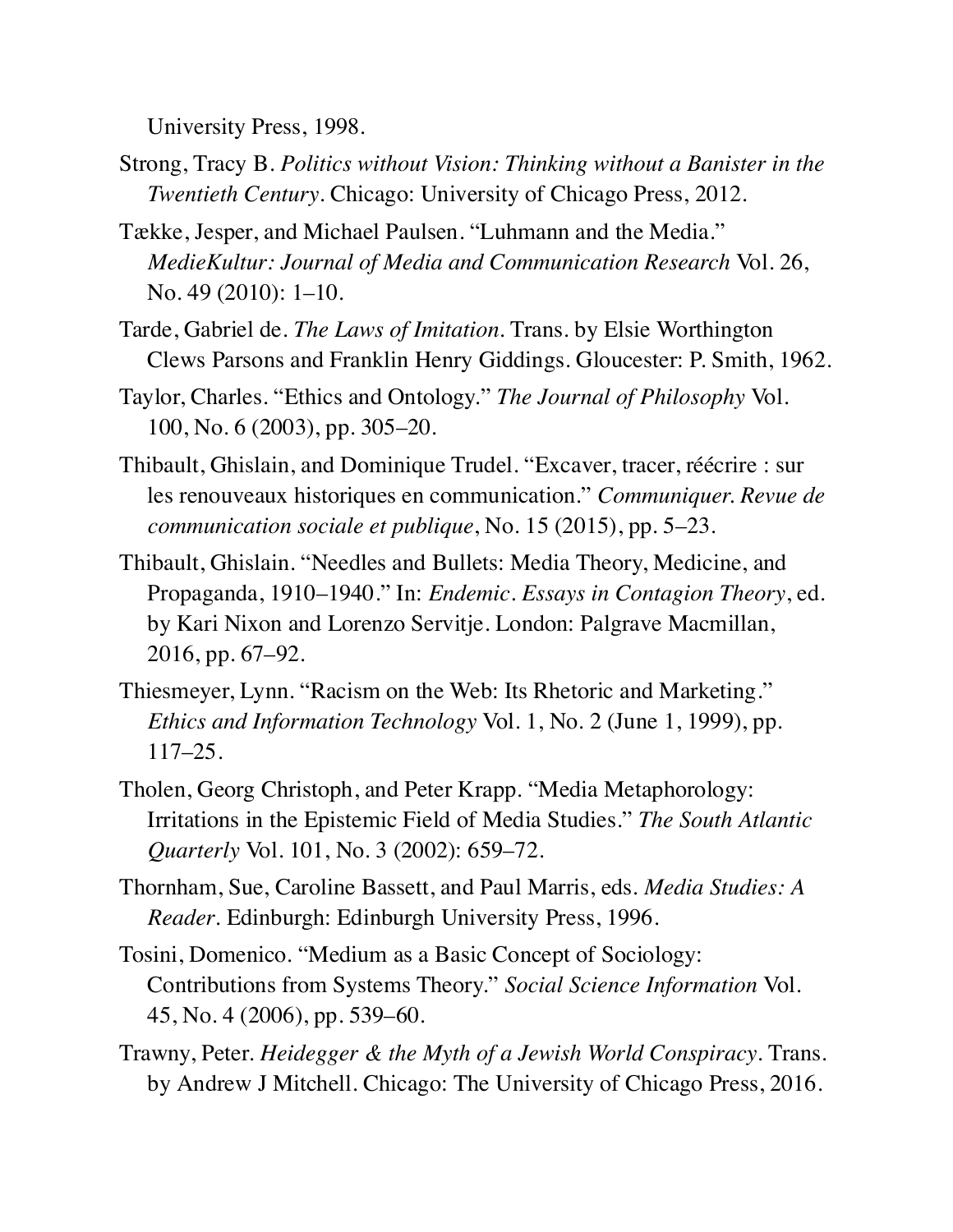University Press, 1998.

Strong, Tracy B. *Politics without Vision: Thinking without a Banister in the Twentieth Century*. Chicago: University of Chicago Press, 2012.

Tække, Jesper, and Michael Paulsen. "Luhmann and the Media." *MedieKultur: Journal of Media and Communication Research* Vol. 26, No. 49 (2010): 1–10.

Tarde, Gabriel de. *The Laws of Imitation*. Trans. by Elsie Worthington Clews Parsons and Franklin Henry Giddings. Gloucester: P. Smith, 1962.

Taylor, Charles. "Ethics and Ontology." *The Journal of Philosophy* Vol. 100, No. 6 (2003), pp. 305–20.

Thibault, Ghislain, and Dominique Trudel. "Excaver, tracer, réécrire : sur les renouveaux historiques en communication." *Communiquer. Revue de communication sociale et publique*, No. 15 (2015), pp. 5–23.

Thibault, Ghislain. "Needles and Bullets: Media Theory, Medicine, and Propaganda, 1910–1940." In: *Endemic. Essays in Contagion Theory*, ed. by Kari Nixon and Lorenzo Servitje. London: Palgrave Macmillan, 2016, pp. 67–92.

Thiesmeyer, Lynn. "Racism on the Web: Its Rhetoric and Marketing." *Ethics and Information Technology* Vol. 1, No. 2 (June 1, 1999), pp. 117–25.

Tholen, Georg Christoph, and Peter Krapp. "Media Metaphorology: Irritations in the Epistemic Field of Media Studies." *The South Atlantic Quarterly* Vol. 101, No. 3 (2002): 659–72.

Thornham, Sue, Caroline Bassett, and Paul Marris, eds. *Media Studies: A Reader*. Edinburgh: Edinburgh University Press, 1996.

Tosini, Domenico. "Medium as a Basic Concept of Sociology: Contributions from Systems Theory." *Social Science Information* Vol. 45, No. 4 (2006), pp. 539–60.

Trawny, Peter. *Heidegger & the Myth of a Jewish World Conspiracy*. Trans. by Andrew J Mitchell. Chicago: The University of Chicago Press, 2016.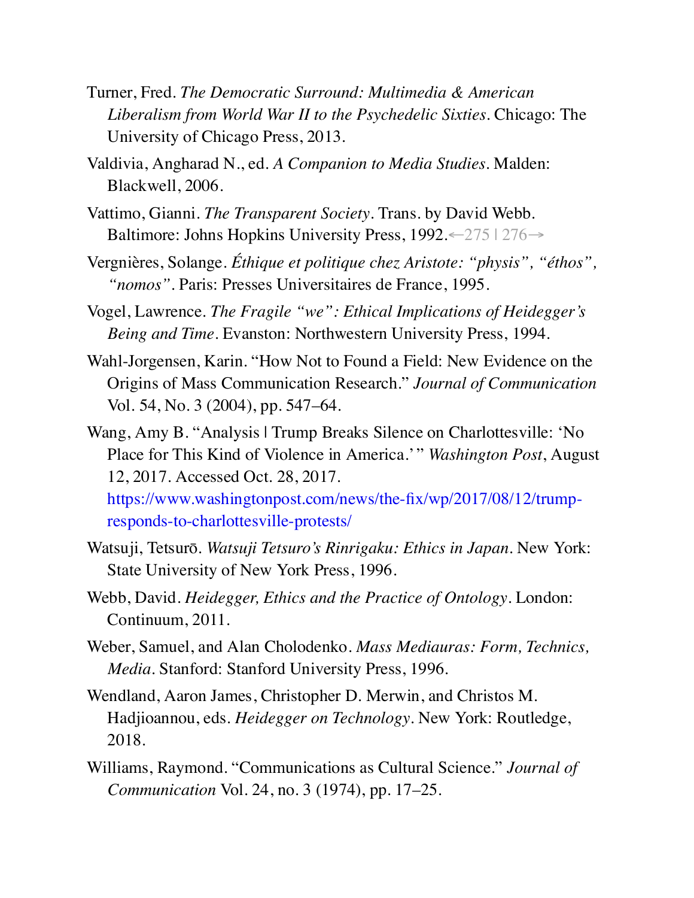Turner, Fred. *The Democratic Surround: Multimedia & American Liberalism from World War II to the Psychedelic Sixties*. Chicago: The University of Chicago Press, 2013.

Valdivia, Angharad N., ed. *A Companion to Media Studies*. Malden: Blackwell, 2006.

Vattimo, Gianni. *The Transparent Society*. Trans. by David Webb. Baltimore: Johns Hopkins University Press, 1992.←275 | 276→

Vergnières, Solange. *Éthique et politique chez Aristote: “physis”, “éthos”, “nomos”*. Paris: Presses Universitaires de France, 1995.

Vogel, Lawrence. *The Fragile “we”: Ethical Implications of Heidegger’s Being and Time*. Evanston: Northwestern University Press, 1994.

Wahl-Jorgensen, Karin. “How Not to Found a Field: New Evidence on the Origins of Mass Communication Research.” *Journal of Communication* Vol. 54, No. 3 (2004), pp. 547–64.

Wang, Amy B. “Analysis | Trump Breaks Silence on Charlottesville: ‘No Place for This Kind of Violence in America.’” *Washington Post*, August 12, 2017. Accessed Oct. 28, 2017. https://www.washingtonpost.com/news/the-fix/wp/2017/08/12/trump-responds-to-charlottesville-protests/

Watsuji, Tetsurō. *Watsuji Tetsuro’s Rinrigaku: Ethics in Japan*. New York: State University of New York Press, 1996.

Webb, David. *Heidegger, Ethics and the Practice of Ontology*. London: Continuum, 2011.

Weber, Samuel, and Alan Cholodenko. *Mass Mediauras: Form, Technics, Media*. Stanford: Stanford University Press, 1996.

Wendland, Aaron James, Christopher D. Merwin, and Christos M. Hadjioannou, eds. *Heidegger on Technology*. New York: Routledge, 2018.

Williams, Raymond. “Communications as Cultural Science.” *Journal of Communication* Vol. 24, no. 3 (1974), pp. 17–25.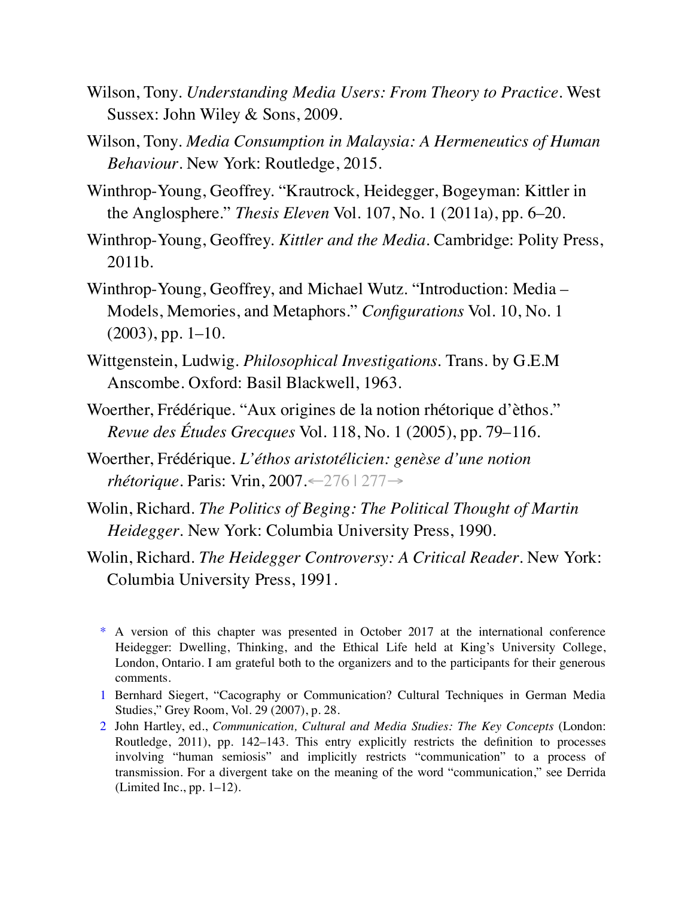Wilson, Tony. *Understanding Media Users: From Theory to Practice*. West Sussex: John Wiley & Sons, 2009.

Wilson, Tony. *Media Consumption in Malaysia: A Hermeneutics of Human Behaviour*. New York: Routledge, 2015.

Winthrop-Young, Geoffrey. "Krautrock, Heidegger, Bogeyman: Kittler in the Anglosphere." *Thesis Eleven* Vol. 107, No. 1 (2011a), pp. 6–20.

Winthrop-Young, Geoffrey. *Kittler and the Media*. Cambridge: Polity Press, 2011b.

Winthrop-Young, Geoffrey, and Michael Wutz. "Introduction: Media – Models, Memories, and Metaphors." *Configurations* Vol. 10, No. 1 (2003), pp. 1–10.

Wittgenstein, Ludwig. *Philosophical Investigations*. Trans. by G.E.M Anscombe. Oxford: Basil Blackwell, 1963.

Woerther, Frédérique. "Aux origines de la notion rhétorique d'èthos." *Revue des Études Grecques* Vol. 118, No. 1 (2005), pp. 79–116.

Woerther, Frédérique. *L'éthos aristotélicien: genèse d'une notion rhétorique*. Paris: Vrin, 2007.

Wolin, Richard. *The Politics of Beging: The Political Thought of Martin Heidegger*. New York: Columbia University Press, 1990.

Wolin, Richard. *The Heidegger Controversy: A Critical Reader*. New York: Columbia University Press, 1991.

* A version of this chapter was presented in October 2017 at the international conference Heidegger: Dwelling, Thinking, and the Ethical Life held at King's University College, London, Ontario. I am grateful both to the organizers and to the participants for their generous comments.

1 Bernhard Siegert, "Cacography or Communication? Cultural Techniques in German Media Studies," Grey Room, Vol. 29 (2007), p. 28.

2 John Hartley, ed., *Communication, Cultural and Media Studies: The Key Concepts* (London: Routledge, 2011), pp. 142–143. This entry explicitly restricts the definition to processes involving "human semiosis" and implicitly restricts "communication" to a process of transmission. For a divergent take on the meaning of the word "communication," see Derrida (Limited Inc., pp. 1–12).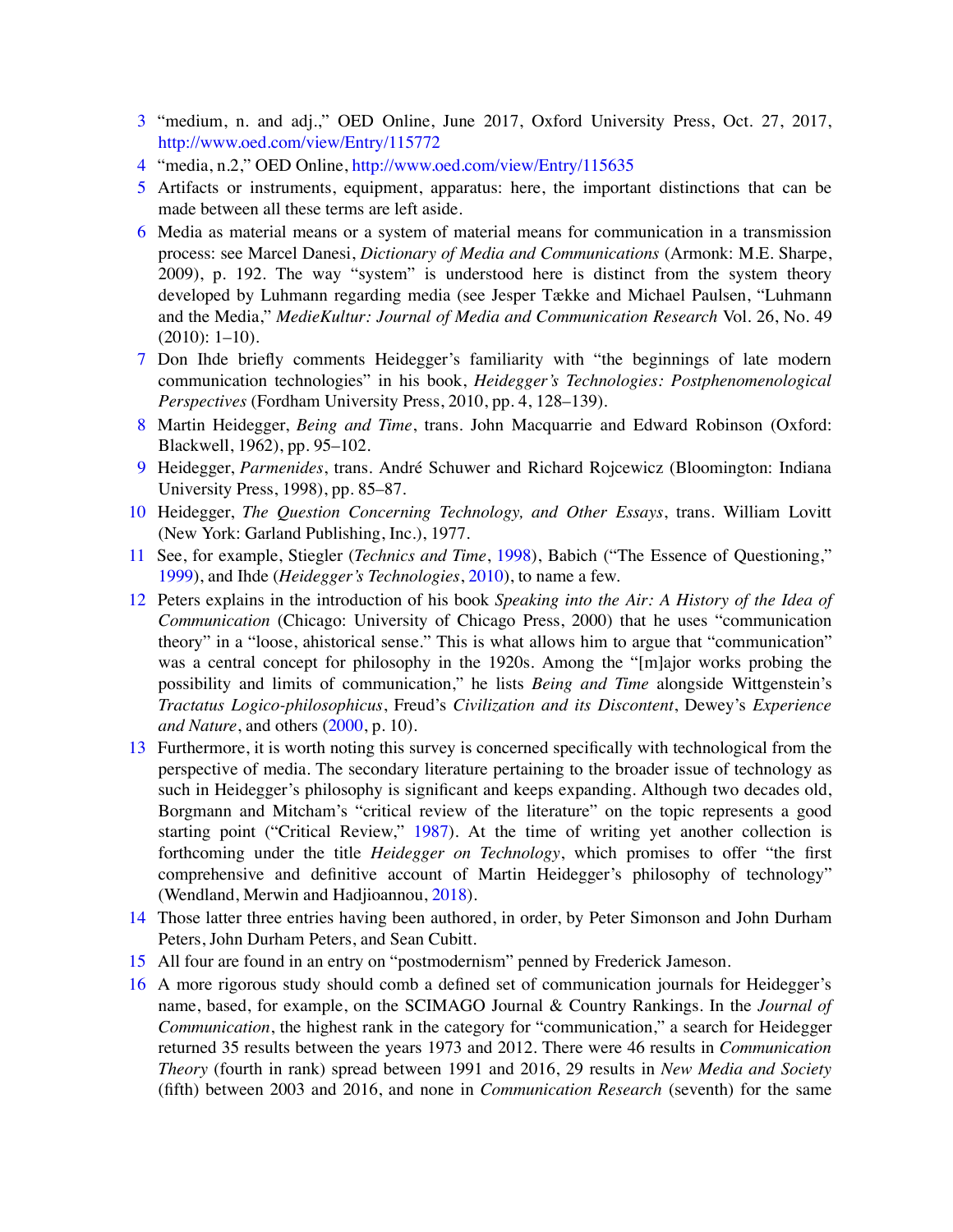3 "medium, n. and adj.," OED Online, June 2017, Oxford University Press, Oct. 27, 2017, http://www.oed.com/view/Entry/115772

4 "media, n.2," OED Online, http://www.oed.com/view/Entry/115635

5 Artifacts or instruments, equipment, apparatus: here, the important distinctions that can be made between all these terms are left aside.

6 Media as material means or a system of material means for communication in a transmission process: see Marcel Danesi, *Dictionary of Media and Communications* (Armonk: M.E. Sharpe, 2009), p. 192. The way "system" is understood here is distinct from the system theory developed by Luhmann regarding media (see Jesper Tække and Michael Paulsen, "Luhmann and the Media," *MedieKultur: Journal of Media and Communication Research* Vol. 26, No. 49 (2010): 1–10).

7 Don Ihde briefly comments Heidegger's familiarity with "the beginnings of late modern communication technologies" in his book, *Heidegger's Technologies: Postphenomenological Perspectives* (Fordham University Press, 2010, pp. 4, 128–139).

8 Martin Heidegger, *Being and Time*, trans. John Macquarrie and Edward Robinson (Oxford: Blackwell, 1962), pp. 95–102.

9 Heidegger, *Parmenides*, trans. André Schuwer and Richard Rojcewicz (Bloomington: Indiana University Press, 1998), pp. 85–87.

10 Heidegger, *The Question Concerning Technology, and Other Essays*, trans. William Lovitt (New York: Garland Publishing, Inc.), 1977.

11 See, for example, Stiegler (*Technics and Time*, 1998), Babich ("The Essence of Questioning," 1999), and Ihde (*Heidegger's Technologies*, 2010), to name a few.

12 Peters explains in the introduction of his book *Speaking into the Air: A History of the Idea of Communication* (Chicago: University of Chicago Press, 2000) that he uses "communication theory" in a "loose, ahistorical sense." This is what allows him to argue that "communication" was a central concept for philosophy in the 1920s. Among the "[m]ajor works probing the possibility and limits of communication," he lists *Being and Time* alongside Wittgenstein's *Tractatus Logico-philosophicus*, Freud's *Civilization and its Discontent*, Dewey's *Experience and Nature*, and others (2000, p. 10).

13 Furthermore, it is worth noting this survey is concerned specifically with technological from the perspective of media. The secondary literature pertaining to the broader issue of technology as such in Heidegger's philosophy is significant and keeps expanding. Although two decades old, Borgmann and Mitcham's "critical review of the literature" on the topic represents a good starting point ("Critical Review," 1987). At the time of writing yet another collection is forthcoming under the title *Heidegger on Technology*, which promises to offer "the first comprehensive and definitive account of Martin Heidegger's philosophy of technology" (Wendland, Merwin and Hadjioannou, 2018).

14 Those latter three entries having been authored, in order, by Peter Simonson and John Durham Peters, John Durham Peters, and Sean Cubitt.

15 All four are found in an entry on "postmodernism" penned by Frederick Jameson.

16 A more rigorous study should comb a defined set of communication journals for Heidegger's name, based, for example, on the SCIMAGO Journal & Country Rankings. In the *Journal of Communication*, the highest rank in the category for "communication," a search for Heidegger returned 35 results between the years 1973 and 2012. There were 46 results in *Communication Theory* (fourth in rank) spread between 1991 and 2016, 29 results in *New Media and Society* (fifth) between 2003 and 2016, and none in *Communication Research* (seventh) for the same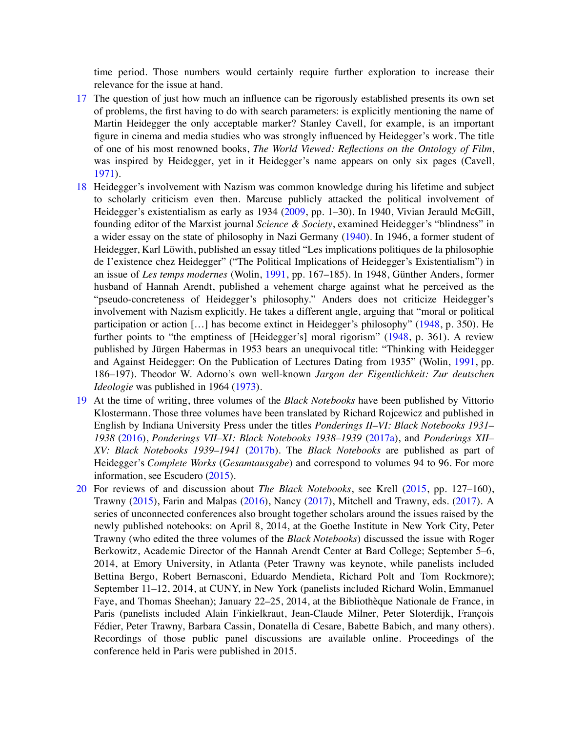time period. Those numbers would certainly require further exploration to increase their relevance for the issue at hand.

17 The question of just how much an influence can be rigorously established presents its own set of problems, the first having to do with search parameters: is explicitly mentioning the name of Martin Heidegger the only acceptable marker? Stanley Cavell, for example, is an important figure in cinema and media studies who was strongly influenced by Heidegger's work. The title of one of his most renowned books, *The World Viewed: Reflections on the Ontology of Film*, was inspired by Heidegger, yet in it Heidegger's name appears on only six pages (Cavell, 1971).

18 Heidegger's involvement with Nazism was common knowledge during his lifetime and subject to scholarly criticism even then. Marcuse publicly attacked the political involvement of Heidegger's existentialism as early as 1934 (2009, pp. 1–30). In 1940, Vivian Jerauld McGill, founding editor of the Marxist journal *Science & Society*, examined Heidegger's "blindness" in a wider essay on the state of philosophy in Nazi Germany (1940). In 1946, a former student of Heidegger, Karl Löwith, published an essay titled "Les implications politiques de la philosophie de I'existence chez Heidegger" ("The Political Implications of Heidegger's Existentialism") in an issue of *Les temps modernes* (Wolin, 1991, pp. 167–185). In 1948, Günther Anders, former husband of Hannah Arendt, published a vehement charge against what he perceived as the "pseudo-concreteness of Heidegger's philosophy." Anders does not criticize Heidegger's involvement with Nazism explicitly. He takes a different angle, arguing that "moral or political participation or action […] has become extinct in Heidegger's philosophy" (1948, p. 350). He further points to "the emptiness of [Heidegger's] moral rigorism" (1948, p. 361). A review published by Jürgen Habermas in 1953 bears an unequivocal title: "Thinking with Heidegger and Against Heidegger: On the Publication of Lectures Dating from 1935" (Wolin, 1991, pp. 186–197). Theodor W. Adorno's own well-known *Jargon der Eigentlichkeit: Zur deutschen Ideologie* was published in 1964 (1973).

19 At the time of writing, three volumes of the *Black Notebooks* have been published by Vittorio Klostermann. Those three volumes have been translated by Richard Rojcewicz and published in English by Indiana University Press under the titles *Ponderings II–VI: Black Notebooks 1931–1938* (2016), *Ponderings VII–XI: Black Notebooks 1938–1939* (2017a), and *Ponderings XII–XV: Black Notebooks 1939–1941* (2017b). The *Black Notebooks* are published as part of Heidegger's *Complete Works* (*Gesamtausgabe*) and correspond to volumes 94 to 96. For more information, see Escudero (2015).

20 For reviews of and discussion about *The Black Notebooks*, see Krell (2015, pp. 127–160), Trawny (2015), Farin and Malpas (2016), Nancy (2017), Mitchell and Trawny, eds. (2017). A series of unconnected conferences also brought together scholars around the issues raised by the newly published notebooks: on April 8, 2014, at the Goethe Institute in New York City, Peter Trawny (who edited the three volumes of the *Black Notebooks*) discussed the issue with Roger Berkowitz, Academic Director of the Hannah Arendt Center at Bard College; September 5–6, 2014, at Emory University, in Atlanta (Peter Trawny was keynote, while panelists included Bettina Bergo, Robert Bernasconi, Eduardo Mendieta, Richard Polt and Tom Rockmore); September 11–12, 2014, at CUNY, in New York (panelists included Richard Wolin, Emmanuel Faye, and Thomas Sheehan); January 22–25, 2014, at the Bibliothèque Nationale de France, in Paris (panelists included Alain Finkielkraut, Jean-Claude Milner, Peter Sloterdijk, François Fédier, Peter Trawny, Barbara Cassin, Donatella di Cesare, Babette Babich, and many others). Recordings of those public panel discussions are available online. Proceedings of the conference held in Paris were published in 2015.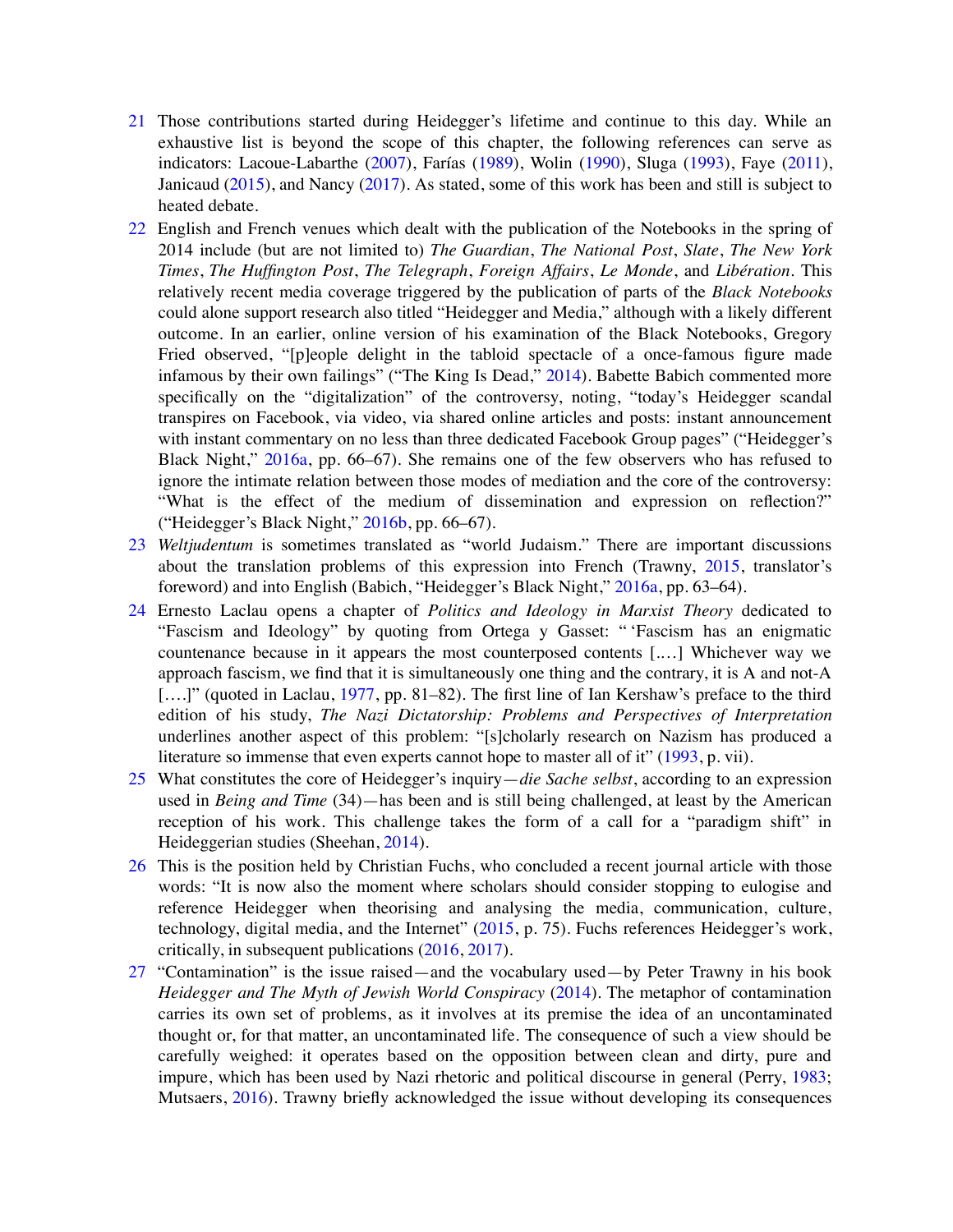21 Those contributions started during Heidegger's lifetime and continue to this day. While an exhaustive list is beyond the scope of this chapter, the following references can serve as indicators: Lacoue-Labarthe (2007), Farías (1989), Wolin (1990), Sluga (1993), Faye (2011), Janicaud (2015), and Nancy (2017). As stated, some of this work has been and still is subject to heated debate.

22 English and French venues which dealt with the publication of the Notebooks in the spring of 2014 include (but are not limited to) *The Guardian*, *The National Post*, *Slate*, *The New York Times*, *The Huffington Post*, *The Telegraph*, *Foreign Affairs*, *Le Monde*, and *Libération*. This relatively recent media coverage triggered by the publication of parts of the *Black Notebooks* could alone support research also titled "Heidegger and Media," although with a likely different outcome. In an earlier, online version of his examination of the Black Notebooks, Gregory Fried observed, "[p]eople delight in the tabloid spectacle of a once-famous figure made infamous by their own failings" ("The King Is Dead," 2014). Babette Babich commented more specifically on the "digitalization" of the controversy, noting, "today's Heidegger scandal transpires on Facebook, via video, via shared online articles and posts: instant announcement with instant commentary on no less than three dedicated Facebook Group pages" ("Heidegger's Black Night," 2016a, pp. 66–67). She remains one of the few observers who has refused to ignore the intimate relation between those modes of mediation and the core of the controversy: "What is the effect of the medium of dissemination and expression on reflection?" ("Heidegger's Black Night," 2016b, pp. 66–67).

23 *Weltjudentum* is sometimes translated as "world Judaism." There are important discussions about the translation problems of this expression into French (Trawny, 2015, translator's foreword) and into English (Babich, "Heidegger's Black Night," 2016a, pp. 63–64).

24 Ernesto Laclau opens a chapter of *Politics and Ideology in Marxist Theory* dedicated to "Fascism and Ideology" by quoting from Ortega y Gasset: " 'Fascism has an enigmatic countenance because in it appears the most counterposed contents [.…] Whichever way we approach fascism, we find that it is simultaneously one thing and the contrary, it is A and not-A [….]" (quoted in Laclau, 1977, pp. 81–82). The first line of Ian Kershaw's preface to the third edition of his study, *The Nazi Dictatorship: Problems and Perspectives of Interpretation* underlines another aspect of this problem: "[s]cholarly research on Nazism has produced a literature so immense that even experts cannot hope to master all of it" (1993, p. vii).

25 What constitutes the core of Heidegger's inquiry—*die Sache selbst*, according to an expression used in *Being and Time* (34)—has been and is still being challenged, at least by the American reception of his work. This challenge takes the form of a call for a "paradigm shift" in Heideggerian studies (Sheehan, 2014).

26 This is the position held by Christian Fuchs, who concluded a recent journal article with those words: "It is now also the moment where scholars should consider stopping to eulogise and reference Heidegger when theorising and analysing the media, communication, culture, technology, digital media, and the Internet" (2015, p. 75). Fuchs references Heidegger's work, critically, in subsequent publications (2016, 2017).

27 "Contamination" is the issue raised—and the vocabulary used—by Peter Trawny in his book *Heidegger and The Myth of Jewish World Conspiracy* (2014). The metaphor of contamination carries its own set of problems, as it involves at its premise the idea of an uncontaminated thought or, for that matter, an uncontaminated life. The consequence of such a view should be carefully weighed: it operates based on the opposition between clean and dirty, pure and impure, which has been used by Nazi rhetoric and political discourse in general (Perry, 1983; Mutsaers, 2016). Trawny briefly acknowledged the issue without developing its consequences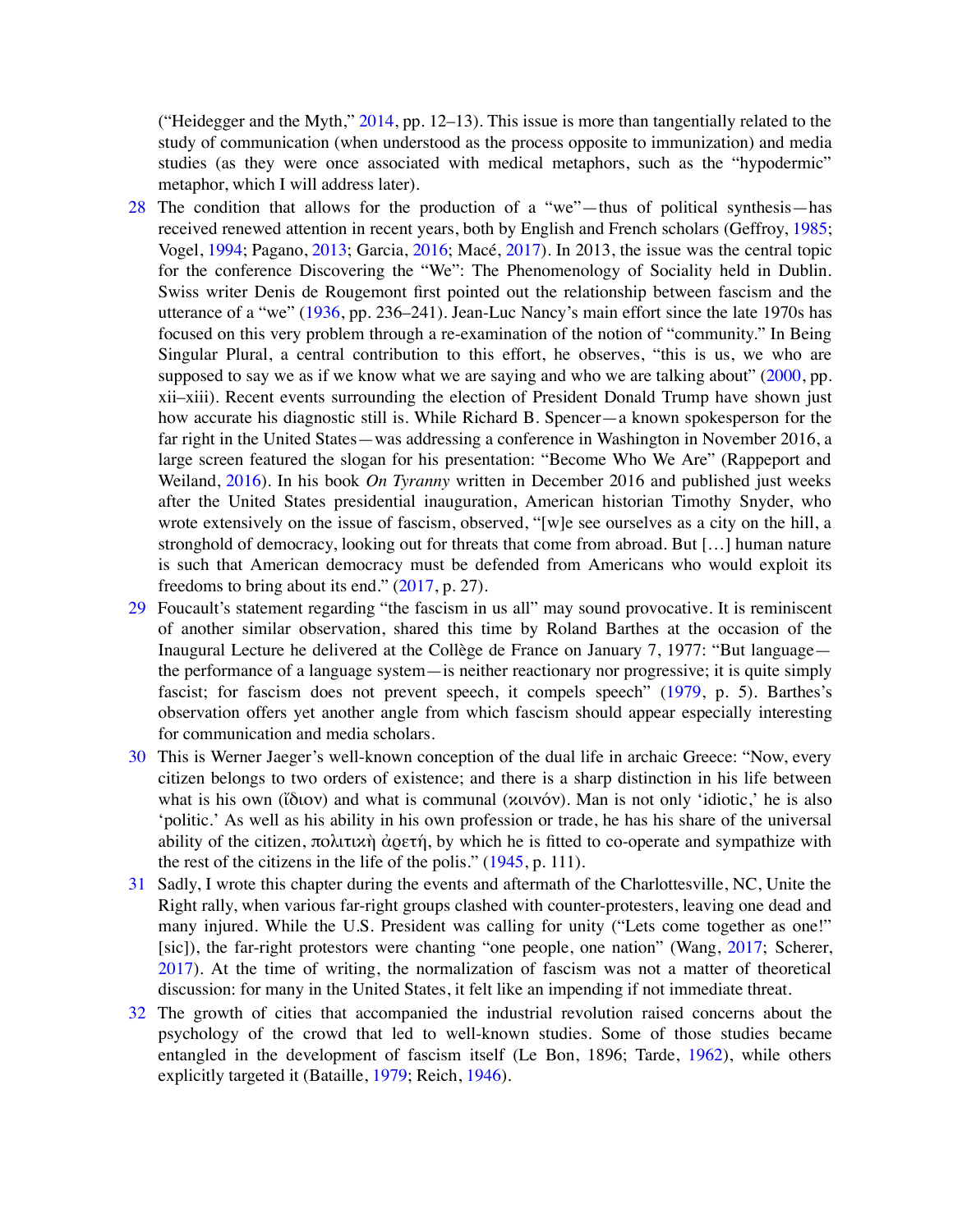("Heidegger and the Myth," 2014, pp. 12–13). This issue is more than tangentially related to the study of communication (when understood as the process opposite to immunization) and media studies (as they were once associated with medical metaphors, such as the "hypodermic" metaphor, which I will address later).

28 The condition that allows for the production of a "we"—thus of political synthesis—has received renewed attention in recent years, both by English and French scholars (Geffroy, 1985; Vogel, 1994; Pagano, 2013; Garcia, 2016; Macé, 2017). In 2013, the issue was the central topic for the conference Discovering the "We": The Phenomenology of Sociality held in Dublin. Swiss writer Denis de Rougemont first pointed out the relationship between fascism and the utterance of a "we" (1936, pp. 236–241). Jean-Luc Nancy's main effort since the late 1970s has focused on this very problem through a re-examination of the notion of "community." In Being Singular Plural, a central contribution to this effort, he observes, "this is us, we who are supposed to say we as if we know what we are saying and who we are talking about" (2000, pp. xii–xiii). Recent events surrounding the election of President Donald Trump have shown just how accurate his diagnostic still is. While Richard B. Spencer—a known spokesperson for the far right in the United States—was addressing a conference in Washington in November 2016, a large screen featured the slogan for his presentation: "Become Who We Are" (Rappeport and Weiland, 2016). In his book *On Tyranny* written in December 2016 and published just weeks after the United States presidential inauguration, American historian Timothy Snyder, who wrote extensively on the issue of fascism, observed, "[w]e see ourselves as a city on the hill, a stronghold of democracy, looking out for threats that come from abroad. But […] human nature is such that American democracy must be defended from Americans who would exploit its freedoms to bring about its end." (2017, p. 27).

29 Foucault's statement regarding "the fascism in us all" may sound provocative. It is reminiscent of another similar observation, shared this time by Roland Barthes at the occasion of the Inaugural Lecture he delivered at the Collège de France on January 7, 1977: "But language—the performance of a language system—is neither reactionary nor progressive; it is quite simply fascist; for fascism does not prevent speech, it compels speech" (1979, p. 5). Barthes's observation offers yet another angle from which fascism should appear especially interesting for communication and media scholars.

30 This is Werner Jaeger's well-known conception of the dual life in archaic Greece: "Now, every citizen belongs to two orders of existence; and there is a sharp distinction in his life between what is his own (ἴδιον) and what is communal (κοινόν). Man is not only 'idiotic,' he is also 'politic.' As well as his ability in his own profession or trade, he has his share of the universal ability of the citizen, πολιτικὴ ἀρετή, by which he is fitted to co-operate and sympathize with the rest of the citizens in the life of the polis." (1945, p. 111).

31 Sadly, I wrote this chapter during the events and aftermath of the Charlottesville, NC, Unite the Right rally, when various far-right groups clashed with counter-protesters, leaving one dead and many injured. While the U.S. President was calling for unity ("Lets come together as one!" [sic]), the far-right protestors were chanting "one people, one nation" (Wang, 2017; Scherer, 2017). At the time of writing, the normalization of fascism was not a matter of theoretical discussion: for many in the United States, it felt like an impending if not immediate threat.

32 The growth of cities that accompanied the industrial revolution raised concerns about the psychology of the crowd that led to well-known studies. Some of those studies became entangled in the development of fascism itself (Le Bon, 1896; Tarde, 1962), while others explicitly targeted it (Bataille, 1979; Reich, 1946).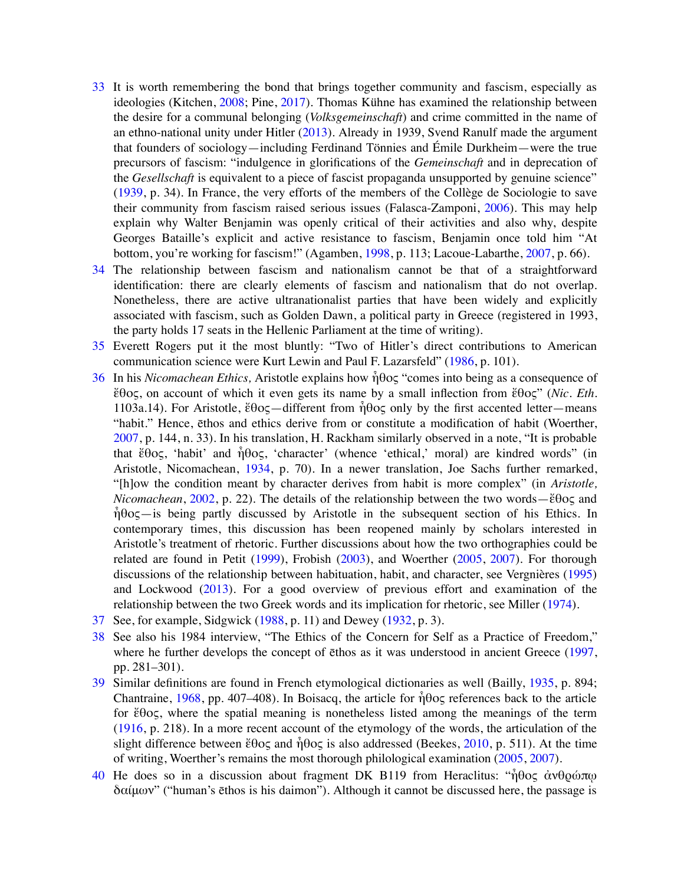33 It is worth remembering the bond that brings together community and fascism, especially as ideologies (Kitchen, 2008; Pine, 2017). Thomas Kühne has examined the relationship between the desire for a communal belonging (*Volksgemeinschaft*) and crime committed in the name of an ethno-national unity under Hitler (2013). Already in 1939, Svend Ranulf made the argument that founders of sociology—including Ferdinand Tönnies and Émile Durkheim—were the true precursors of fascism: "indulgence in glorifications of the *Gemeinschaft* and in deprecation of the *Gesellschaft* is equivalent to a piece of fascist propaganda unsupported by genuine science" (1939, p. 34). In France, the very efforts of the members of the Collège de Sociologie to save their community from fascism raised serious issues (Falasca-Zamponi, 2006). This may help explain why Walter Benjamin was openly critical of their activities and also why, despite Georges Bataille's explicit and active resistance to fascism, Benjamin once told him "At bottom, you're working for fascism!" (Agamben, 1998, p. 113; Lacoue-Labarthe, 2007, p. 66).

34 The relationship between fascism and nationalism cannot be that of a straightforward identification: there are clearly elements of fascism and nationalism that do not overlap. Nonetheless, there are active ultranationalist parties that have been widely and explicitly associated with fascism, such as Golden Dawn, a political party in Greece (registered in 1993, the party holds 17 seats in the Hellenic Parliament at the time of writing).

35 Everett Rogers put it the most bluntly: "Two of Hitler's direct contributions to American communication science were Kurt Lewin and Paul F. Lazarsfeld" (1986, p. 101).

36 In his *Nicomachean Ethics,* Aristotle explains how ἦθος "comes into being as a consequence of ἔθος, on account of which it even gets its name by a small inflection from ἔθος" (*Nic. Eth.* 1103a.14). For Aristotle, ἔθος—different from ἦθος only by the first accented letter—means "habit." Hence, ēthos and ethics derive from or constitute a modification of habit (Woerther, 2007, p. 144, n. 33). In his translation, H. Rackham similarly observed in a note, "It is probable that ἔθος, 'habit' and ἦθος, 'character' (whence 'ethical,' moral) are kindred words" (in Aristotle, Nicomachean, 1934, p. 70). In a newer translation, Joe Sachs further remarked, "[h]ow the condition meant by character derives from habit is more complex" (in *Aristotle, Nicomachean*, 2002, p. 22). The details of the relationship between the two words—ἔθος and ἦθος—is being partly discussed by Aristotle in the subsequent section of his Ethics. In contemporary times, this discussion has been reopened mainly by scholars interested in Aristotle's treatment of rhetoric. Further discussions about how the two orthographies could be related are found in Petit (1999), Frobish (2003), and Woerther (2005, 2007). For thorough discussions of the relationship between habituation, habit, and character, see Vergnières (1995) and Lockwood (2013). For a good overview of previous effort and examination of the relationship between the two Greek words and its implication for rhetoric, see Miller (1974).

37 See, for example, Sidgwick (1988, p. 11) and Dewey (1932, p. 3).

38 See also his 1984 interview, "The Ethics of the Concern for Self as a Practice of Freedom," where he further develops the concept of ēthos as it was understood in ancient Greece (1997, pp. 281–301).

39 Similar definitions are found in French etymological dictionaries as well (Bailly, 1935, p. 894; Chantraine, 1968, pp. 407–408). In Boisacq, the article for ἦθος references back to the article for ἔθος, where the spatial meaning is nonetheless listed among the meanings of the term (1916, p. 218). In a more recent account of the etymology of the words, the articulation of the slight difference between ἔθος and ἦθος is also addressed (Beekes, 2010, p. 511). At the time of writing, Woerther's remains the most thorough philological examination (2005, 2007).

40 He does so in a discussion about fragment DK B119 from Heraclitus: "ἦθος ἀνθρώπῳ δαίμων" ("human's ēthos is his daimon"). Although it cannot be discussed here, the passage is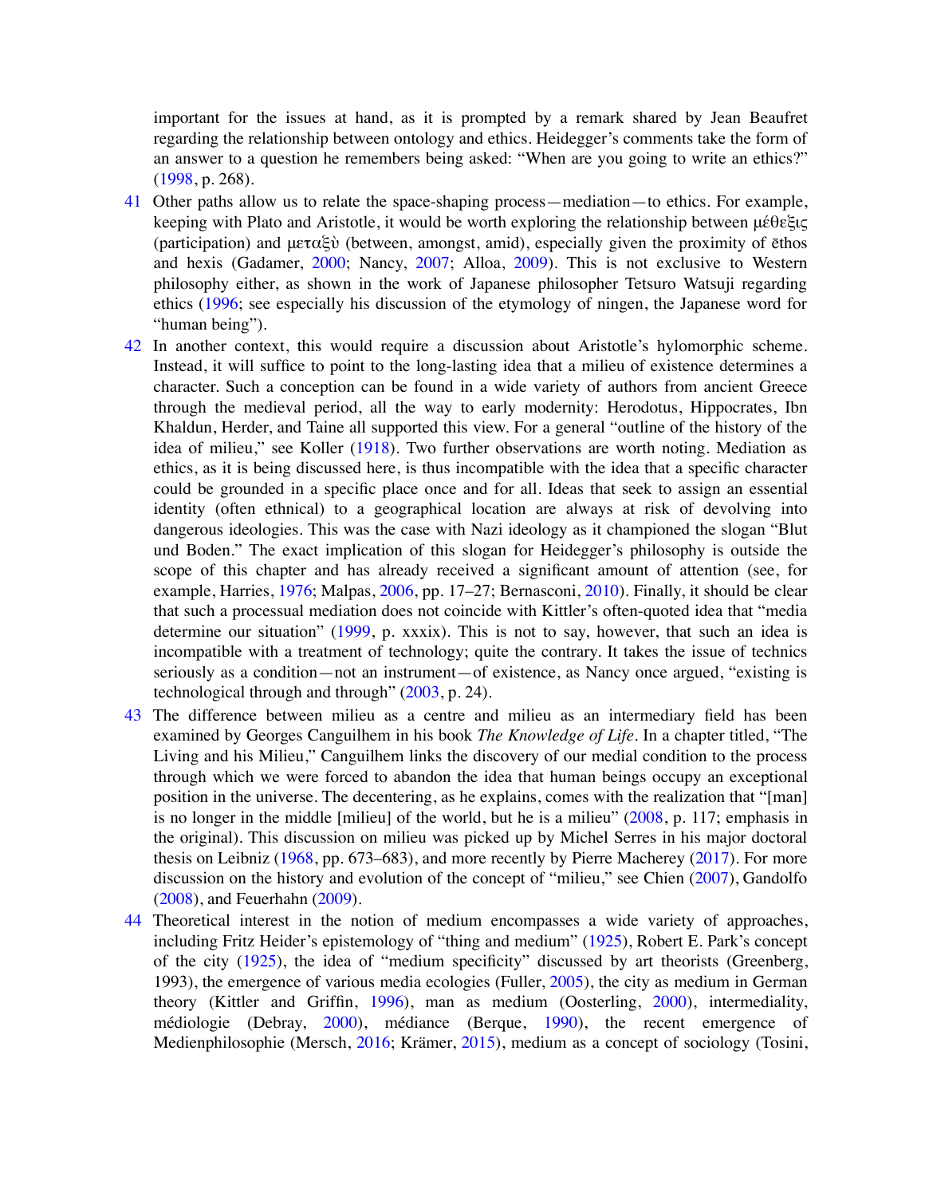important for the issues at hand, as it is prompted by a remark shared by Jean Beaufret regarding the relationship between ontology and ethics. Heidegger's comments take the form of an answer to a question he remembers being asked: "When are you going to write an ethics?" (1998, p. 268).

41 Other paths allow us to relate the space-shaping process—mediation—to ethics. For example, keeping with Plato and Aristotle, it would be worth exploring the relationship between μέθεξις (participation) and μεταξὺ (between, amongst, amid), especially given the proximity of ēthos and hexis (Gadamer, 2000; Nancy, 2007; Alloa, 2009). This is not exclusive to Western philosophy either, as shown in the work of Japanese philosopher Tetsuro Watsuji regarding ethics (1996; see especially his discussion of the etymology of ningen, the Japanese word for "human being").

42 In another context, this would require a discussion about Aristotle's hylomorphic scheme. Instead, it will suffice to point to the long-lasting idea that a milieu of existence determines a character. Such a conception can be found in a wide variety of authors from ancient Greece through the medieval period, all the way to early modernity: Herodotus, Hippocrates, Ibn Khaldun, Herder, and Taine all supported this view. For a general "outline of the history of the idea of milieu," see Koller (1918). Two further observations are worth noting. Mediation as ethics, as it is being discussed here, is thus incompatible with the idea that a specific character could be grounded in a specific place once and for all. Ideas that seek to assign an essential identity (often ethnical) to a geographical location are always at risk of devolving into dangerous ideologies. This was the case with Nazi ideology as it championed the slogan "Blut und Boden." The exact implication of this slogan for Heidegger's philosophy is outside the scope of this chapter and has already received a significant amount of attention (see, for example, Harries, 1976; Malpas, 2006, pp. 17–27; Bernasconi, 2010). Finally, it should be clear that such a processual mediation does not coincide with Kittler's often-quoted idea that "media determine our situation" (1999, p. xxxix). This is not to say, however, that such an idea is incompatible with a treatment of technology; quite the contrary. It takes the issue of technics seriously as a condition—not an instrument—of existence, as Nancy once argued, "existing is technological through and through" (2003, p. 24).

43 The difference between milieu as a centre and milieu as an intermediary field has been examined by Georges Canguilhem in his book *The Knowledge of Life*. In a chapter titled, "The Living and his Milieu," Canguilhem links the discovery of our medial condition to the process through which we were forced to abandon the idea that human beings occupy an exceptional position in the universe. The decentering, as he explains, comes with the realization that "[man] is no longer in the middle [milieu] of the world, but he is a milieu" (2008, p. 117; emphasis in the original). This discussion on milieu was picked up by Michel Serres in his major doctoral thesis on Leibniz (1968, pp. 673–683), and more recently by Pierre Macherey (2017). For more discussion on the history and evolution of the concept of "milieu," see Chien (2007), Gandolfo (2008), and Feuerhahn (2009).

44 Theoretical interest in the notion of medium encompasses a wide variety of approaches, including Fritz Heider's epistemology of "thing and medium" (1925), Robert E. Park's concept of the city (1925), the idea of "medium specificity" discussed by art theorists (Greenberg, 1993), the emergence of various media ecologies (Fuller, 2005), the city as medium in German theory (Kittler and Griffin, 1996), man as medium (Oosterling, 2000), intermediality, médiologie (Debray, 2000), médiance (Berque, 1990), the recent emergence of Medienphilosophie (Mersch, 2016; Krämer, 2015), medium as a concept of sociology (Tosini,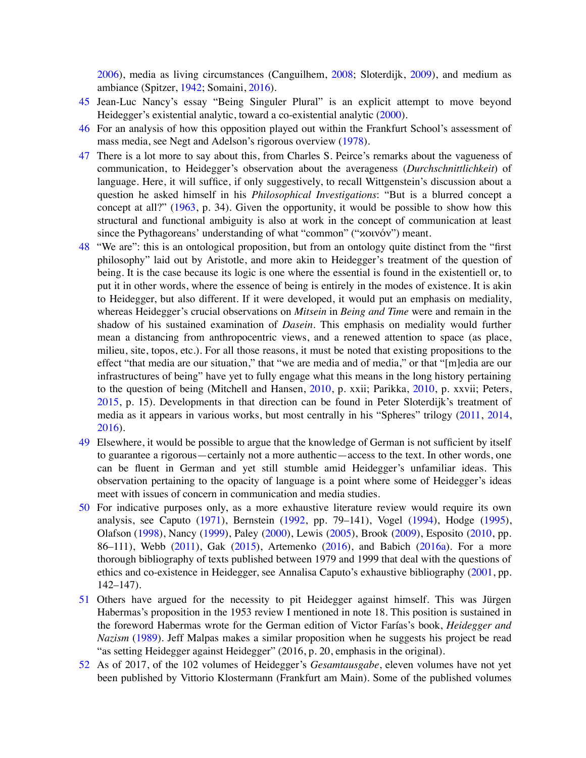2006), media as living circumstances (Canguilhem, 2008; Sloterdijk, 2009), and medium as ambiance (Spitzer, 1942; Somaini, 2016).

45 Jean-Luc Nancy's essay "Being Singuler Plural" is an explicit attempt to move beyond Heidegger's existential analytic, toward a co-existential analytic (2000).

46 For an analysis of how this opposition played out within the Frankfurt School's assessment of mass media, see Negt and Adelson's rigorous overview (1978).

47 There is a lot more to say about this, from Charles S. Peirce's remarks about the vagueness of communication, to Heidegger's observation about the averageness (*Durchschnittlichkeit*) of language. Here, it will suffice, if only suggestively, to recall Wittgenstein's discussion about a question he asked himself in his *Philosophical Investigations*: "But is a blurred concept a concept at all?" (1963, p. 34). Given the opportunity, it would be possible to show how this structural and functional ambiguity is also at work in the concept of communication at least since the Pythagoreans' understanding of what "common" ("κοινόν") meant.

48 "We are": this is an ontological proposition, but from an ontology quite distinct from the "first philosophy" laid out by Aristotle, and more akin to Heidegger's treatment of the question of being. It is the case because its logic is one where the essential is found in the existentiell or, to put it in other words, where the essence of being is entirely in the modes of existence. It is akin to Heidegger, but also different. If it were developed, it would put an emphasis on mediality, whereas Heidegger's crucial observations on *Mitsein* in *Being and Time* were and remain in the shadow of his sustained examination of *Dasein*. This emphasis on mediality would further mean a distancing from anthropocentric views, and a renewed attention to space (as place, milieu, site, topos, etc.). For all those reasons, it must be noted that existing propositions to the effect "that media are our situation," that "we are media and of media," or that "[m]edia are our infrastructures of being" have yet to fully engage what this means in the long history pertaining to the question of being (Mitchell and Hansen, 2010, p. xxii; Parikka, 2010, p. xxvii; Peters, 2015, p. 15). Developments in that direction can be found in Peter Sloterdijk's treatment of media as it appears in various works, but most centrally in his "Spheres" trilogy (2011, 2014, 2016).

49 Elsewhere, it would be possible to argue that the knowledge of German is not sufficient by itself to guarantee a rigorous—certainly not a more authentic—access to the text. In other words, one can be fluent in German and yet still stumble amid Heidegger's unfamiliar ideas. This observation pertaining to the opacity of language is a point where some of Heidegger's ideas meet with issues of concern in communication and media studies.

50 For indicative purposes only, as a more exhaustive literature review would require its own analysis, see Caputo (1971), Bernstein (1992, pp. 79–141), Vogel (1994), Hodge (1995), Olafson (1998), Nancy (1999), Paley (2000), Lewis (2005), Brook (2009), Esposito (2010, pp. 86–111), Webb (2011), Gak (2015), Artemenko (2016), and Babich (2016a). For a more thorough bibliography of texts published between 1979 and 1999 that deal with the questions of ethics and co-existence in Heidegger, see Annalisa Caputo's exhaustive bibliography (2001, pp. 142–147).

51 Others have argued for the necessity to pit Heidegger against himself. This was Jürgen Habermas's proposition in the 1953 review I mentioned in note 18. This position is sustained in the foreword Habermas wrote for the German edition of Victor Farías's book, *Heidegger and Nazism* (1989). Jeff Malpas makes a similar proposition when he suggests his project be read "as setting Heidegger against Heidegger" (2016, p. 20, emphasis in the original).

52 As of 2017, of the 102 volumes of Heidegger's *Gesamtausgabe*, eleven volumes have not yet been published by Vittorio Klostermann (Frankfurt am Main). Some of the published volumes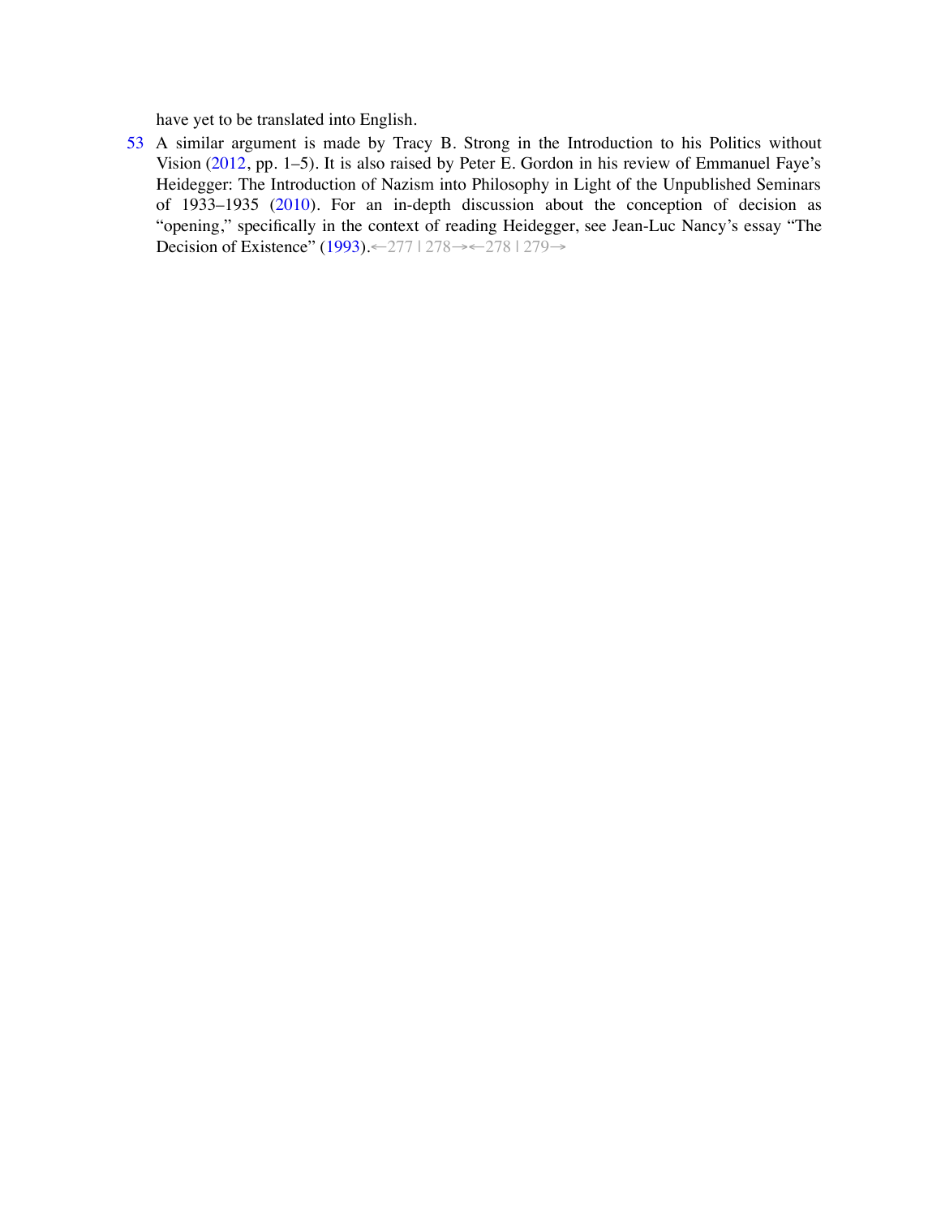have yet to be translated into English.

53 A similar argument is made by Tracy B. Strong in the Introduction to his Politics without Vision (2012, pp. 1–5). It is also raised by Peter E. Gordon in his review of Emmanuel Faye's Heidegger: The Introduction of Nazism into Philosophy in Light of the Unpublished Seminars of 1933–1935 (2010). For an in-depth discussion about the conception of decision as "opening," specifically in the context of reading Heidegger, see Jean-Luc Nancy's essay "The Decision of Existence" (1993).